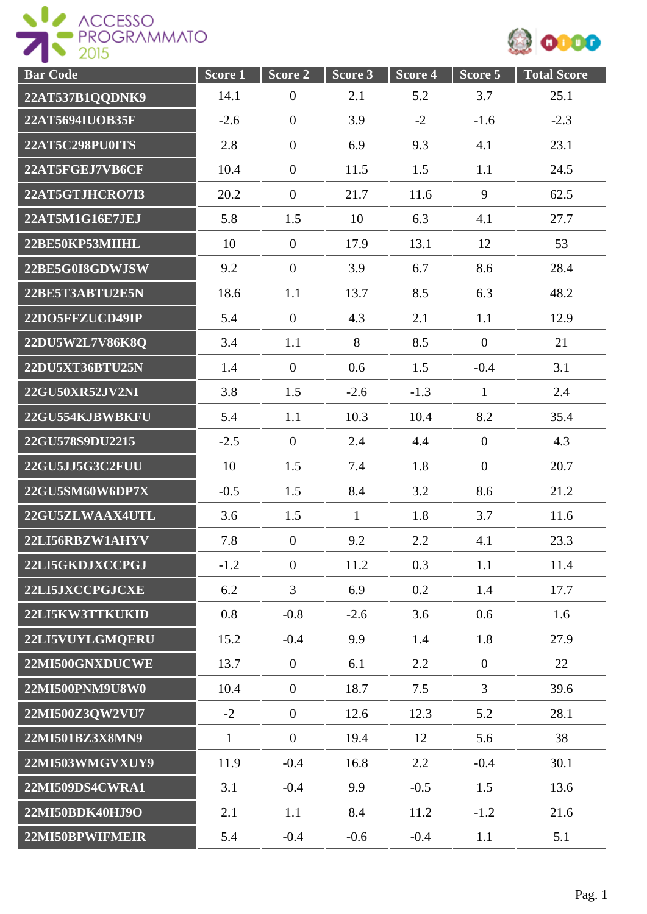ACCESSO PROGRAMMATO 2015

| Bar Code | Score 1 | Score 2 | Score 3 | Score 4 | Score 5 | Total Score |
|---|---|---|---|---|---|---|
| 22AT537B1QQDNK9 | 14.1 | 0 | 2.1 | 5.2 | 3.7 | 25.1 |
| 22AT5694IUOB35F | -2.6 | 0 | 3.9 | -2 | -1.6 | -2.3 |
| 22AT5C298PU0ITS | 2.8 | 0 | 6.9 | 9.3 | 4.1 | 23.1 |
| 22AT5FGEJ7VB6CF | 10.4 | 0 | 11.5 | 1.5 | 1.1 | 24.5 |
| 22AT5GTJHCRO7I3 | 20.2 | 0 | 21.7 | 11.6 | 9 | 62.5 |
| 22AT5M1G16E7JEJ | 5.8 | 1.5 | 10 | 6.3 | 4.1 | 27.7 |
| 22BE50KP53MIIHL | 10 | 0 | 17.9 | 13.1 | 12 | 53 |
| 22BE5G0I8GDWJSW | 9.2 | 0 | 3.9 | 6.7 | 8.6 | 28.4 |
| 22BE5T3ABTU2E5N | 18.6 | 1.1 | 13.7 | 8.5 | 6.3 | 48.2 |
| 22DO5FFZUCD49IP | 5.4 | 0 | 4.3 | 2.1 | 1.1 | 12.9 |
| 22DU5W2L7V86K8Q | 3.4 | 1.1 | 8 | 8.5 | 0 | 21 |
| 22DU5XT36BTU25N | 1.4 | 0 | 0.6 | 1.5 | -0.4 | 3.1 |
| 22GU50XR52JV2NI | 3.8 | 1.5 | -2.6 | -1.3 | 1 | 2.4 |
| 22GU554KJBWBKFU | 5.4 | 1.1 | 10.3 | 10.4 | 8.2 | 35.4 |
| 22GU578S9DU2215 | -2.5 | 0 | 2.4 | 4.4 | 0 | 4.3 |
| 22GU5JJ5G3C2FUU | 10 | 1.5 | 7.4 | 1.8 | 0 | 20.7 |
| 22GU5SM60W6DP7X | -0.5 | 1.5 | 8.4 | 3.2 | 8.6 | 21.2 |
| 22GU5ZLWAAX4UTL | 3.6 | 1.5 | 1 | 1.8 | 3.7 | 11.6 |
| 22LI56RBZW1AHYV | 7.8 | 0 | 9.2 | 2.2 | 4.1 | 23.3 |
| 22LI5GKDJXCCPGJ | -1.2 | 0 | 11.2 | 0.3 | 1.1 | 11.4 |
| 22LI5JXCCPGJCXE | 6.2 | 3 | 6.9 | 0.2 | 1.4 | 17.7 |
| 22LI5KW3TTKUKID | 0.8 | -0.8 | -2.6 | 3.6 | 0.6 | 1.6 |
| 22LI5VUYLGMQERU | 15.2 | -0.4 | 9.9 | 1.4 | 1.8 | 27.9 |
| 22MI500GNXDUCWE | 13.7 | 0 | 6.1 | 2.2 | 0 | 22 |
| 22MI500PNM9U8W0 | 10.4 | 0 | 18.7 | 7.5 | 3 | 39.6 |
| 22MI500Z3QW2VU7 | -2 | 0 | 12.6 | 12.3 | 5.2 | 28.1 |
| 22MI501BZ3X8MN9 | 1 | 0 | 19.4 | 12 | 5.6 | 38 |
| 22MI503WMGVXUY9 | 11.9 | -0.4 | 16.8 | 2.2 | -0.4 | 30.1 |
| 22MI509DS4CWRA1 | 3.1 | -0.4 | 9.9 | -0.5 | 1.5 | 13.6 |
| 22MI50BDK40HJ9O | 2.1 | 1.1 | 8.4 | 11.2 | -1.2 | 21.6 |
| 22MI50BPWIFMEIR | 5.4 | -0.4 | -0.6 | -0.4 | 1.1 | 5.1 |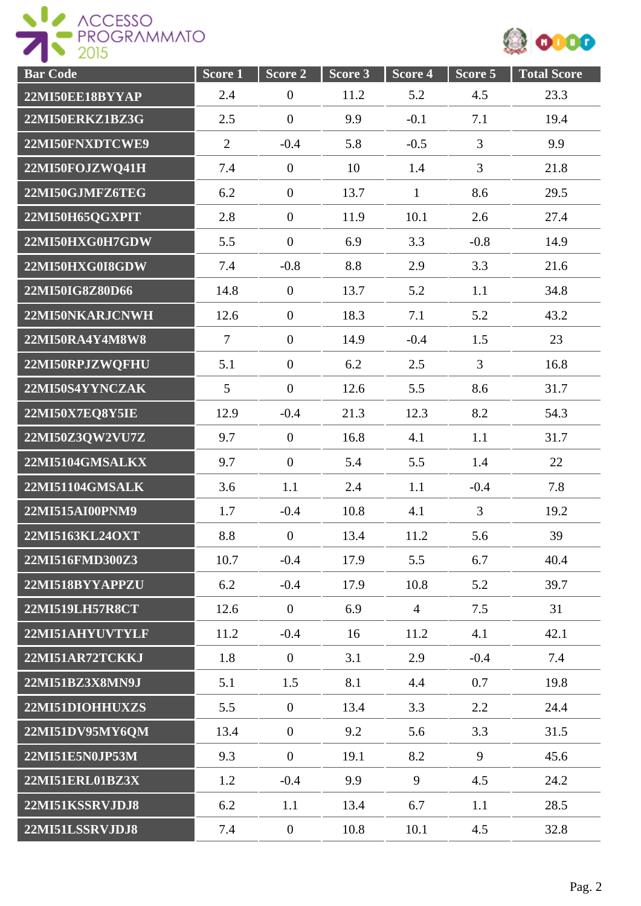| Bar Code | Score 1 | Score 2 | Score 3 | Score 4 | Score 5 | Total Score |
|---|---|---|---|---|---|---|
| 22MI50EE18BYYAP | 2.4 | 0 | 11.2 | 5.2 | 4.5 | 23.3 |
| 22MI50ERKZ1BZ3G | 2.5 | 0 | 9.9 | -0.1 | 7.1 | 19.4 |
| 22MI50FNXDTCWE9 | 2 | -0.4 | 5.8 | -0.5 | 3 | 9.9 |
| 22MI50FOJZWQ41H | 7.4 | 0 | 10 | 1.4 | 3 | 21.8 |
| 22MI50GJMFZ6TEG | 6.2 | 0 | 13.7 | 1 | 8.6 | 29.5 |
| 22MI50H65QGXPIT | 2.8 | 0 | 11.9 | 10.1 | 2.6 | 27.4 |
| 22MI50HXG0H7GDW | 5.5 | 0 | 6.9 | 3.3 | -0.8 | 14.9 |
| 22MI50HXG0I8GDW | 7.4 | -0.8 | 8.8 | 2.9 | 3.3 | 21.6 |
| 22MI50IG8Z80D66 | 14.8 | 0 | 13.7 | 5.2 | 1.1 | 34.8 |
| 22MI50NKARJCNWH | 12.6 | 0 | 18.3 | 7.1 | 5.2 | 43.2 |
| 22MI50RA4Y4M8W8 | 7 | 0 | 14.9 | -0.4 | 1.5 | 23 |
| 22MI50RPJZWQFHU | 5.1 | 0 | 6.2 | 2.5 | 3 | 16.8 |
| 22MI50S4YYNCZAK | 5 | 0 | 12.6 | 5.5 | 8.6 | 31.7 |
| 22MI50X7EQ8Y5IE | 12.9 | -0.4 | 21.3 | 12.3 | 8.2 | 54.3 |
| 22MI50Z3QW2VU7Z | 9.7 | 0 | 16.8 | 4.1 | 1.1 | 31.7 |
| 22MI5104GMSALKX | 9.7 | 0 | 5.4 | 5.5 | 1.4 | 22 |
| 22MI51104GMSALK | 3.6 | 1.1 | 2.4 | 1.1 | -0.4 | 7.8 |
| 22MI515AI00PNM9 | 1.7 | -0.4 | 10.8 | 4.1 | 3 | 19.2 |
| 22MI5163KL24OXT | 8.8 | 0 | 13.4 | 11.2 | 5.6 | 39 |
| 22MI516FMD300Z3 | 10.7 | -0.4 | 17.9 | 5.5 | 6.7 | 40.4 |
| 22MI518BYYAPPZU | 6.2 | -0.4 | 17.9 | 10.8 | 5.2 | 39.7 |
| 22MI519LH57R8CT | 12.6 | 0 | 6.9 | 4 | 7.5 | 31 |
| 22MI51AHYUVTYLF | 11.2 | -0.4 | 16 | 11.2 | 4.1 | 42.1 |
| 22MI51AR72TCKKJ | 1.8 | 0 | 3.1 | 2.9 | -0.4 | 7.4 |
| 22MI51BZ3X8MN9J | 5.1 | 1.5 | 8.1 | 4.4 | 0.7 | 19.8 |
| 22MI51DIOHHUXZS | 5.5 | 0 | 13.4 | 3.3 | 2.2 | 24.4 |
| 22MI51DV95MY6QM | 13.4 | 0 | 9.2 | 5.6 | 3.3 | 31.5 |
| 22MI51E5N0JP53M | 9.3 | 0 | 19.1 | 8.2 | 9 | 45.6 |
| 22MI51ERL01BZ3X | 1.2 | -0.4 | 9.9 | 9 | 4.5 | 24.2 |
| 22MI51KSSRVJDJ8 | 6.2 | 1.1 | 13.4 | 6.7 | 1.1 | 28.5 |
| 22MI51LSSRVJDJ8 | 7.4 | 0 | 10.8 | 10.1 | 4.5 | 32.8 |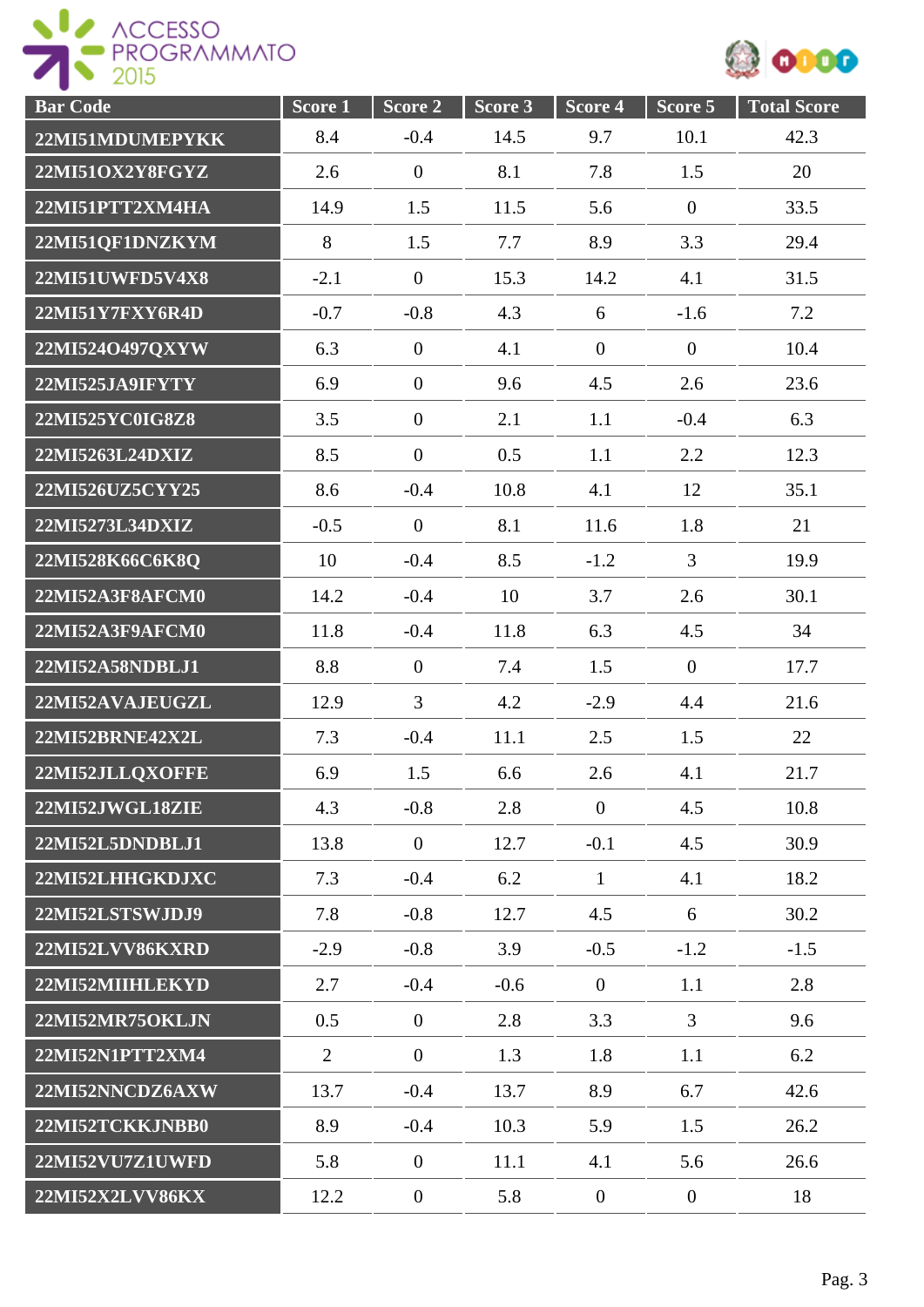| Bar Code | Score 1 | Score 2 | Score 3 | Score 4 | Score 5 | Total Score |
|---|---|---|---|---|---|---|
| 22MI51MDUMEPYKK | 8.4 | -0.4 | 14.5 | 9.7 | 10.1 | 42.3 |
| 22MI51OX2Y8FGYZ | 2.6 | 0 | 8.1 | 7.8 | 1.5 | 20 |
| 22MI51PTT2XM4HA | 14.9 | 1.5 | 11.5 | 5.6 | 0 | 33.5 |
| 22MI51QF1DNZKYM | 8 | 1.5 | 7.7 | 8.9 | 3.3 | 29.4 |
| 22MI51UWFD5V4X8 | -2.1 | 0 | 15.3 | 14.2 | 4.1 | 31.5 |
| 22MI51Y7FXY6R4D | -0.7 | -0.8 | 4.3 | 6 | -1.6 | 7.2 |
| 22MI524O497QXYW | 6.3 | 0 | 4.1 | 0 | 0 | 10.4 |
| 22MI525JA9IFYTY | 6.9 | 0 | 9.6 | 4.5 | 2.6 | 23.6 |
| 22MI525YC0IG8Z8 | 3.5 | 0 | 2.1 | 1.1 | -0.4 | 6.3 |
| 22MI5263L24DXIZ | 8.5 | 0 | 0.5 | 1.1 | 2.2 | 12.3 |
| 22MI526UZ5CYY25 | 8.6 | -0.4 | 10.8 | 4.1 | 12 | 35.1 |
| 22MI5273L34DXIZ | -0.5 | 0 | 8.1 | 11.6 | 1.8 | 21 |
| 22MI528K66C6K8Q | 10 | -0.4 | 8.5 | -1.2 | 3 | 19.9 |
| 22MI52A3F8AFCM0 | 14.2 | -0.4 | 10 | 3.7 | 2.6 | 30.1 |
| 22MI52A3F9AFCM0 | 11.8 | -0.4 | 11.8 | 6.3 | 4.5 | 34 |
| 22MI52A58NDBLJ1 | 8.8 | 0 | 7.4 | 1.5 | 0 | 17.7 |
| 22MI52AVAJEUGZL | 12.9 | 3 | 4.2 | -2.9 | 4.4 | 21.6 |
| 22MI52BRNE42X2L | 7.3 | -0.4 | 11.1 | 2.5 | 1.5 | 22 |
| 22MI52JLLQXOFFE | 6.9 | 1.5 | 6.6 | 2.6 | 4.1 | 21.7 |
| 22MI52JWGL18ZIE | 4.3 | -0.8 | 2.8 | 0 | 4.5 | 10.8 |
| 22MI52L5DNDBLJ1 | 13.8 | 0 | 12.7 | -0.1 | 4.5 | 30.9 |
| 22MI52LHHGKDJXC | 7.3 | -0.4 | 6.2 | 1 | 4.1 | 18.2 |
| 22MI52LSTSWJDJ9 | 7.8 | -0.8 | 12.7 | 4.5 | 6 | 30.2 |
| 22MI52LVV86KXRD | -2.9 | -0.8 | 3.9 | -0.5 | -1.2 | -1.5 |
| 22MI52MIIHLEKYD | 2.7 | -0.4 | -0.6 | 0 | 1.1 | 2.8 |
| 22MI52MR75OKLJN | 0.5 | 0 | 2.8 | 3.3 | 3 | 9.6 |
| 22MI52N1PTT2XM4 | 2 | 0 | 1.3 | 1.8 | 1.1 | 6.2 |
| 22MI52NNCDZ6AXW | 13.7 | -0.4 | 13.7 | 8.9 | 6.7 | 42.6 |
| 22MI52TCKKJNBB0 | 8.9 | -0.4 | 10.3 | 5.9 | 1.5 | 26.2 |
| 22MI52VU7Z1UWFD | 5.8 | 0 | 11.1 | 4.1 | 5.6 | 26.6 |
| 22MI52X2LVV86KX | 12.2 | 0 | 5.8 | 0 | 0 | 18 |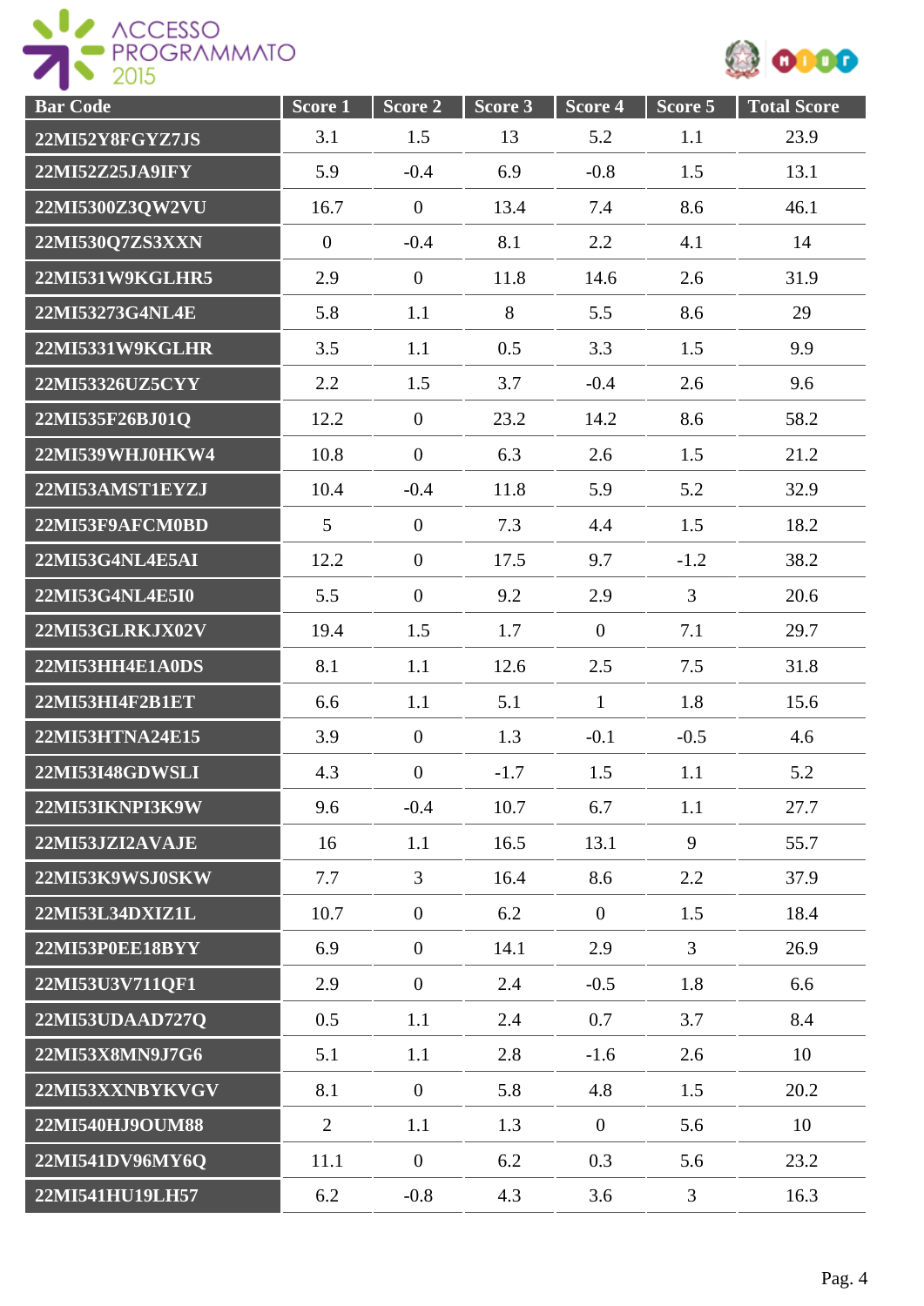| Bar Code | Score 1 | Score 2 | Score 3 | Score 4 | Score 5 | Total Score |
|---|---|---|---|---|---|---|
| 22MI52Y8FGYZ7JS | 3.1 | 1.5 | 13 | 5.2 | 1.1 | 23.9 |
| 22MI52Z25JA9IFY | 5.9 | -0.4 | 6.9 | -0.8 | 1.5 | 13.1 |
| 22MI5300Z3QW2VU | 16.7 | 0 | 13.4 | 7.4 | 8.6 | 46.1 |
| 22MI530Q7ZS3XXN | 0 | -0.4 | 8.1 | 2.2 | 4.1 | 14 |
| 22MI531W9KGLHR5 | 2.9 | 0 | 11.8 | 14.6 | 2.6 | 31.9 |
| 22MI53273G4NL4E | 5.8 | 1.1 | 8 | 5.5 | 8.6 | 29 |
| 22MI5331W9KGLHR | 3.5 | 1.1 | 0.5 | 3.3 | 1.5 | 9.9 |
| 22MI53326UZ5CYY | 2.2 | 1.5 | 3.7 | -0.4 | 2.6 | 9.6 |
| 22MI535F26BJ01Q | 12.2 | 0 | 23.2 | 14.2 | 8.6 | 58.2 |
| 22MI539WHJ0HKW4 | 10.8 | 0 | 6.3 | 2.6 | 1.5 | 21.2 |
| 22MI53AMST1EYZJ | 10.4 | -0.4 | 11.8 | 5.9 | 5.2 | 32.9 |
| 22MI53F9AFCM0BD | 5 | 0 | 7.3 | 4.4 | 1.5 | 18.2 |
| 22MI53G4NL4E5AI | 12.2 | 0 | 17.5 | 9.7 | -1.2 | 38.2 |
| 22MI53G4NL4E5I0 | 5.5 | 0 | 9.2 | 2.9 | 3 | 20.6 |
| 22MI53GLRKJX02V | 19.4 | 1.5 | 1.7 | 0 | 7.1 | 29.7 |
| 22MI53HH4E1A0DS | 8.1 | 1.1 | 12.6 | 2.5 | 7.5 | 31.8 |
| 22MI53HI4F2B1ET | 6.6 | 1.1 | 5.1 | 1 | 1.8 | 15.6 |
| 22MI53HTNA24E15 | 3.9 | 0 | 1.3 | -0.1 | -0.5 | 4.6 |
| 22MI53I48GDWSLI | 4.3 | 0 | -1.7 | 1.5 | 1.1 | 5.2 |
| 22MI53IKNPI3K9W | 9.6 | -0.4 | 10.7 | 6.7 | 1.1 | 27.7 |
| 22MI53JZI2AVAJE | 16 | 1.1 | 16.5 | 13.1 | 9 | 55.7 |
| 22MI53K9WSJ0SKW | 7.7 | 3 | 16.4 | 8.6 | 2.2 | 37.9 |
| 22MI53L34DXIZ1L | 10.7 | 0 | 6.2 | 0 | 1.5 | 18.4 |
| 22MI53P0EE18BYY | 6.9 | 0 | 14.1 | 2.9 | 3 | 26.9 |
| 22MI53U3V711QF1 | 2.9 | 0 | 2.4 | -0.5 | 1.8 | 6.6 |
| 22MI53UDAAD727Q | 0.5 | 1.1 | 2.4 | 0.7 | 3.7 | 8.4 |
| 22MI53X8MN9J7G6 | 5.1 | 1.1 | 2.8 | -1.6 | 2.6 | 10 |
| 22MI53XXNBYKVGV | 8.1 | 0 | 5.8 | 4.8 | 1.5 | 20.2 |
| 22MI540HJ9OUM88 | 2 | 1.1 | 1.3 | 0 | 5.6 | 10 |
| 22MI541DV96MY6Q | 11.1 | 0 | 6.2 | 0.3 | 5.6 | 23.2 |
| 22MI541HU19LH57 | 6.2 | -0.8 | 4.3 | 3.6 | 3 | 16.3 |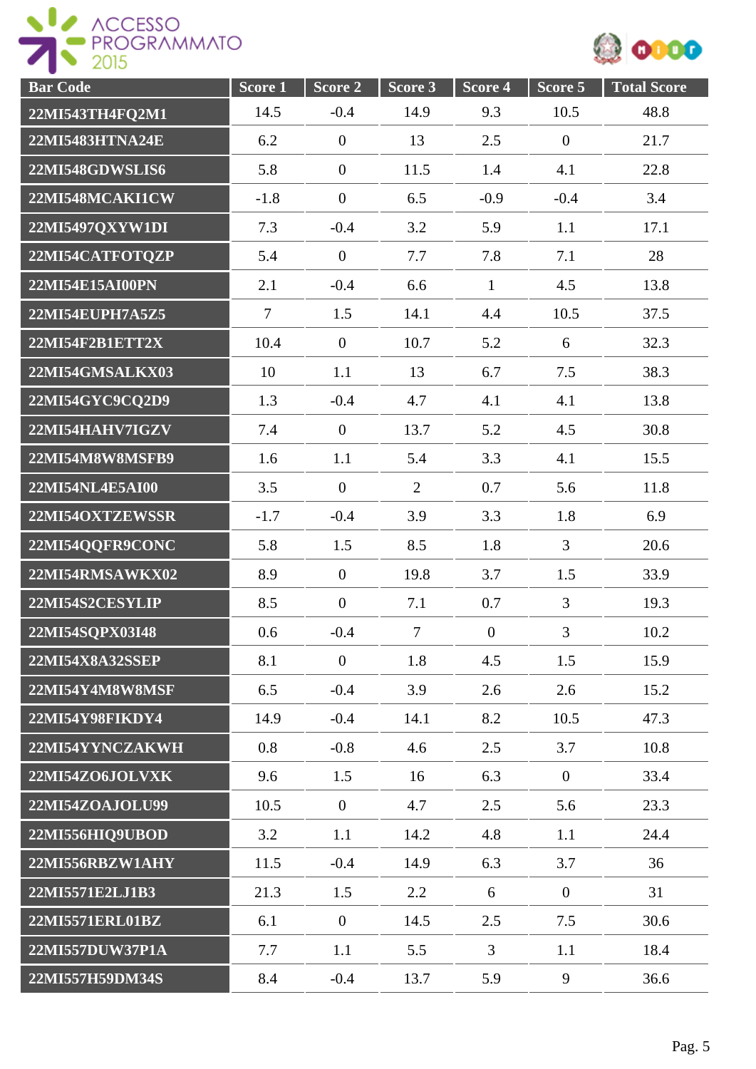| Bar Code | Score 1 | Score 2 | Score 3 | Score 4 | Score 5 | Total Score |
|---|---|---|---|---|---|---|
| 22MI543TH4FQ2M1 | 14.5 | -0.4 | 14.9 | 9.3 | 10.5 | 48.8 |
| 22MI5483HTNA24E | 6.2 | 0 | 13 | 2.5 | 0 | 21.7 |
| 22MI548GDWSLIS6 | 5.8 | 0 | 11.5 | 1.4 | 4.1 | 22.8 |
| 22MI548MCAKI1CW | -1.8 | 0 | 6.5 | -0.9 | -0.4 | 3.4 |
| 22MI5497QXYW1DI | 7.3 | -0.4 | 3.2 | 5.9 | 1.1 | 17.1 |
| 22MI54CATFOTQZP | 5.4 | 0 | 7.7 | 7.8 | 7.1 | 28 |
| 22MI54E15AI00PN | 2.1 | -0.4 | 6.6 | 1 | 4.5 | 13.8 |
| 22MI54EUPH7A5Z5 | 7 | 1.5 | 14.1 | 4.4 | 10.5 | 37.5 |
| 22MI54F2B1ETT2X | 10.4 | 0 | 10.7 | 5.2 | 6 | 32.3 |
| 22MI54GMSALKX03 | 10 | 1.1 | 13 | 6.7 | 7.5 | 38.3 |
| 22MI54GYC9CQ2D9 | 1.3 | -0.4 | 4.7 | 4.1 | 4.1 | 13.8 |
| 22MI54HAHV7IGZV | 7.4 | 0 | 13.7 | 5.2 | 4.5 | 30.8 |
| 22MI54M8W8MSFB9 | 1.6 | 1.1 | 5.4 | 3.3 | 4.1 | 15.5 |
| 22MI54NL4E5AI00 | 3.5 | 0 | 2 | 0.7 | 5.6 | 11.8 |
| 22MI54OXTZEWSSR | -1.7 | -0.4 | 3.9 | 3.3 | 1.8 | 6.9 |
| 22MI54QQFR9CONC | 5.8 | 1.5 | 8.5 | 1.8 | 3 | 20.6 |
| 22MI54RMSAWKX02 | 8.9 | 0 | 19.8 | 3.7 | 1.5 | 33.9 |
| 22MI54S2CESYLIP | 8.5 | 0 | 7.1 | 0.7 | 3 | 19.3 |
| 22MI54SQPX03I48 | 0.6 | -0.4 | 7 | 0 | 3 | 10.2 |
| 22MI54X8A32SSEP | 8.1 | 0 | 1.8 | 4.5 | 1.5 | 15.9 |
| 22MI54Y4M8W8MSF | 6.5 | -0.4 | 3.9 | 2.6 | 2.6 | 15.2 |
| 22MI54Y98FIKDY4 | 14.9 | -0.4 | 14.1 | 8.2 | 10.5 | 47.3 |
| 22MI54YYNCZAKWH | 0.8 | -0.8 | 4.6 | 2.5 | 3.7 | 10.8 |
| 22MI54ZO6JOLVXK | 9.6 | 1.5 | 16 | 6.3 | 0 | 33.4 |
| 22MI54ZOAJOLU99 | 10.5 | 0 | 4.7 | 2.5 | 5.6 | 23.3 |
| 22MI556HIQ9UBOD | 3.2 | 1.1 | 14.2 | 4.8 | 1.1 | 24.4 |
| 22MI556RBZW1AHY | 11.5 | -0.4 | 14.9 | 6.3 | 3.7 | 36 |
| 22MI5571E2LJ1B3 | 21.3 | 1.5 | 2.2 | 6 | 0 | 31 |
| 22MI5571ERL01BZ | 6.1 | 0 | 14.5 | 2.5 | 7.5 | 30.6 |
| 22MI557DUW37P1A | 7.7 | 1.1 | 5.5 | 3 | 1.1 | 18.4 |
| 22MI557H59DM34S | 8.4 | -0.4 | 13.7 | 5.9 | 9 | 36.6 |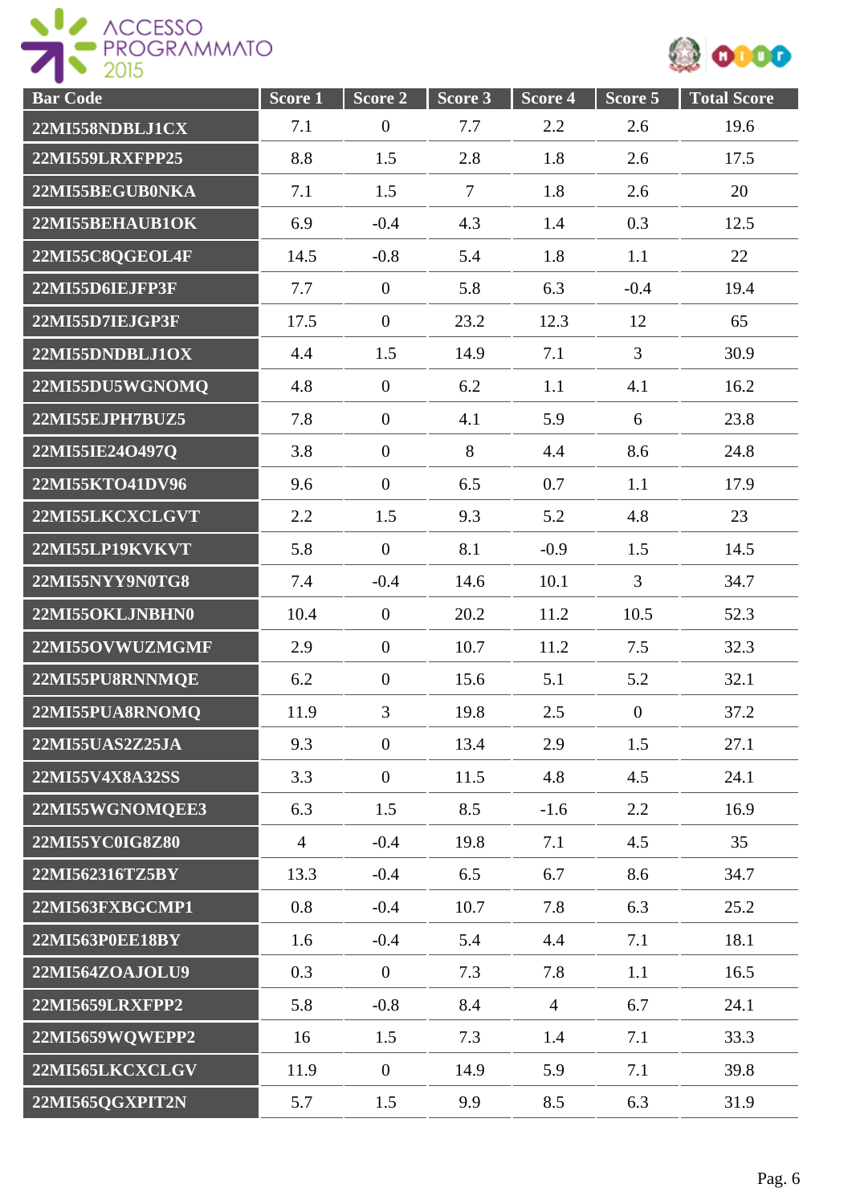| Bar Code | Score 1 | Score 2 | Score 3 | Score 4 | Score 5 | Total Score |
|---|---|---|---|---|---|---|
| 22MI558NDBLJ1CX | 7.1 | 0 | 7.7 | 2.2 | 2.6 | 19.6 |
| 22MI559LRXFPP25 | 8.8 | 1.5 | 2.8 | 1.8 | 2.6 | 17.5 |
| 22MI55BEGUB0NKA | 7.1 | 1.5 | 7 | 1.8 | 2.6 | 20 |
| 22MI55BEHAUB1OK | 6.9 | -0.4 | 4.3 | 1.4 | 0.3 | 12.5 |
| 22MI55C8QGEOL4F | 14.5 | -0.8 | 5.4 | 1.8 | 1.1 | 22 |
| 22MI55D6IEJFP3F | 7.7 | 0 | 5.8 | 6.3 | -0.4 | 19.4 |
| 22MI55D7IEJGP3F | 17.5 | 0 | 23.2 | 12.3 | 12 | 65 |
| 22MI55DNDBLJ1OX | 4.4 | 1.5 | 14.9 | 7.1 | 3 | 30.9 |
| 22MI55DU5WGNOMQ | 4.8 | 0 | 6.2 | 1.1 | 4.1 | 16.2 |
| 22MI55EJPH7BUZ5 | 7.8 | 0 | 4.1 | 5.9 | 6 | 23.8 |
| 22MI55IE24O497Q | 3.8 | 0 | 8 | 4.4 | 8.6 | 24.8 |
| 22MI55KTO41DV96 | 9.6 | 0 | 6.5 | 0.7 | 1.1 | 17.9 |
| 22MI55LKCXCLGVT | 2.2 | 1.5 | 9.3 | 5.2 | 4.8 | 23 |
| 22MI55LP19KVKVT | 5.8 | 0 | 8.1 | -0.9 | 1.5 | 14.5 |
| 22MI55NYY9N0TG8 | 7.4 | -0.4 | 14.6 | 10.1 | 3 | 34.7 |
| 22MI55OKLJNBHN0 | 10.4 | 0 | 20.2 | 11.2 | 10.5 | 52.3 |
| 22MI55OVWUZMGMF | 2.9 | 0 | 10.7 | 11.2 | 7.5 | 32.3 |
| 22MI55PU8RNNMQE | 6.2 | 0 | 15.6 | 5.1 | 5.2 | 32.1 |
| 22MI55PUA8RNOMQ | 11.9 | 3 | 19.8 | 2.5 | 0 | 37.2 |
| 22MI55UAS2Z25JA | 9.3 | 0 | 13.4 | 2.9 | 1.5 | 27.1 |
| 22MI55V4X8A32SS | 3.3 | 0 | 11.5 | 4.8 | 4.5 | 24.1 |
| 22MI55WGNOMQEE3 | 6.3 | 1.5 | 8.5 | -1.6 | 2.2 | 16.9 |
| 22MI55YC0IG8Z80 | 4 | -0.4 | 19.8 | 7.1 | 4.5 | 35 |
| 22MI562316TZ5BY | 13.3 | -0.4 | 6.5 | 6.7 | 8.6 | 34.7 |
| 22MI563FXBGCMP1 | 0.8 | -0.4 | 10.7 | 7.8 | 6.3 | 25.2 |
| 22MI563P0EE18BY | 1.6 | -0.4 | 5.4 | 4.4 | 7.1 | 18.1 |
| 22MI564ZOAJOLU9 | 0.3 | 0 | 7.3 | 7.8 | 1.1 | 16.5 |
| 22MI5659LRXFPP2 | 5.8 | -0.8 | 8.4 | 4 | 6.7 | 24.1 |
| 22MI5659WQWEPP2 | 16 | 1.5 | 7.3 | 1.4 | 7.1 | 33.3 |
| 22MI565LKCXCLGV | 11.9 | 0 | 14.9 | 5.9 | 7.1 | 39.8 |
| 22MI565QGXPIT2N | 5.7 | 1.5 | 9.9 | 8.5 | 6.3 | 31.9 |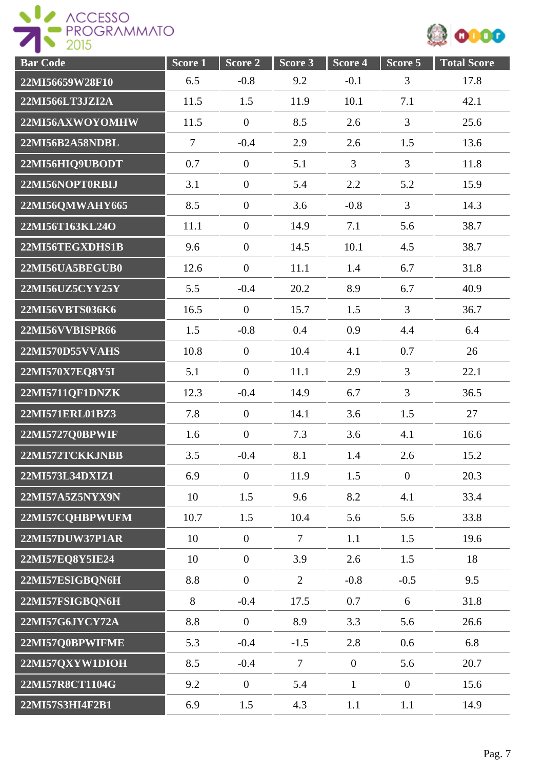| Bar Code | Score 1 | Score 2 | Score 3 | Score 4 | Score 5 | Total Score |
|---|---|---|---|---|---|---|
| 22MI56659W28F10 | 6.5 | -0.8 | 9.2 | -0.1 | 3 | 17.8 |
| 22MI566LT3JZI2A | 11.5 | 1.5 | 11.9 | 10.1 | 7.1 | 42.1 |
| 22MI56AXWOYOMHW | 11.5 | 0 | 8.5 | 2.6 | 3 | 25.6 |
| 22MI56B2A58NDBL | 7 | -0.4 | 2.9 | 2.6 | 1.5 | 13.6 |
| 22MI56HIQ9UBODT | 0.7 | 0 | 5.1 | 3 | 3 | 11.8 |
| 22MI56NOPT0RBIJ | 3.1 | 0 | 5.4 | 2.2 | 5.2 | 15.9 |
| 22MI56QMWAHY665 | 8.5 | 0 | 3.6 | -0.8 | 3 | 14.3 |
| 22MI56T163KL24O | 11.1 | 0 | 14.9 | 7.1 | 5.6 | 38.7 |
| 22MI56TEGXDHS1B | 9.6 | 0 | 14.5 | 10.1 | 4.5 | 38.7 |
| 22MI56UA5BEGUB0 | 12.6 | 0 | 11.1 | 1.4 | 6.7 | 31.8 |
| 22MI56UZ5CYY25Y | 5.5 | -0.4 | 20.2 | 8.9 | 6.7 | 40.9 |
| 22MI56VBTS036K6 | 16.5 | 0 | 15.7 | 1.5 | 3 | 36.7 |
| 22MI56VVBISPR66 | 1.5 | -0.8 | 0.4 | 0.9 | 4.4 | 6.4 |
| 22MI570D55VVAHS | 10.8 | 0 | 10.4 | 4.1 | 0.7 | 26 |
| 22MI570X7EQ8Y5I | 5.1 | 0 | 11.1 | 2.9 | 3 | 22.1 |
| 22MI5711QF1DNZK | 12.3 | -0.4 | 14.9 | 6.7 | 3 | 36.5 |
| 22MI571ERL01BZ3 | 7.8 | 0 | 14.1 | 3.6 | 1.5 | 27 |
| 22MI5727Q0BPWIF | 1.6 | 0 | 7.3 | 3.6 | 4.1 | 16.6 |
| 22MI572TCKKJNBB | 3.5 | -0.4 | 8.1 | 1.4 | 2.6 | 15.2 |
| 22MI573L34DXIZ1 | 6.9 | 0 | 11.9 | 1.5 | 0 | 20.3 |
| 22MI57A5Z5NYX9N | 10 | 1.5 | 9.6 | 8.2 | 4.1 | 33.4 |
| 22MI57CQHBPWUFM | 10.7 | 1.5 | 10.4 | 5.6 | 5.6 | 33.8 |
| 22MI57DUW37P1AR | 10 | 0 | 7 | 1.1 | 1.5 | 19.6 |
| 22MI57EQ8Y5IE24 | 10 | 0 | 3.9 | 2.6 | 1.5 | 18 |
| 22MI57ESIGBQN6H | 8.8 | 0 | 2 | -0.8 | -0.5 | 9.5 |
| 22MI57FSIGBQN6H | 8 | -0.4 | 17.5 | 0.7 | 6 | 31.8 |
| 22MI57G6JYCY72A | 8.8 | 0 | 8.9 | 3.3 | 5.6 | 26.6 |
| 22MI57Q0BPWIFME | 5.3 | -0.4 | -1.5 | 2.8 | 0.6 | 6.8 |
| 22MI57QXYW1DIOH | 8.5 | -0.4 | 7 | 0 | 5.6 | 20.7 |
| 22MI57R8CT1104G | 9.2 | 0 | 5.4 | 1 | 0 | 15.6 |
| 22MI57S3HI4F2B1 | 6.9 | 1.5 | 4.3 | 1.1 | 1.1 | 14.9 |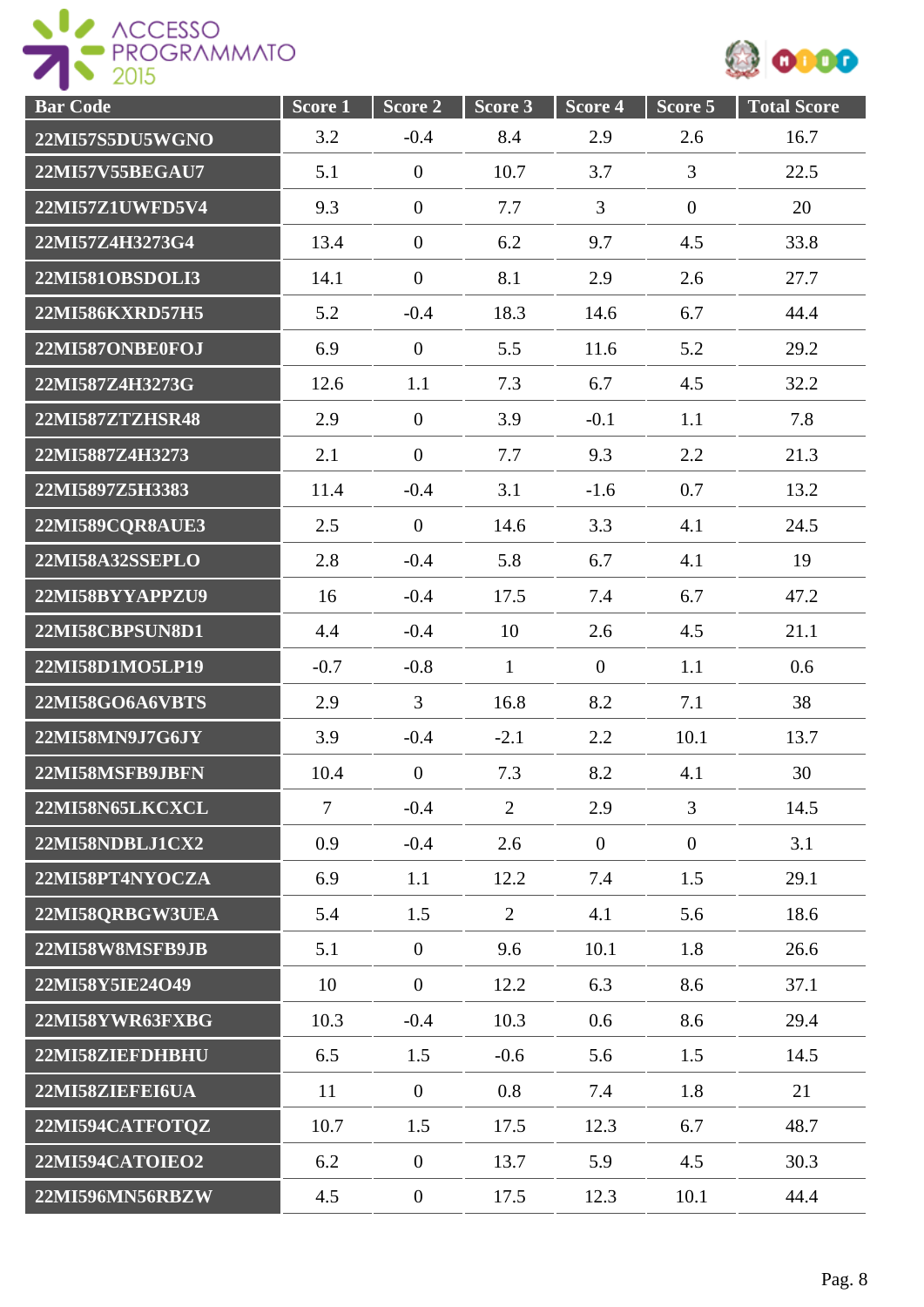| Bar Code | Score 1 | Score 2 | Score 3 | Score 4 | Score 5 | Total Score |
|---|---|---|---|---|---|---|
| 22MI57S5DU5WGNO | 3.2 | -0.4 | 8.4 | 2.9 | 2.6 | 16.7 |
| 22MI57V55BEGAU7 | 5.1 | 0 | 10.7 | 3.7 | 3 | 22.5 |
| 22MI57Z1UWFD5V4 | 9.3 | 0 | 7.7 | 3 | 0 | 20 |
| 22MI57Z4H3273G4 | 13.4 | 0 | 6.2 | 9.7 | 4.5 | 33.8 |
| 22MI581OBSDOLI3 | 14.1 | 0 | 8.1 | 2.9 | 2.6 | 27.7 |
| 22MI586KXRD57H5 | 5.2 | -0.4 | 18.3 | 14.6 | 6.7 | 44.4 |
| 22MI587ONBE0FOJ | 6.9 | 0 | 5.5 | 11.6 | 5.2 | 29.2 |
| 22MI587Z4H3273G | 12.6 | 1.1 | 7.3 | 6.7 | 4.5 | 32.2 |
| 22MI587ZTZHSR48 | 2.9 | 0 | 3.9 | -0.1 | 1.1 | 7.8 |
| 22MI5887Z4H3273 | 2.1 | 0 | 7.7 | 9.3 | 2.2 | 21.3 |
| 22MI5897Z5H3383 | 11.4 | -0.4 | 3.1 | -1.6 | 0.7 | 13.2 |
| 22MI589CQR8AUE3 | 2.5 | 0 | 14.6 | 3.3 | 4.1 | 24.5 |
| 22MI58A32SSEPLO | 2.8 | -0.4 | 5.8 | 6.7 | 4.1 | 19 |
| 22MI58BYYAPPZU9 | 16 | -0.4 | 17.5 | 7.4 | 6.7 | 47.2 |
| 22MI58CBPSUN8D1 | 4.4 | -0.4 | 10 | 2.6 | 4.5 | 21.1 |
| 22MI58D1MO5LP19 | -0.7 | -0.8 | 1 | 0 | 1.1 | 0.6 |
| 22MI58GO6A6VBTS | 2.9 | 3 | 16.8 | 8.2 | 7.1 | 38 |
| 22MI58MN9J7G6JY | 3.9 | -0.4 | -2.1 | 2.2 | 10.1 | 13.7 |
| 22MI58MSFB9JBFN | 10.4 | 0 | 7.3 | 8.2 | 4.1 | 30 |
| 22MI58N65LKCXCL | 7 | -0.4 | 2 | 2.9 | 3 | 14.5 |
| 22MI58NDBLJ1CX2 | 0.9 | -0.4 | 2.6 | 0 | 0 | 3.1 |
| 22MI58PT4NYOCZA | 6.9 | 1.1 | 12.2 | 7.4 | 1.5 | 29.1 |
| 22MI58QRBGW3UEA | 5.4 | 1.5 | 2 | 4.1 | 5.6 | 18.6 |
| 22MI58W8MSFB9JB | 5.1 | 0 | 9.6 | 10.1 | 1.8 | 26.6 |
| 22MI58Y5IE24O49 | 10 | 0 | 12.2 | 6.3 | 8.6 | 37.1 |
| 22MI58YWR63FXBG | 10.3 | -0.4 | 10.3 | 0.6 | 8.6 | 29.4 |
| 22MI58ZIEFDHBHU | 6.5 | 1.5 | -0.6 | 5.6 | 1.5 | 14.5 |
| 22MI58ZIEFEI6UA | 11 | 0 | 0.8 | 7.4 | 1.8 | 21 |
| 22MI594CATFOTQZ | 10.7 | 1.5 | 17.5 | 12.3 | 6.7 | 48.7 |
| 22MI594CATOIEO2 | 6.2 | 0 | 13.7 | 5.9 | 4.5 | 30.3 |
| 22MI596MN56RBZW | 4.5 | 0 | 17.5 | 12.3 | 10.1 | 44.4 |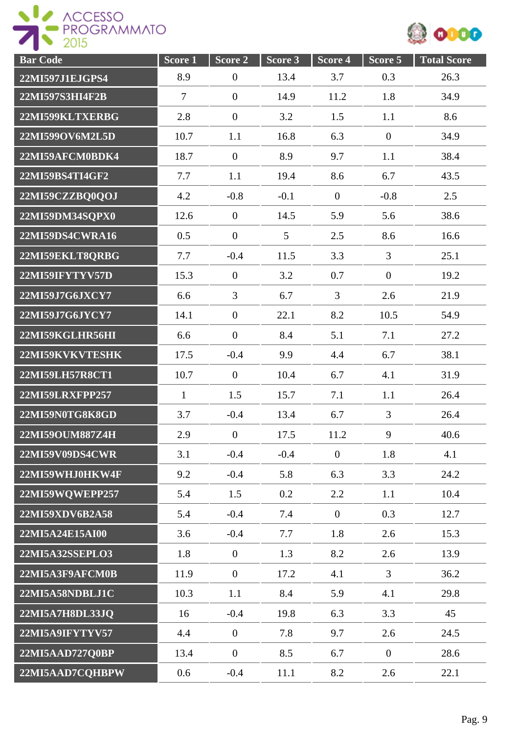| Bar Code | Score 1 | Score 2 | Score 3 | Score 4 | Score 5 | Total Score |
|---|---|---|---|---|---|---|
| 22MI597J1EJGPS4 | 8.9 | 0 | 13.4 | 3.7 | 0.3 | 26.3 |
| 22MI597S3HI4F2B | 7 | 0 | 14.9 | 11.2 | 1.8 | 34.9 |
| 22MI599KLTXERBG | 2.8 | 0 | 3.2 | 1.5 | 1.1 | 8.6 |
| 22MI599OV6M2L5D | 10.7 | 1.1 | 16.8 | 6.3 | 0 | 34.9 |
| 22MI59AFCM0BDK4 | 18.7 | 0 | 8.9 | 9.7 | 1.1 | 38.4 |
| 22MI59BS4TI4GF2 | 7.7 | 1.1 | 19.4 | 8.6 | 6.7 | 43.5 |
| 22MI59CZZBQ0QOJ | 4.2 | -0.8 | -0.1 | 0 | -0.8 | 2.5 |
| 22MI59DM34SQPX0 | 12.6 | 0 | 14.5 | 5.9 | 5.6 | 38.6 |
| 22MI59DS4CWRA16 | 0.5 | 0 | 5 | 2.5 | 8.6 | 16.6 |
| 22MI59EKLT8QRBG | 7.7 | -0.4 | 11.5 | 3.3 | 3 | 25.1 |
| 22MI59IFYTYV57D | 15.3 | 0 | 3.2 | 0.7 | 0 | 19.2 |
| 22MI59J7G6JXCY7 | 6.6 | 3 | 6.7 | 3 | 2.6 | 21.9 |
| 22MI59J7G6JYCY7 | 14.1 | 0 | 22.1 | 8.2 | 10.5 | 54.9 |
| 22MI59KGLHR56HI | 6.6 | 0 | 8.4 | 5.1 | 7.1 | 27.2 |
| 22MI59KVKVTESHK | 17.5 | -0.4 | 9.9 | 4.4 | 6.7 | 38.1 |
| 22MI59LH57R8CT1 | 10.7 | 0 | 10.4 | 6.7 | 4.1 | 31.9 |
| 22MI59LRXFPP257 | 1 | 1.5 | 15.7 | 7.1 | 1.1 | 26.4 |
| 22MI59N0TG8K8GD | 3.7 | -0.4 | 13.4 | 6.7 | 3 | 26.4 |
| 22MI59OUM887Z4H | 2.9 | 0 | 17.5 | 11.2 | 9 | 40.6 |
| 22MI59V09DS4CWR | 3.1 | -0.4 | -0.4 | 0 | 1.8 | 4.1 |
| 22MI59WHJ0HKW4F | 9.2 | -0.4 | 5.8 | 6.3 | 3.3 | 24.2 |
| 22MI59WQWEPP257 | 5.4 | 1.5 | 0.2 | 2.2 | 1.1 | 10.4 |
| 22MI59XDV6B2A58 | 5.4 | -0.4 | 7.4 | 0 | 0.3 | 12.7 |
| 22MI5A24E15AI00 | 3.6 | -0.4 | 7.7 | 1.8 | 2.6 | 15.3 |
| 22MI5A32SSEPLO3 | 1.8 | 0 | 1.3 | 8.2 | 2.6 | 13.9 |
| 22MI5A3F9AFCM0B | 11.9 | 0 | 17.2 | 4.1 | 3 | 36.2 |
| 22MI5A58NDBLJ1C | 10.3 | 1.1 | 8.4 | 5.9 | 4.1 | 29.8 |
| 22MI5A7H8DL33JQ | 16 | -0.4 | 19.8 | 6.3 | 3.3 | 45 |
| 22MI5A9IFYTYV57 | 4.4 | 0 | 7.8 | 9.7 | 2.6 | 24.5 |
| 22MI5AAD727Q0BP | 13.4 | 0 | 8.5 | 6.7 | 0 | 28.6 |
| 22MI5AAD7CQHBPW | 0.6 | -0.4 | 11.1 | 8.2 | 2.6 | 22.1 |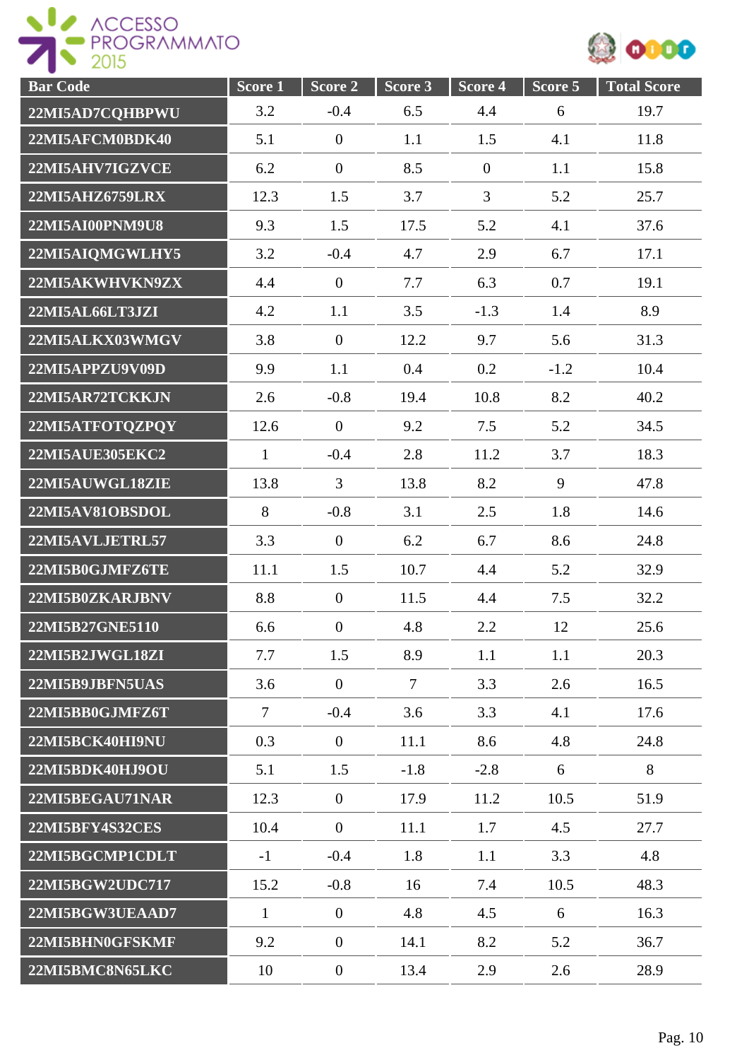| Bar Code | Score 1 | Score 2 | Score 3 | Score 4 | Score 5 | Total Score |
|---|---|---|---|---|---|---|
| 22MI5AD7CQHBPWU | 3.2 | -0.4 | 6.5 | 4.4 | 6 | 19.7 |
| 22MI5AFCM0BDK40 | 5.1 | 0 | 1.1 | 1.5 | 4.1 | 11.8 |
| 22MI5AHV7IGZVCE | 6.2 | 0 | 8.5 | 0 | 1.1 | 15.8 |
| 22MI5AHZ6759LRX | 12.3 | 1.5 | 3.7 | 3 | 5.2 | 25.7 |
| 22MI5AI00PNM9U8 | 9.3 | 1.5 | 17.5 | 5.2 | 4.1 | 37.6 |
| 22MI5AIQMGWLHY5 | 3.2 | -0.4 | 4.7 | 2.9 | 6.7 | 17.1 |
| 22MI5AKWHVKN9ZX | 4.4 | 0 | 7.7 | 6.3 | 0.7 | 19.1 |
| 22MI5AL66LT3JZI | 4.2 | 1.1 | 3.5 | -1.3 | 1.4 | 8.9 |
| 22MI5ALKX03WMGV | 3.8 | 0 | 12.2 | 9.7 | 5.6 | 31.3 |
| 22MI5APPZU9V09D | 9.9 | 1.1 | 0.4 | 0.2 | -1.2 | 10.4 |
| 22MI5AR72TCKKJN | 2.6 | -0.8 | 19.4 | 10.8 | 8.2 | 40.2 |
| 22MI5ATFOTQZPQY | 12.6 | 0 | 9.2 | 7.5 | 5.2 | 34.5 |
| 22MI5AUE305EKC2 | 1 | -0.4 | 2.8 | 11.2 | 3.7 | 18.3 |
| 22MI5AUWGL18ZIE | 13.8 | 3 | 13.8 | 8.2 | 9 | 47.8 |
| 22MI5AV81OBSDOL | 8 | -0.8 | 3.1 | 2.5 | 1.8 | 14.6 |
| 22MI5AVLJETRL57 | 3.3 | 0 | 6.2 | 6.7 | 8.6 | 24.8 |
| 22MI5B0GJMFZ6TE | 11.1 | 1.5 | 10.7 | 4.4 | 5.2 | 32.9 |
| 22MI5B0ZKARJBNV | 8.8 | 0 | 11.5 | 4.4 | 7.5 | 32.2 |
| 22MI5B27GNE5110 | 6.6 | 0 | 4.8 | 2.2 | 12 | 25.6 |
| 22MI5B2JWGL18ZI | 7.7 | 1.5 | 8.9 | 1.1 | 1.1 | 20.3 |
| 22MI5B9JBFN5UAS | 3.6 | 0 | 7 | 3.3 | 2.6 | 16.5 |
| 22MI5BB0GJMFZ6T | 7 | -0.4 | 3.6 | 3.3 | 4.1 | 17.6 |
| 22MI5BCK40HI9NU | 0.3 | 0 | 11.1 | 8.6 | 4.8 | 24.8 |
| 22MI5BDK40HJ9OU | 5.1 | 1.5 | -1.8 | -2.8 | 6 | 8 |
| 22MI5BEGAU71NAR | 12.3 | 0 | 17.9 | 11.2 | 10.5 | 51.9 |
| 22MI5BFY4S32CES | 10.4 | 0 | 11.1 | 1.7 | 4.5 | 27.7 |
| 22MI5BGCMP1CDLT | -1 | -0.4 | 1.8 | 1.1 | 3.3 | 4.8 |
| 22MI5BGW2UDC717 | 15.2 | -0.8 | 16 | 7.4 | 10.5 | 48.3 |
| 22MI5BGW3UEAAD7 | 1 | 0 | 4.8 | 4.5 | 6 | 16.3 |
| 22MI5BHN0GFSKMF | 9.2 | 0 | 14.1 | 8.2 | 5.2 | 36.7 |
| 22MI5BMC8N65LKC | 10 | 0 | 13.4 | 2.9 | 2.6 | 28.9 |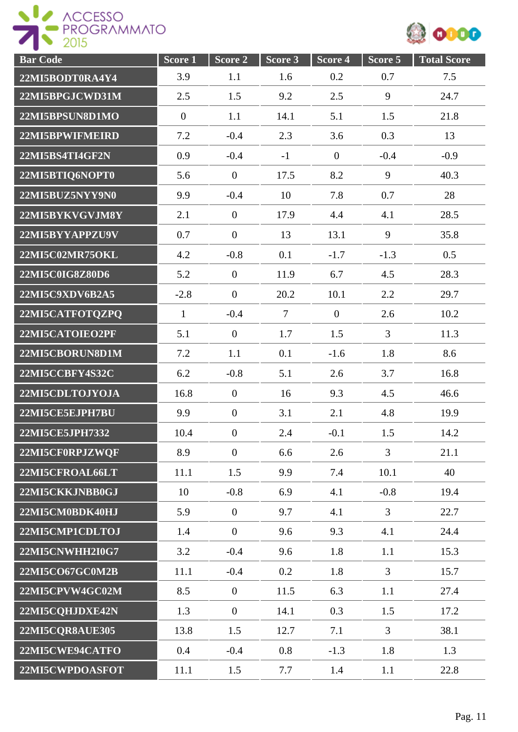| Bar Code | Score 1 | Score 2 | Score 3 | Score 4 | Score 5 | Total Score |
|---|---|---|---|---|---|---|
| 22MI5BODT0RA4Y4 | 3.9 | 1.1 | 1.6 | 0.2 | 0.7 | 7.5 |
| 22MI5BPGJCWD31M | 2.5 | 1.5 | 9.2 | 2.5 | 9 | 24.7 |
| 22MI5BPSUN8D1MO | 0 | 1.1 | 14.1 | 5.1 | 1.5 | 21.8 |
| 22MI5BPWIFMEIRD | 7.2 | -0.4 | 2.3 | 3.6 | 0.3 | 13 |
| 22MI5BS4TI4GF2N | 0.9 | -0.4 | -1 | 0 | -0.4 | -0.9 |
| 22MI5BTIQ6NOPT0 | 5.6 | 0 | 17.5 | 8.2 | 9 | 40.3 |
| 22MI5BUZ5NYY9N0 | 9.9 | -0.4 | 10 | 7.8 | 0.7 | 28 |
| 22MI5BYKVGVJM8Y | 2.1 | 0 | 17.9 | 4.4 | 4.1 | 28.5 |
| 22MI5BYYAPPZU9V | 0.7 | 0 | 13 | 13.1 | 9 | 35.8 |
| 22MI5C02MR75OKL | 4.2 | -0.8 | 0.1 | -1.7 | -1.3 | 0.5 |
| 22MI5C0IG8Z80D6 | 5.2 | 0 | 11.9 | 6.7 | 4.5 | 28.3 |
| 22MI5C9XDV6B2A5 | -2.8 | 0 | 20.2 | 10.1 | 2.2 | 29.7 |
| 22MI5CATFOTQZPQ | 1 | -0.4 | 7 | 0 | 2.6 | 10.2 |
| 22MI5CATOIEO2PF | 5.1 | 0 | 1.7 | 1.5 | 3 | 11.3 |
| 22MI5CBORUN8D1M | 7.2 | 1.1 | 0.1 | -1.6 | 1.8 | 8.6 |
| 22MI5CCBFY4S32C | 6.2 | -0.8 | 5.1 | 2.6 | 3.7 | 16.8 |
| 22MI5CDLTOJYOJA | 16.8 | 0 | 16 | 9.3 | 4.5 | 46.6 |
| 22MI5CE5EJPH7BU | 9.9 | 0 | 3.1 | 2.1 | 4.8 | 19.9 |
| 22MI5CE5JPH7332 | 10.4 | 0 | 2.4 | -0.1 | 1.5 | 14.2 |
| 22MI5CF0RPJZWQF | 8.9 | 0 | 6.6 | 2.6 | 3 | 21.1 |
| 22MI5CFROAL66LT | 11.1 | 1.5 | 9.9 | 7.4 | 10.1 | 40 |
| 22MI5CKKJNBB0GJ | 10 | -0.8 | 6.9 | 4.1 | -0.8 | 19.4 |
| 22MI5CM0BDK40HJ | 5.9 | 0 | 9.7 | 4.1 | 3 | 22.7 |
| 22MI5CMP1CDLTOJ | 1.4 | 0 | 9.6 | 9.3 | 4.1 | 24.4 |
| 22MI5CNWHH2I0G7 | 3.2 | -0.4 | 9.6 | 1.8 | 1.1 | 15.3 |
| 22MI5CO67GC0M2B | 11.1 | -0.4 | 0.2 | 1.8 | 3 | 15.7 |
| 22MI5CPVW4GC02M | 8.5 | 0 | 11.5 | 6.3 | 1.1 | 27.4 |
| 22MI5CQHJDXE42N | 1.3 | 0 | 14.1 | 0.3 | 1.5 | 17.2 |
| 22MI5CQR8AUE305 | 13.8 | 1.5 | 12.7 | 7.1 | 3 | 38.1 |
| 22MI5CWE94CATFO | 0.4 | -0.4 | 0.8 | -1.3 | 1.8 | 1.3 |
| 22MI5CWPDOASFOT | 11.1 | 1.5 | 7.7 | 1.4 | 1.1 | 22.8 |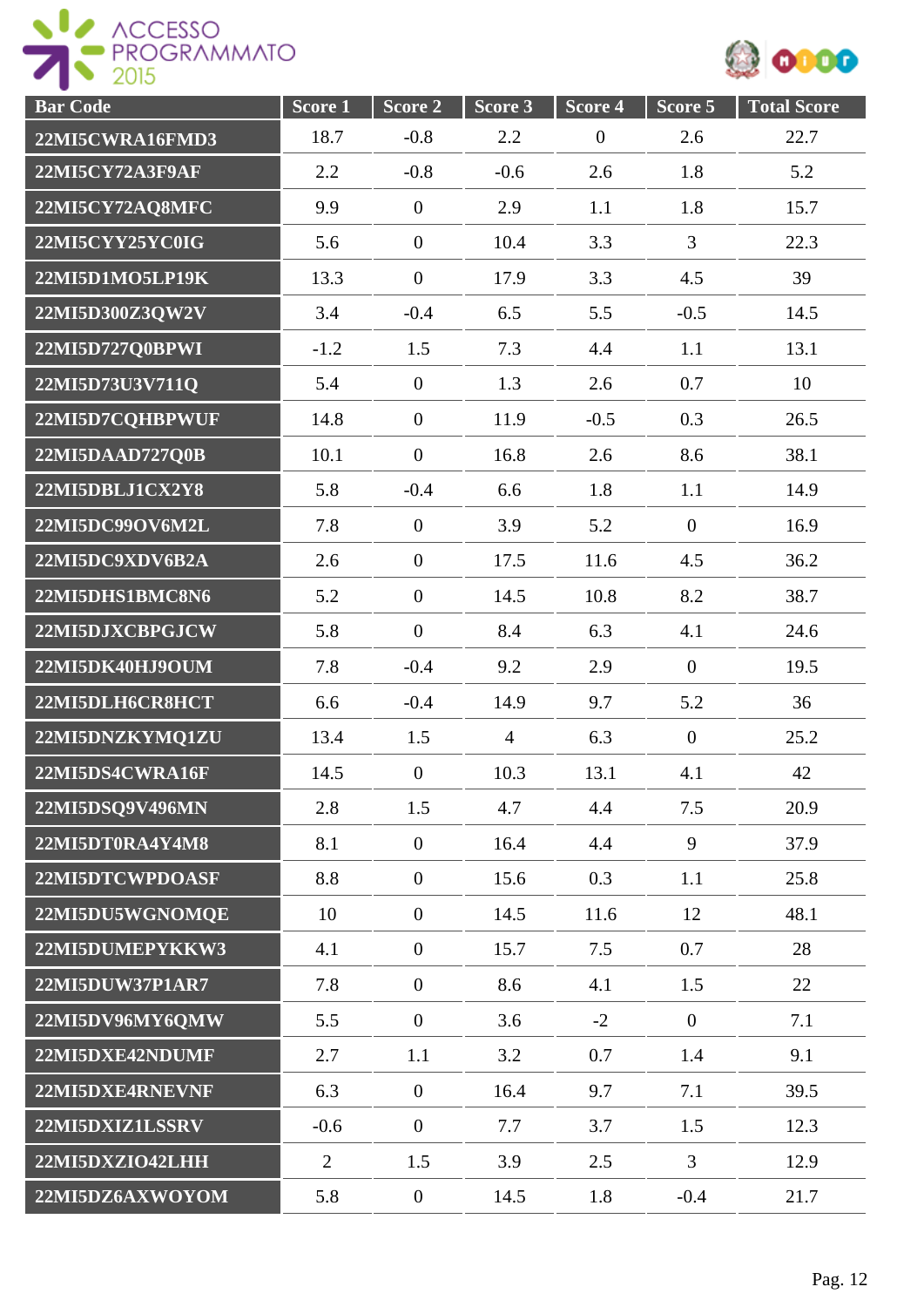| Bar Code | Score 1 | Score 2 | Score 3 | Score 4 | Score 5 | Total Score |
|---|---|---|---|---|---|---|
| 22MI5CWRA16FMD3 | 18.7 | -0.8 | 2.2 | 0 | 2.6 | 22.7 |
| 22MI5CY72A3F9AF | 2.2 | -0.8 | -0.6 | 2.6 | 1.8 | 5.2 |
| 22MI5CY72AQ8MFC | 9.9 | 0 | 2.9 | 1.1 | 1.8 | 15.7 |
| 22MI5CYY25YC0IG | 5.6 | 0 | 10.4 | 3.3 | 3 | 22.3 |
| 22MI5D1MO5LP19K | 13.3 | 0 | 17.9 | 3.3 | 4.5 | 39 |
| 22MI5D300Z3QW2V | 3.4 | -0.4 | 6.5 | 5.5 | -0.5 | 14.5 |
| 22MI5D727Q0BPWI | -1.2 | 1.5 | 7.3 | 4.4 | 1.1 | 13.1 |
| 22MI5D73U3V711Q | 5.4 | 0 | 1.3 | 2.6 | 0.7 | 10 |
| 22MI5D7CQHBPWUF | 14.8 | 0 | 11.9 | -0.5 | 0.3 | 26.5 |
| 22MI5DAAD727Q0B | 10.1 | 0 | 16.8 | 2.6 | 8.6 | 38.1 |
| 22MI5DBLJ1CX2Y8 | 5.8 | -0.4 | 6.6 | 1.8 | 1.1 | 14.9 |
| 22MI5DC99OV6M2L | 7.8 | 0 | 3.9 | 5.2 | 0 | 16.9 |
| 22MI5DC9XDV6B2A | 2.6 | 0 | 17.5 | 11.6 | 4.5 | 36.2 |
| 22MI5DHS1BMC8N6 | 5.2 | 0 | 14.5 | 10.8 | 8.2 | 38.7 |
| 22MI5DJXCBPGJCW | 5.8 | 0 | 8.4 | 6.3 | 4.1 | 24.6 |
| 22MI5DK40HJ9OUM | 7.8 | -0.4 | 9.2 | 2.9 | 0 | 19.5 |
| 22MI5DLH6CR8HCT | 6.6 | -0.4 | 14.9 | 9.7 | 5.2 | 36 |
| 22MI5DNZKYMQ1ZU | 13.4 | 1.5 | 4 | 6.3 | 0 | 25.2 |
| 22MI5DS4CWRA16F | 14.5 | 0 | 10.3 | 13.1 | 4.1 | 42 |
| 22MI5DSQ9V496MN | 2.8 | 1.5 | 4.7 | 4.4 | 7.5 | 20.9 |
| 22MI5DT0RA4Y4M8 | 8.1 | 0 | 16.4 | 4.4 | 9 | 37.9 |
| 22MI5DTCWPDOASF | 8.8 | 0 | 15.6 | 0.3 | 1.1 | 25.8 |
| 22MI5DU5WGNOMQE | 10 | 0 | 14.5 | 11.6 | 12 | 48.1 |
| 22MI5DUMEPYKKW3 | 4.1 | 0 | 15.7 | 7.5 | 0.7 | 28 |
| 22MI5DUW37P1AR7 | 7.8 | 0 | 8.6 | 4.1 | 1.5 | 22 |
| 22MI5DV96MY6QMW | 5.5 | 0 | 3.6 | -2 | 0 | 7.1 |
| 22MI5DXE42NDUMF | 2.7 | 1.1 | 3.2 | 0.7 | 1.4 | 9.1 |
| 22MI5DXE4RNEVNF | 6.3 | 0 | 16.4 | 9.7 | 7.1 | 39.5 |
| 22MI5DXIZ1LSSRV | -0.6 | 0 | 7.7 | 3.7 | 1.5 | 12.3 |
| 22MI5DXZIO42LHH | 2 | 1.5 | 3.9 | 2.5 | 3 | 12.9 |
| 22MI5DZ6AXWOYOM | 5.8 | 0 | 14.5 | 1.8 | -0.4 | 21.7 |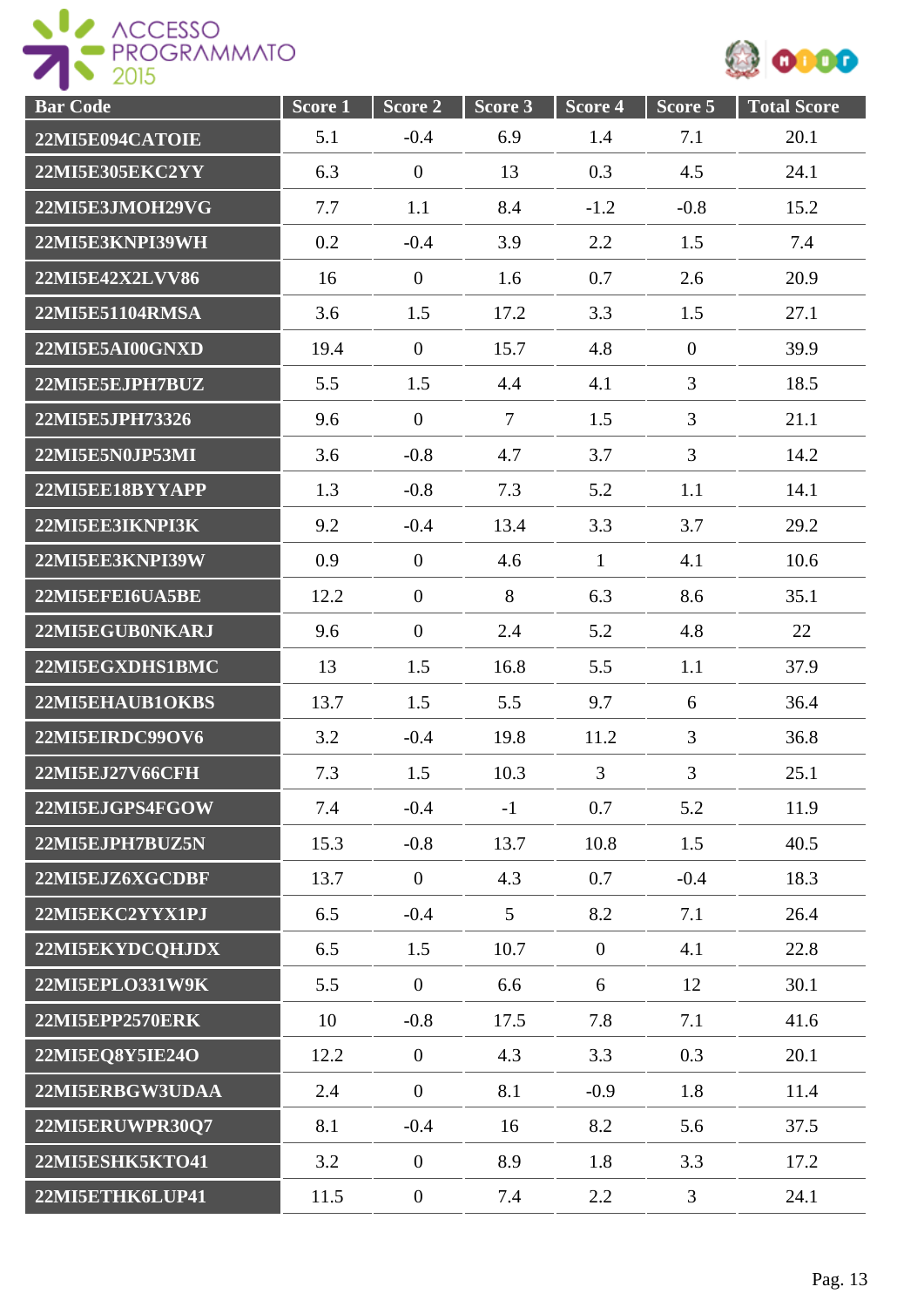| Bar Code | Score 1 | Score 2 | Score 3 | Score 4 | Score 5 | Total Score |
|---|---|---|---|---|---|---|
| 22MI5E094CATOIE | 5.1 | -0.4 | 6.9 | 1.4 | 7.1 | 20.1 |
| 22MI5E305EKC2YY | 6.3 | 0 | 13 | 0.3 | 4.5 | 24.1 |
| 22MI5E3JMOH29VG | 7.7 | 1.1 | 8.4 | -1.2 | -0.8 | 15.2 |
| 22MI5E3KNPI39WH | 0.2 | -0.4 | 3.9 | 2.2 | 1.5 | 7.4 |
| 22MI5E42X2LVV86 | 16 | 0 | 1.6 | 0.7 | 2.6 | 20.9 |
| 22MI5E51104RMSA | 3.6 | 1.5 | 17.2 | 3.3 | 1.5 | 27.1 |
| 22MI5E5AI00GNXD | 19.4 | 0 | 15.7 | 4.8 | 0 | 39.9 |
| 22MI5E5EJPH7BUZ | 5.5 | 1.5 | 4.4 | 4.1 | 3 | 18.5 |
| 22MI5E5JPH73326 | 9.6 | 0 | 7 | 1.5 | 3 | 21.1 |
| 22MI5E5N0JP53MI | 3.6 | -0.8 | 4.7 | 3.7 | 3 | 14.2 |
| 22MI5EE18BYYAPP | 1.3 | -0.8 | 7.3 | 5.2 | 1.1 | 14.1 |
| 22MI5EE3IKNPI3K | 9.2 | -0.4 | 13.4 | 3.3 | 3.7 | 29.2 |
| 22MI5EE3KNPI39W | 0.9 | 0 | 4.6 | 1 | 4.1 | 10.6 |
| 22MI5EFEI6UA5BE | 12.2 | 0 | 8 | 6.3 | 8.6 | 35.1 |
| 22MI5EGUB0NKARJ | 9.6 | 0 | 2.4 | 5.2 | 4.8 | 22 |
| 22MI5EGXDHS1BMC | 13 | 1.5 | 16.8 | 5.5 | 1.1 | 37.9 |
| 22MI5EHAUB1OKBS | 13.7 | 1.5 | 5.5 | 9.7 | 6 | 36.4 |
| 22MI5EIRDC99OV6 | 3.2 | -0.4 | 19.8 | 11.2 | 3 | 36.8 |
| 22MI5EJ27V66CFH | 7.3 | 1.5 | 10.3 | 3 | 3 | 25.1 |
| 22MI5EJGPS4FGOW | 7.4 | -0.4 | -1 | 0.7 | 5.2 | 11.9 |
| 22MI5EJPH7BUZ5N | 15.3 | -0.8 | 13.7 | 10.8 | 1.5 | 40.5 |
| 22MI5EJZ6XGCDBF | 13.7 | 0 | 4.3 | 0.7 | -0.4 | 18.3 |
| 22MI5EKC2YYX1PJ | 6.5 | -0.4 | 5 | 8.2 | 7.1 | 26.4 |
| 22MI5EKYDCQHJDX | 6.5 | 1.5 | 10.7 | 0 | 4.1 | 22.8 |
| 22MI5EPLO331W9K | 5.5 | 0 | 6.6 | 6 | 12 | 30.1 |
| 22MI5EPP2570ERK | 10 | -0.8 | 17.5 | 7.8 | 7.1 | 41.6 |
| 22MI5EQ8Y5IE24O | 12.2 | 0 | 4.3 | 3.3 | 0.3 | 20.1 |
| 22MI5ERBGW3UDAA | 2.4 | 0 | 8.1 | -0.9 | 1.8 | 11.4 |
| 22MI5ERUWPR30Q7 | 8.1 | -0.4 | 16 | 8.2 | 5.6 | 37.5 |
| 22MI5ESHK5KTO41 | 3.2 | 0 | 8.9 | 1.8 | 3.3 | 17.2 |
| 22MI5ETHK6LUP41 | 11.5 | 0 | 7.4 | 2.2 | 3 | 24.1 |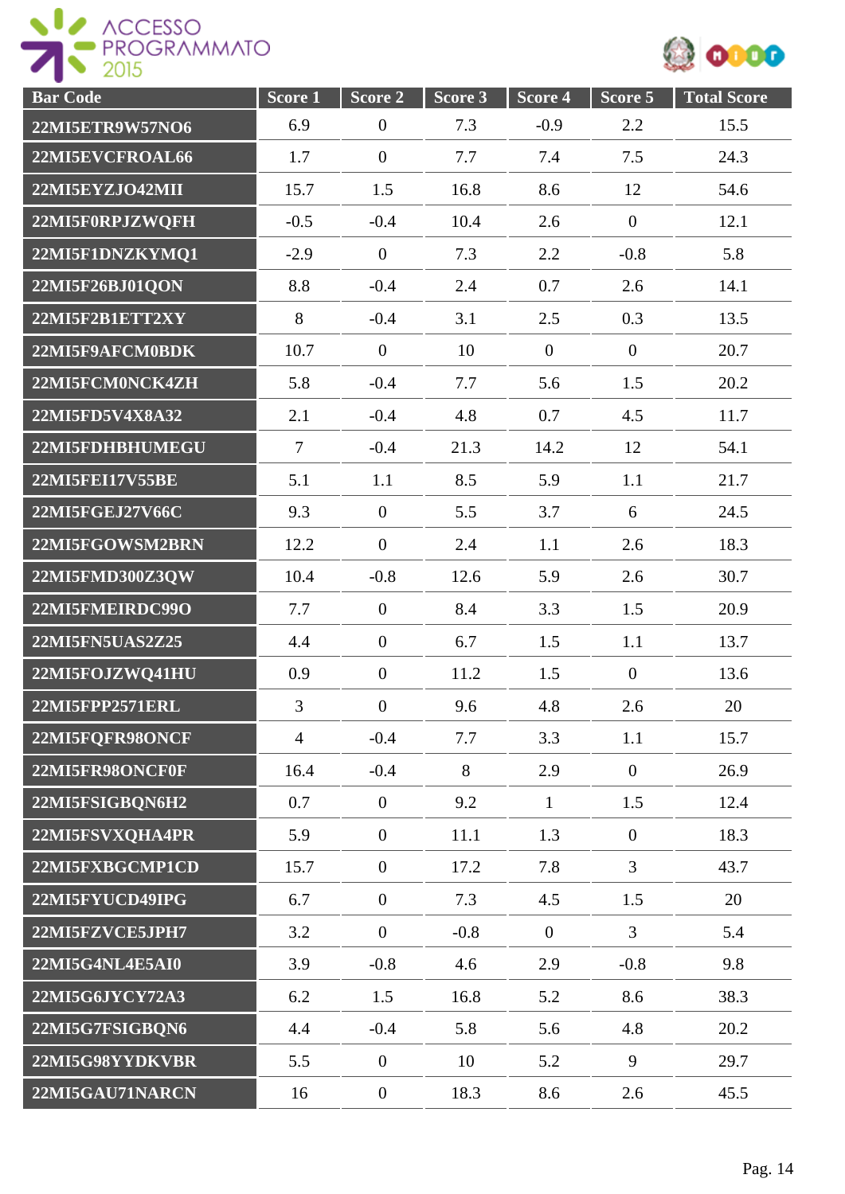| Bar Code | Score 1 | Score 2 | Score 3 | Score 4 | Score 5 | Total Score |
|---|---|---|---|---|---|---|
| 22MI5ETR9W57NO6 | 6.9 | 0 | 7.3 | -0.9 | 2.2 | 15.5 |
| 22MI5EVCFROAL66 | 1.7 | 0 | 7.7 | 7.4 | 7.5 | 24.3 |
| 22MI5EYZJO42MII | 15.7 | 1.5 | 16.8 | 8.6 | 12 | 54.6 |
| 22MI5F0RPJZWQFH | -0.5 | -0.4 | 10.4 | 2.6 | 0 | 12.1 |
| 22MI5F1DNZKYMQ1 | -2.9 | 0 | 7.3 | 2.2 | -0.8 | 5.8 |
| 22MI5F26BJ01QON | 8.8 | -0.4 | 2.4 | 0.7 | 2.6 | 14.1 |
| 22MI5F2B1ETT2XY | 8 | -0.4 | 3.1 | 2.5 | 0.3 | 13.5 |
| 22MI5F9AFCM0BDK | 10.7 | 0 | 10 | 0 | 0 | 20.7 |
| 22MI5FCM0NCK4ZH | 5.8 | -0.4 | 7.7 | 5.6 | 1.5 | 20.2 |
| 22MI5FD5V4X8A32 | 2.1 | -0.4 | 4.8 | 0.7 | 4.5 | 11.7 |
| 22MI5FDHBHUMEGU | 7 | -0.4 | 21.3 | 14.2 | 12 | 54.1 |
| 22MI5FEI17V55BE | 5.1 | 1.1 | 8.5 | 5.9 | 1.1 | 21.7 |
| 22MI5FGEJ27V66C | 9.3 | 0 | 5.5 | 3.7 | 6 | 24.5 |
| 22MI5FGOWSM2BRN | 12.2 | 0 | 2.4 | 1.1 | 2.6 | 18.3 |
| 22MI5FMD300Z3QW | 10.4 | -0.8 | 12.6 | 5.9 | 2.6 | 30.7 |
| 22MI5FMEIRDC99O | 7.7 | 0 | 8.4 | 3.3 | 1.5 | 20.9 |
| 22MI5FN5UAS2Z25 | 4.4 | 0 | 6.7 | 1.5 | 1.1 | 13.7 |
| 22MI5FOJZWQ41HU | 0.9 | 0 | 11.2 | 1.5 | 0 | 13.6 |
| 22MI5FPP2571ERL | 3 | 0 | 9.6 | 4.8 | 2.6 | 20 |
| 22MI5FQFR98ONCF | 4 | -0.4 | 7.7 | 3.3 | 1.1 | 15.7 |
| 22MI5FR98ONCF0F | 16.4 | -0.4 | 8 | 2.9 | 0 | 26.9 |
| 22MI5FSIGBQN6H2 | 0.7 | 0 | 9.2 | 1 | 1.5 | 12.4 |
| 22MI5FSVXQHA4PR | 5.9 | 0 | 11.1 | 1.3 | 0 | 18.3 |
| 22MI5FXBGCMP1CD | 15.7 | 0 | 17.2 | 7.8 | 3 | 43.7 |
| 22MI5FYUCD49IPG | 6.7 | 0 | 7.3 | 4.5 | 1.5 | 20 |
| 22MI5FZVCE5JPH7 | 3.2 | 0 | -0.8 | 0 | 3 | 5.4 |
| 22MI5G4NL4E5AI0 | 3.9 | -0.8 | 4.6 | 2.9 | -0.8 | 9.8 |
| 22MI5G6JYCY72A3 | 6.2 | 1.5 | 16.8 | 5.2 | 8.6 | 38.3 |
| 22MI5G7FSIGBQN6 | 4.4 | -0.4 | 5.8 | 5.6 | 4.8 | 20.2 |
| 22MI5G98YYDKVBR | 5.5 | 0 | 10 | 5.2 | 9 | 29.7 |
| 22MI5GAU71NARCN | 16 | 0 | 18.3 | 8.6 | 2.6 | 45.5 |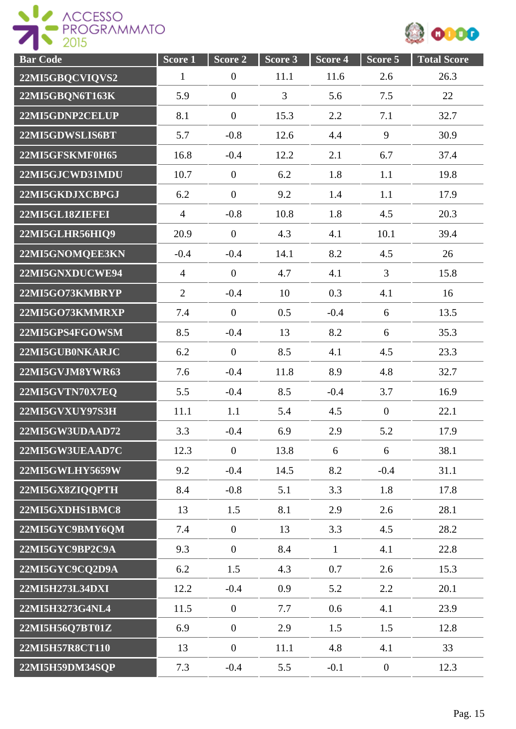| Bar Code | Score 1 | Score 2 | Score 3 | Score 4 | Score 5 | Total Score |
|---|---|---|---|---|---|---|
| 22MI5GBQCVIQVS2 | 1 | 0 | 11.1 | 11.6 | 2.6 | 26.3 |
| 22MI5GBQN6T163K | 5.9 | 0 | 3 | 5.6 | 7.5 | 22 |
| 22MI5GDNP2CELUP | 8.1 | 0 | 15.3 | 2.2 | 7.1 | 32.7 |
| 22MI5GDWSLIS6BT | 5.7 | -0.8 | 12.6 | 4.4 | 9 | 30.9 |
| 22MI5GFSKMF0H65 | 16.8 | -0.4 | 12.2 | 2.1 | 6.7 | 37.4 |
| 22MI5GJCWD31MDU | 10.7 | 0 | 6.2 | 1.8 | 1.1 | 19.8 |
| 22MI5GKDJXCBPGJ | 6.2 | 0 | 9.2 | 1.4 | 1.1 | 17.9 |
| 22MI5GL18ZIEFEI | 4 | -0.8 | 10.8 | 1.8 | 4.5 | 20.3 |
| 22MI5GLHR56HIQ9 | 20.9 | 0 | 4.3 | 4.1 | 10.1 | 39.4 |
| 22MI5GNOMQEE3KN | -0.4 | -0.4 | 14.1 | 8.2 | 4.5 | 26 |
| 22MI5GNXDUCWE94 | 4 | 0 | 4.7 | 4.1 | 3 | 15.8 |
| 22MI5GO73KMBRYP | 2 | -0.4 | 10 | 0.3 | 4.1 | 16 |
| 22MI5GO73KMMRXP | 7.4 | 0 | 0.5 | -0.4 | 6 | 13.5 |
| 22MI5GPS4FGOWSM | 8.5 | -0.4 | 13 | 8.2 | 6 | 35.3 |
| 22MI5GUB0NKARJC | 6.2 | 0 | 8.5 | 4.1 | 4.5 | 23.3 |
| 22MI5GVJM8YWR63 | 7.6 | -0.4 | 11.8 | 8.9 | 4.8 | 32.7 |
| 22MI5GVTN70X7EQ | 5.5 | -0.4 | 8.5 | -0.4 | 3.7 | 16.9 |
| 22MI5GVXUY97S3H | 11.1 | 1.1 | 5.4 | 4.5 | 0 | 22.1 |
| 22MI5GW3UDAAD72 | 3.3 | -0.4 | 6.9 | 2.9 | 5.2 | 17.9 |
| 22MI5GW3UEAAD7C | 12.3 | 0 | 13.8 | 6 | 6 | 38.1 |
| 22MI5GWLHY5659W | 9.2 | -0.4 | 14.5 | 8.2 | -0.4 | 31.1 |
| 22MI5GX8ZIQQPTH | 8.4 | -0.8 | 5.1 | 3.3 | 1.8 | 17.8 |
| 22MI5GXDHS1BMC8 | 13 | 1.5 | 8.1 | 2.9 | 2.6 | 28.1 |
| 22MI5GYC9BMY6QM | 7.4 | 0 | 13 | 3.3 | 4.5 | 28.2 |
| 22MI5GYC9BP2C9A | 9.3 | 0 | 8.4 | 1 | 4.1 | 22.8 |
| 22MI5GYC9CQ2D9A | 6.2 | 1.5 | 4.3 | 0.7 | 2.6 | 15.3 |
| 22MI5H273L34DXI | 12.2 | -0.4 | 0.9 | 5.2 | 2.2 | 20.1 |
| 22MI5H3273G4NL4 | 11.5 | 0 | 7.7 | 0.6 | 4.1 | 23.9 |
| 22MI5H56Q7BT01Z | 6.9 | 0 | 2.9 | 1.5 | 1.5 | 12.8 |
| 22MI5H57R8CT110 | 13 | 0 | 11.1 | 4.8 | 4.1 | 33 |
| 22MI5H59DM34SQP | 7.3 | -0.4 | 5.5 | -0.1 | 0 | 12.3 |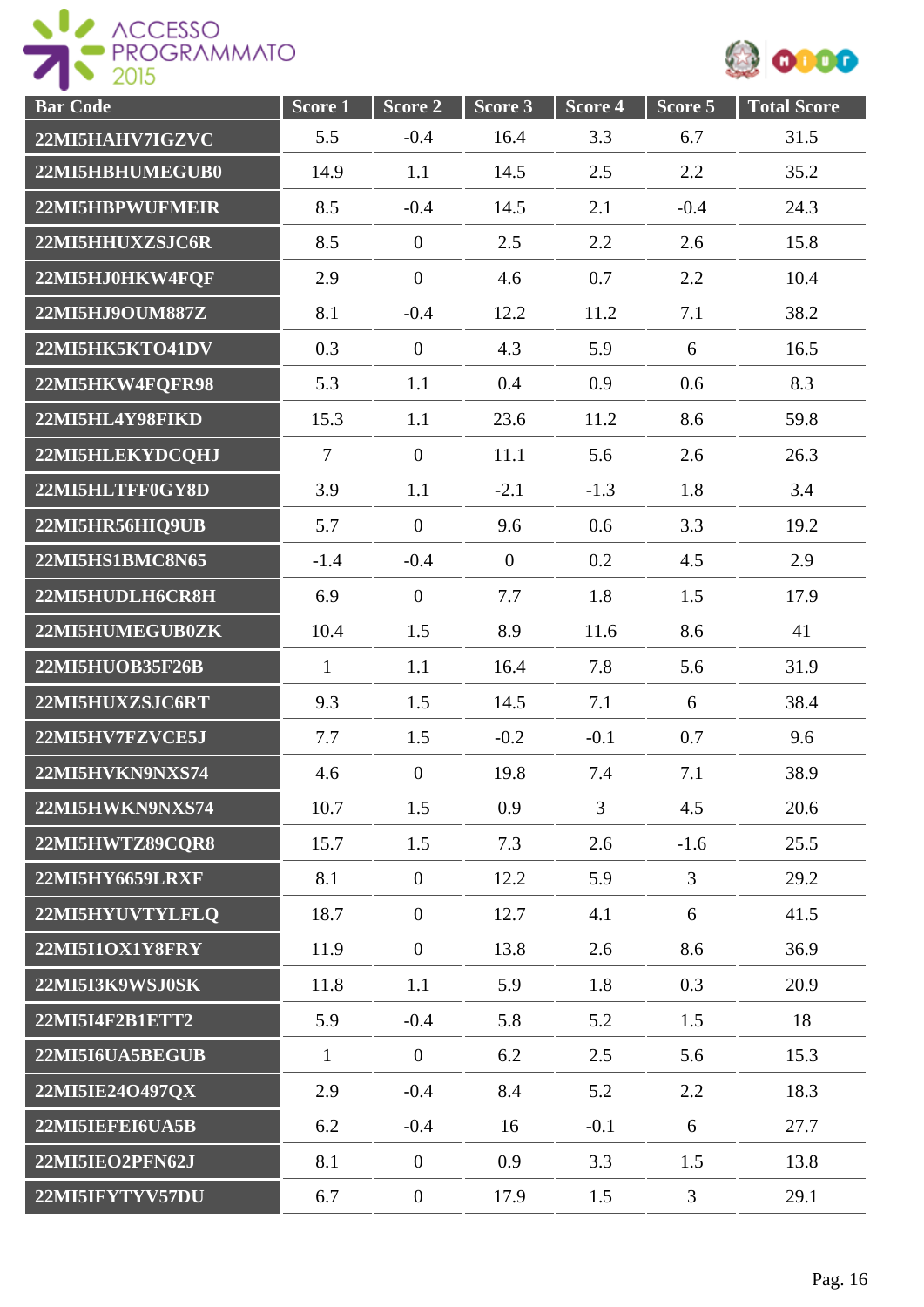| Bar Code | Score 1 | Score 2 | Score 3 | Score 4 | Score 5 | Total Score |
|---|---|---|---|---|---|---|
| 22MI5HAHV7IGZVC | 5.5 | -0.4 | 16.4 | 3.3 | 6.7 | 31.5 |
| 22MI5HBHUMEGUB0 | 14.9 | 1.1 | 14.5 | 2.5 | 2.2 | 35.2 |
| 22MI5HBPWUFMEIR | 8.5 | -0.4 | 14.5 | 2.1 | -0.4 | 24.3 |
| 22MI5HHUXZSJC6R | 8.5 | 0 | 2.5 | 2.2 | 2.6 | 15.8 |
| 22MI5HJ0HKW4FQF | 2.9 | 0 | 4.6 | 0.7 | 2.2 | 10.4 |
| 22MI5HJ9OUM887Z | 8.1 | -0.4 | 12.2 | 11.2 | 7.1 | 38.2 |
| 22MI5HK5KTO41DV | 0.3 | 0 | 4.3 | 5.9 | 6 | 16.5 |
| 22MI5HKW4FQFR98 | 5.3 | 1.1 | 0.4 | 0.9 | 0.6 | 8.3 |
| 22MI5HL4Y98FIKD | 15.3 | 1.1 | 23.6 | 11.2 | 8.6 | 59.8 |
| 22MI5HLEKYDCQHJ | 7 | 0 | 11.1 | 5.6 | 2.6 | 26.3 |
| 22MI5HLTFF0GY8D | 3.9 | 1.1 | -2.1 | -1.3 | 1.8 | 3.4 |
| 22MI5HR56HIQ9UB | 5.7 | 0 | 9.6 | 0.6 | 3.3 | 19.2 |
| 22MI5HS1BMC8N65 | -1.4 | -0.4 | 0 | 0.2 | 4.5 | 2.9 |
| 22MI5HUDLH6CR8H | 6.9 | 0 | 7.7 | 1.8 | 1.5 | 17.9 |
| 22MI5HUMEGUB0ZK | 10.4 | 1.5 | 8.9 | 11.6 | 8.6 | 41 |
| 22MI5HUOB35F26B | 1 | 1.1 | 16.4 | 7.8 | 5.6 | 31.9 |
| 22MI5HUXZSJC6RT | 9.3 | 1.5 | 14.5 | 7.1 | 6 | 38.4 |
| 22MI5HV7FZVCE5J | 7.7 | 1.5 | -0.2 | -0.1 | 0.7 | 9.6 |
| 22MI5HVKN9NXS74 | 4.6 | 0 | 19.8 | 7.4 | 7.1 | 38.9 |
| 22MI5HWKN9NXS74 | 10.7 | 1.5 | 0.9 | 3 | 4.5 | 20.6 |
| 22MI5HWTZ89CQR8 | 15.7 | 1.5 | 7.3 | 2.6 | -1.6 | 25.5 |
| 22MI5HY6659LRXF | 8.1 | 0 | 12.2 | 5.9 | 3 | 29.2 |
| 22MI5HYUVTYLFLQ | 18.7 | 0 | 12.7 | 4.1 | 6 | 41.5 |
| 22MI5I1OX1Y8FRY | 11.9 | 0 | 13.8 | 2.6 | 8.6 | 36.9 |
| 22MI5I3K9WSJ0SK | 11.8 | 1.1 | 5.9 | 1.8 | 0.3 | 20.9 |
| 22MI5I4F2B1ETT2 | 5.9 | -0.4 | 5.8 | 5.2 | 1.5 | 18 |
| 22MI5I6UA5BEGUB | 1 | 0 | 6.2 | 2.5 | 5.6 | 15.3 |
| 22MI5IE24O497QX | 2.9 | -0.4 | 8.4 | 5.2 | 2.2 | 18.3 |
| 22MI5IEFEI6UA5B | 6.2 | -0.4 | 16 | -0.1 | 6 | 27.7 |
| 22MI5IEO2PFN62J | 8.1 | 0 | 0.9 | 3.3 | 1.5 | 13.8 |
| 22MI5IFYTYV57DU | 6.7 | 0 | 17.9 | 1.5 | 3 | 29.1 |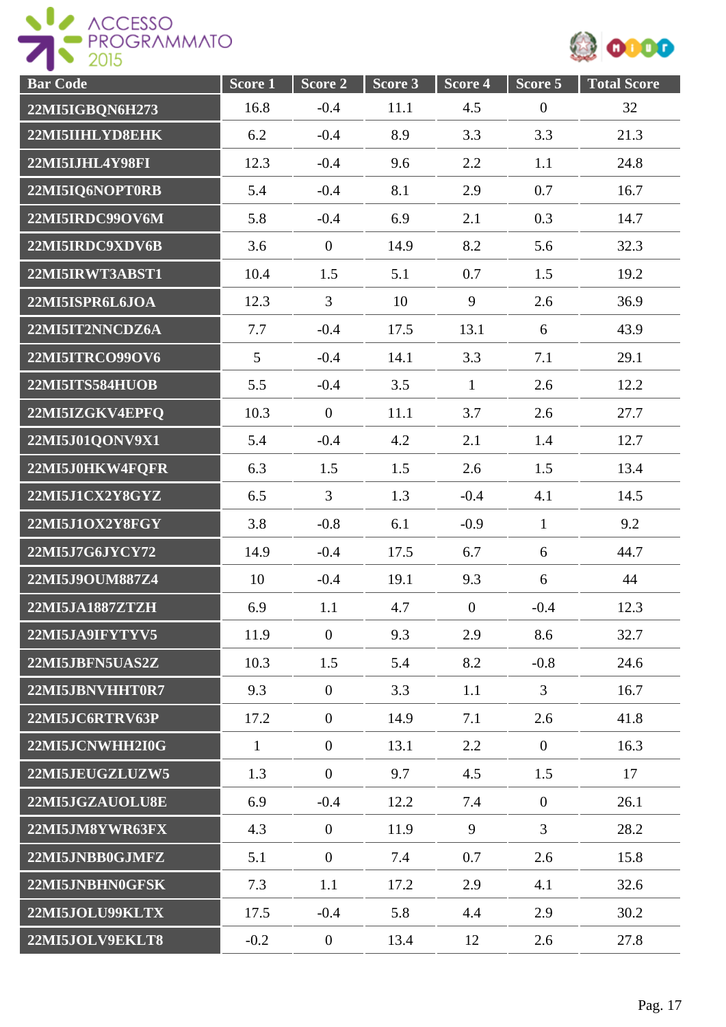| Bar Code | Score 1 | Score 2 | Score 3 | Score 4 | Score 5 | Total Score |
|---|---|---|---|---|---|---|
| 22MI5IGBQN6H273 | 16.8 | -0.4 | 11.1 | 4.5 | 0 | 32 |
| 22MI5IIHLYD8EHK | 6.2 | -0.4 | 8.9 | 3.3 | 3.3 | 21.3 |
| 22MI5IJHL4Y98FI | 12.3 | -0.4 | 9.6 | 2.2 | 1.1 | 24.8 |
| 22MI5IQ6NOPT0RB | 5.4 | -0.4 | 8.1 | 2.9 | 0.7 | 16.7 |
| 22MI5IRDC99OV6M | 5.8 | -0.4 | 6.9 | 2.1 | 0.3 | 14.7 |
| 22MI5IRDC9XDV6B | 3.6 | 0 | 14.9 | 8.2 | 5.6 | 32.3 |
| 22MI5IRWT3ABST1 | 10.4 | 1.5 | 5.1 | 0.7 | 1.5 | 19.2 |
| 22MI5ISPR6L6JOA | 12.3 | 3 | 10 | 9 | 2.6 | 36.9 |
| 22MI5IT2NNCDZ6A | 7.7 | -0.4 | 17.5 | 13.1 | 6 | 43.9 |
| 22MI5ITRCO99OV6 | 5 | -0.4 | 14.1 | 3.3 | 7.1 | 29.1 |
| 22MI5ITS584HUOB | 5.5 | -0.4 | 3.5 | 1 | 2.6 | 12.2 |
| 22MI5IZGKV4EPFQ | 10.3 | 0 | 11.1 | 3.7 | 2.6 | 27.7 |
| 22MI5J01QONV9X1 | 5.4 | -0.4 | 4.2 | 2.1 | 1.4 | 12.7 |
| 22MI5J0HKW4FQFR | 6.3 | 1.5 | 1.5 | 2.6 | 1.5 | 13.4 |
| 22MI5J1CX2Y8GYZ | 6.5 | 3 | 1.3 | -0.4 | 4.1 | 14.5 |
| 22MI5J1OX2Y8FGY | 3.8 | -0.8 | 6.1 | -0.9 | 1 | 9.2 |
| 22MI5J7G6JYCY72 | 14.9 | -0.4 | 17.5 | 6.7 | 6 | 44.7 |
| 22MI5J9OUM887Z4 | 10 | -0.4 | 19.1 | 9.3 | 6 | 44 |
| 22MI5JA1887ZTZH | 6.9 | 1.1 | 4.7 | 0 | -0.4 | 12.3 |
| 22MI5JA9IFYTYV5 | 11.9 | 0 | 9.3 | 2.9 | 8.6 | 32.7 |
| 22MI5JBFN5UAS2Z | 10.3 | 1.5 | 5.4 | 8.2 | -0.8 | 24.6 |
| 22MI5JBNVHHT0R7 | 9.3 | 0 | 3.3 | 1.1 | 3 | 16.7 |
| 22MI5JC6RTRV63P | 17.2 | 0 | 14.9 | 7.1 | 2.6 | 41.8 |
| 22MI5JCNWHH2I0G | 1 | 0 | 13.1 | 2.2 | 0 | 16.3 |
| 22MI5JEUGZLUZW5 | 1.3 | 0 | 9.7 | 4.5 | 1.5 | 17 |
| 22MI5JGZAUOLU8E | 6.9 | -0.4 | 12.2 | 7.4 | 0 | 26.1 |
| 22MI5JM8YWR63FX | 4.3 | 0 | 11.9 | 9 | 3 | 28.2 |
| 22MI5JNBB0GJMFZ | 5.1 | 0 | 7.4 | 0.7 | 2.6 | 15.8 |
| 22MI5JNBHN0GFSK | 7.3 | 1.1 | 17.2 | 2.9 | 4.1 | 32.6 |
| 22MI5JOLU99KLTX | 17.5 | -0.4 | 5.8 | 4.4 | 2.9 | 30.2 |
| 22MI5JOLV9EKLT8 | -0.2 | 0 | 13.4 | 12 | 2.6 | 27.8 |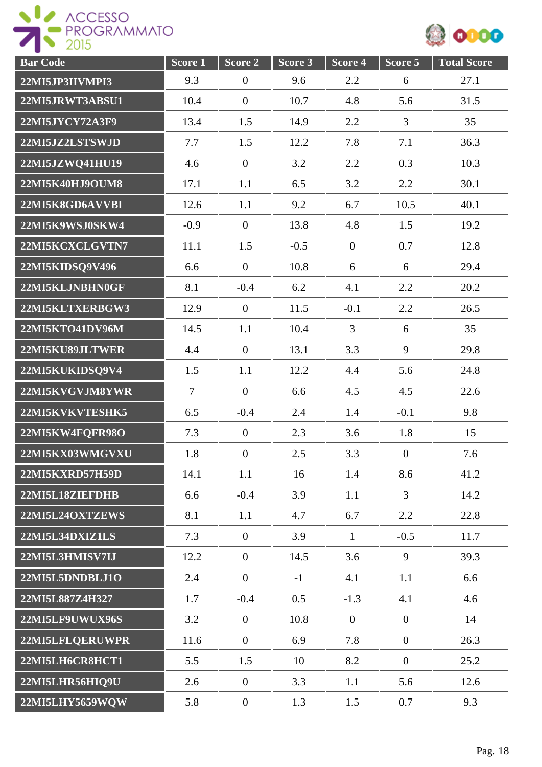| Bar Code | Score 1 | Score 2 | Score 3 | Score 4 | Score 5 | Total Score |
|---|---|---|---|---|---|---|
| 22MI5JP3IIVMPI3 | 9.3 | 0 | 9.6 | 2.2 | 6 | 27.1 |
| 22MI5JRWT3ABSU1 | 10.4 | 0 | 10.7 | 4.8 | 5.6 | 31.5 |
| 22MI5JYCY72A3F9 | 13.4 | 1.5 | 14.9 | 2.2 | 3 | 35 |
| 22MI5JZ2LSTSWJD | 7.7 | 1.5 | 12.2 | 7.8 | 7.1 | 36.3 |
| 22MI5JZWQ41HU19 | 4.6 | 0 | 3.2 | 2.2 | 0.3 | 10.3 |
| 22MI5K40HJ9OUM8 | 17.1 | 1.1 | 6.5 | 3.2 | 2.2 | 30.1 |
| 22MI5K8GD6AVVBI | 12.6 | 1.1 | 9.2 | 6.7 | 10.5 | 40.1 |
| 22MI5K9WSJ0SKW4 | -0.9 | 0 | 13.8 | 4.8 | 1.5 | 19.2 |
| 22MI5KCXCLGVTN7 | 11.1 | 1.5 | -0.5 | 0 | 0.7 | 12.8 |
| 22MI5KIDSQ9V496 | 6.6 | 0 | 10.8 | 6 | 6 | 29.4 |
| 22MI5KLJNBHN0GF | 8.1 | -0.4 | 6.2 | 4.1 | 2.2 | 20.2 |
| 22MI5KLTXERBGW3 | 12.9 | 0 | 11.5 | -0.1 | 2.2 | 26.5 |
| 22MI5KTO41DV96M | 14.5 | 1.1 | 10.4 | 3 | 6 | 35 |
| 22MI5KU89JLTWER | 4.4 | 0 | 13.1 | 3.3 | 9 | 29.8 |
| 22MI5KUKIDSQ9V4 | 1.5 | 1.1 | 12.2 | 4.4 | 5.6 | 24.8 |
| 22MI5KVGVJM8YWR | 7 | 0 | 6.6 | 4.5 | 4.5 | 22.6 |
| 22MI5KVKVTESHK5 | 6.5 | -0.4 | 2.4 | 1.4 | -0.1 | 9.8 |
| 22MI5KW4FQFR98O | 7.3 | 0 | 2.3 | 3.6 | 1.8 | 15 |
| 22MI5KX03WMGVXU | 1.8 | 0 | 2.5 | 3.3 | 0 | 7.6 |
| 22MI5KXRD57H59D | 14.1 | 1.1 | 16 | 1.4 | 8.6 | 41.2 |
| 22MI5L18ZIEFDHB | 6.6 | -0.4 | 3.9 | 1.1 | 3 | 14.2 |
| 22MI5L24OXTZEWS | 8.1 | 1.1 | 4.7 | 6.7 | 2.2 | 22.8 |
| 22MI5L34DXIZ1LS | 7.3 | 0 | 3.9 | 1 | -0.5 | 11.7 |
| 22MI5L3HMISV7IJ | 12.2 | 0 | 14.5 | 3.6 | 9 | 39.3 |
| 22MI5L5DNDBLJ1O | 2.4 | 0 | -1 | 4.1 | 1.1 | 6.6 |
| 22MI5L887Z4H327 | 1.7 | -0.4 | 0.5 | -1.3 | 4.1 | 4.6 |
| 22MI5LF9UWUX96S | 3.2 | 0 | 10.8 | 0 | 0 | 14 |
| 22MI5LFLQERUWPR | 11.6 | 0 | 6.9 | 7.8 | 0 | 26.3 |
| 22MI5LH6CR8HCT1 | 5.5 | 1.5 | 10 | 8.2 | 0 | 25.2 |
| 22MI5LHR56HIQ9U | 2.6 | 0 | 3.3 | 1.1 | 5.6 | 12.6 |
| 22MI5LHY5659WQW | 5.8 | 0 | 1.3 | 1.5 | 0.7 | 9.3 |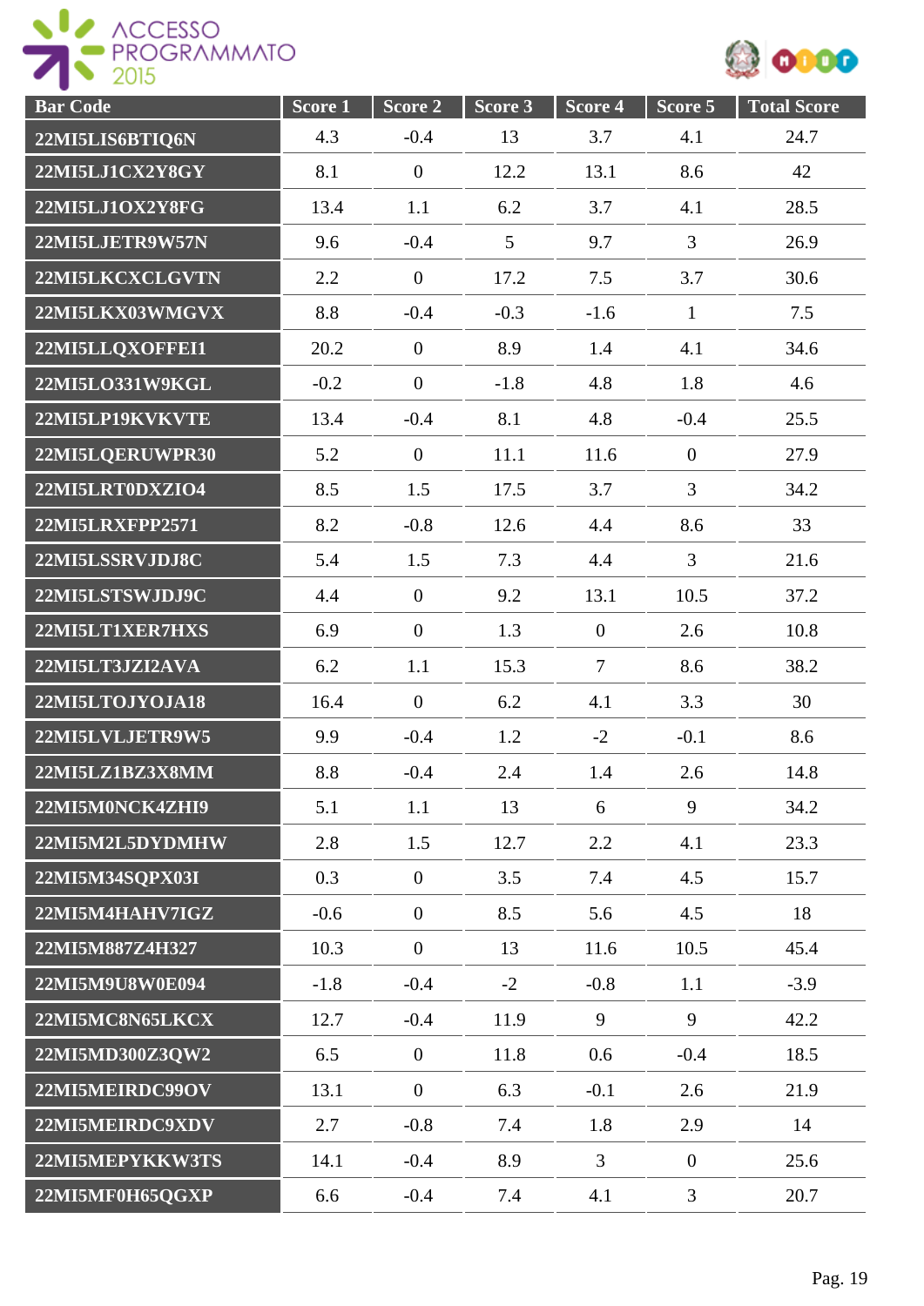| Bar Code | Score 1 | Score 2 | Score 3 | Score 4 | Score 5 | Total Score |
|---|---|---|---|---|---|---|
| 22MI5LIS6BTIQ6N | 4.3 | -0.4 | 13 | 3.7 | 4.1 | 24.7 |
| 22MI5LJ1CX2Y8GY | 8.1 | 0 | 12.2 | 13.1 | 8.6 | 42 |
| 22MI5LJ1OX2Y8FG | 13.4 | 1.1 | 6.2 | 3.7 | 4.1 | 28.5 |
| 22MI5LJETR9W57N | 9.6 | -0.4 | 5 | 9.7 | 3 | 26.9 |
| 22MI5LKCXCLGVTN | 2.2 | 0 | 17.2 | 7.5 | 3.7 | 30.6 |
| 22MI5LKX03WMGVX | 8.8 | -0.4 | -0.3 | -1.6 | 1 | 7.5 |
| 22MI5LLQXOFFEI1 | 20.2 | 0 | 8.9 | 1.4 | 4.1 | 34.6 |
| 22MI5LO331W9KGL | -0.2 | 0 | -1.8 | 4.8 | 1.8 | 4.6 |
| 22MI5LP19KVKVTE | 13.4 | -0.4 | 8.1 | 4.8 | -0.4 | 25.5 |
| 22MI5LQERUWPR30 | 5.2 | 0 | 11.1 | 11.6 | 0 | 27.9 |
| 22MI5LRT0DXZIO4 | 8.5 | 1.5 | 17.5 | 3.7 | 3 | 34.2 |
| 22MI5LRXFPP2571 | 8.2 | -0.8 | 12.6 | 4.4 | 8.6 | 33 |
| 22MI5LSSRVJDJ8C | 5.4 | 1.5 | 7.3 | 4.4 | 3 | 21.6 |
| 22MI5LSTSWJDJ9C | 4.4 | 0 | 9.2 | 13.1 | 10.5 | 37.2 |
| 22MI5LT1XER7HXS | 6.9 | 0 | 1.3 | 0 | 2.6 | 10.8 |
| 22MI5LT3JZI2AVA | 6.2 | 1.1 | 15.3 | 7 | 8.6 | 38.2 |
| 22MI5LTOJYOJA18 | 16.4 | 0 | 6.2 | 4.1 | 3.3 | 30 |
| 22MI5LVLJETR9W5 | 9.9 | -0.4 | 1.2 | -2 | -0.1 | 8.6 |
| 22MI5LZ1BZ3X8MM | 8.8 | -0.4 | 2.4 | 1.4 | 2.6 | 14.8 |
| 22MI5M0NCK4ZHI9 | 5.1 | 1.1 | 13 | 6 | 9 | 34.2 |
| 22MI5M2L5DYDMHW | 2.8 | 1.5 | 12.7 | 2.2 | 4.1 | 23.3 |
| 22MI5M34SQPX03I | 0.3 | 0 | 3.5 | 7.4 | 4.5 | 15.7 |
| 22MI5M4HAHV7IGZ | -0.6 | 0 | 8.5 | 5.6 | 4.5 | 18 |
| 22MI5M887Z4H327 | 10.3 | 0 | 13 | 11.6 | 10.5 | 45.4 |
| 22MI5M9U8W0E094 | -1.8 | -0.4 | -2 | -0.8 | 1.1 | -3.9 |
| 22MI5MC8N65LKCX | 12.7 | -0.4 | 11.9 | 9 | 9 | 42.2 |
| 22MI5MD300Z3QW2 | 6.5 | 0 | 11.8 | 0.6 | -0.4 | 18.5 |
| 22MI5MEIRDC99OV | 13.1 | 0 | 6.3 | -0.1 | 2.6 | 21.9 |
| 22MI5MEIRDC9XDV | 2.7 | -0.8 | 7.4 | 1.8 | 2.9 | 14 |
| 22MI5MEPYKKW3TS | 14.1 | -0.4 | 8.9 | 3 | 0 | 25.6 |
| 22MI5MF0H65QGXP | 6.6 | -0.4 | 7.4 | 4.1 | 3 | 20.7 |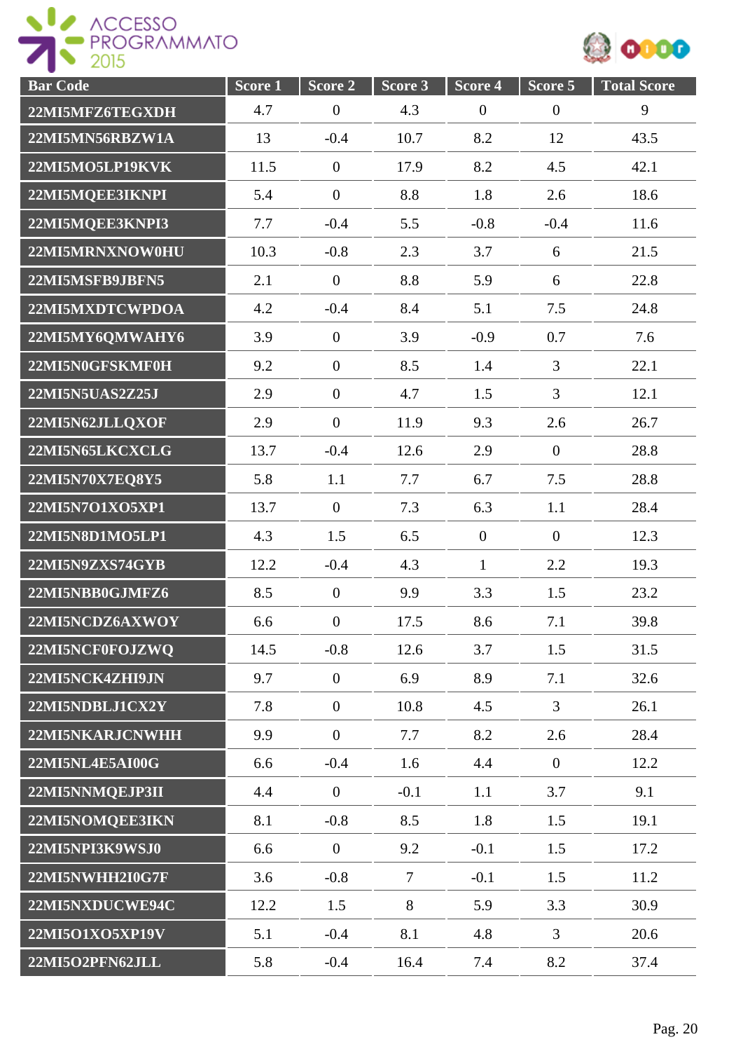| Bar Code | Score 1 | Score 2 | Score 3 | Score 4 | Score 5 | Total Score |
|---|---|---|---|---|---|---|
| 22MI5MFZ6TEGXDH | 4.7 | 0 | 4.3 | 0 | 0 | 9 |
| 22MI5MN56RBZW1A | 13 | -0.4 | 10.7 | 8.2 | 12 | 43.5 |
| 22MI5MO5LP19KVK | 11.5 | 0 | 17.9 | 8.2 | 4.5 | 42.1 |
| 22MI5MQEE3IKNPI | 5.4 | 0 | 8.8 | 1.8 | 2.6 | 18.6 |
| 22MI5MQEE3KNPI3 | 7.7 | -0.4 | 5.5 | -0.8 | -0.4 | 11.6 |
| 22MI5MRNXNOW0HU | 10.3 | -0.8 | 2.3 | 3.7 | 6 | 21.5 |
| 22MI5MSFB9JBFN5 | 2.1 | 0 | 8.8 | 5.9 | 6 | 22.8 |
| 22MI5MXDTCWPDOA | 4.2 | -0.4 | 8.4 | 5.1 | 7.5 | 24.8 |
| 22MI5MY6QMWAHY6 | 3.9 | 0 | 3.9 | -0.9 | 0.7 | 7.6 |
| 22MI5N0GFSKMF0H | 9.2 | 0 | 8.5 | 1.4 | 3 | 22.1 |
| 22MI5N5UAS2Z25J | 2.9 | 0 | 4.7 | 1.5 | 3 | 12.1 |
| 22MI5N62JLLQXOF | 2.9 | 0 | 11.9 | 9.3 | 2.6 | 26.7 |
| 22MI5N65LKCXCLG | 13.7 | -0.4 | 12.6 | 2.9 | 0 | 28.8 |
| 22MI5N70X7EQ8Y5 | 5.8 | 1.1 | 7.7 | 6.7 | 7.5 | 28.8 |
| 22MI5N7O1XO5XP1 | 13.7 | 0 | 7.3 | 6.3 | 1.1 | 28.4 |
| 22MI5N8D1MO5LP1 | 4.3 | 1.5 | 6.5 | 0 | 0 | 12.3 |
| 22MI5N9ZXS74GYB | 12.2 | -0.4 | 4.3 | 1 | 2.2 | 19.3 |
| 22MI5NBB0GJMFZ6 | 8.5 | 0 | 9.9 | 3.3 | 1.5 | 23.2 |
| 22MI5NCDZ6AXWOY | 6.6 | 0 | 17.5 | 8.6 | 7.1 | 39.8 |
| 22MI5NCF0FOJZWQ | 14.5 | -0.8 | 12.6 | 3.7 | 1.5 | 31.5 |
| 22MI5NCK4ZHI9JN | 9.7 | 0 | 6.9 | 8.9 | 7.1 | 32.6 |
| 22MI5NDBLJ1CX2Y | 7.8 | 0 | 10.8 | 4.5 | 3 | 26.1 |
| 22MI5NKARJCNWHH | 9.9 | 0 | 7.7 | 8.2 | 2.6 | 28.4 |
| 22MI5NL4E5AI00G | 6.6 | -0.4 | 1.6 | 4.4 | 0 | 12.2 |
| 22MI5NNMQEJP3II | 4.4 | 0 | -0.1 | 1.1 | 3.7 | 9.1 |
| 22MI5NOMQEE3IKN | 8.1 | -0.8 | 8.5 | 1.8 | 1.5 | 19.1 |
| 22MI5NPI3K9WSJ0 | 6.6 | 0 | 9.2 | -0.1 | 1.5 | 17.2 |
| 22MI5NWHH2I0G7F | 3.6 | -0.8 | 7 | -0.1 | 1.5 | 11.2 |
| 22MI5NXDUCWE94C | 12.2 | 1.5 | 8 | 5.9 | 3.3 | 30.9 |
| 22MI5O1XO5XP19V | 5.1 | -0.4 | 8.1 | 4.8 | 3 | 20.6 |
| 22MI5O2PFN62JLL | 5.8 | -0.4 | 16.4 | 7.4 | 8.2 | 37.4 |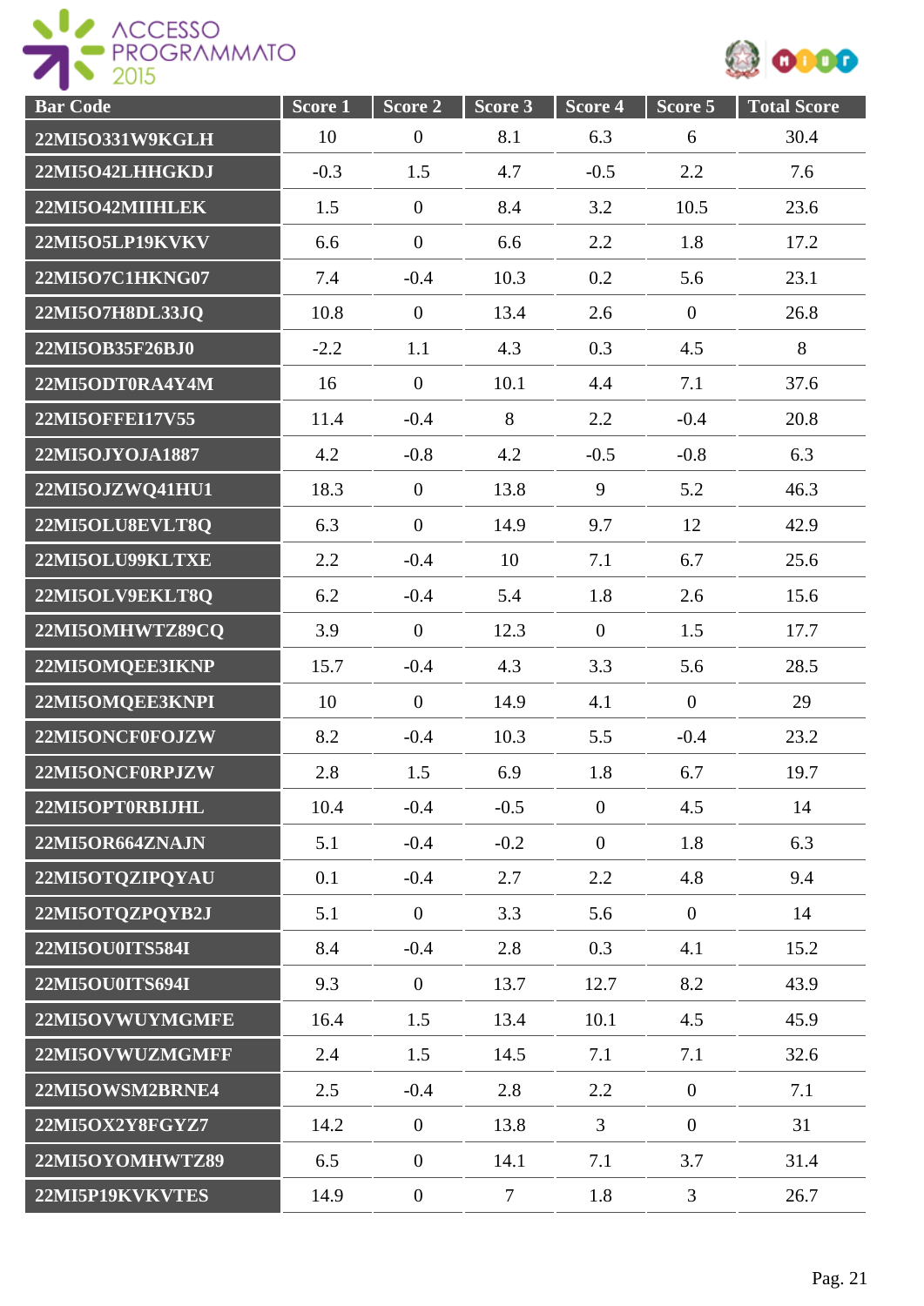| Bar Code | Score 1 | Score 2 | Score 3 | Score 4 | Score 5 | Total Score |
| --- | --- | --- | --- | --- | --- | --- |
| 22MI5O331W9KGLH | 10 | 0 | 8.1 | 6.3 | 6 | 30.4 |
| 22MI5O42LHHGKDJ | -0.3 | 1.5 | 4.7 | -0.5 | 2.2 | 7.6 |
| 22MI5O42MIIHLEK | 1.5 | 0 | 8.4 | 3.2 | 10.5 | 23.6 |
| 22MI5O5LP19KVKV | 6.6 | 0 | 6.6 | 2.2 | 1.8 | 17.2 |
| 22MI5O7C1HKNG07 | 7.4 | -0.4 | 10.3 | 0.2 | 5.6 | 23.1 |
| 22MI5O7H8DL33JQ | 10.8 | 0 | 13.4 | 2.6 | 0 | 26.8 |
| 22MI5OB35F26BJ0 | -2.2 | 1.1 | 4.3 | 0.3 | 4.5 | 8 |
| 22MI5ODT0RA4Y4M | 16 | 0 | 10.1 | 4.4 | 7.1 | 37.6 |
| 22MI5OFFEI17V55 | 11.4 | -0.4 | 8 | 2.2 | -0.4 | 20.8 |
| 22MI5OJYOJA1887 | 4.2 | -0.8 | 4.2 | -0.5 | -0.8 | 6.3 |
| 22MI5OJZWQ41HU1 | 18.3 | 0 | 13.8 | 9 | 5.2 | 46.3 |
| 22MI5OLU8EVLT8Q | 6.3 | 0 | 14.9 | 9.7 | 12 | 42.9 |
| 22MI5OLU99KLTXE | 2.2 | -0.4 | 10 | 7.1 | 6.7 | 25.6 |
| 22MI5OLV9EKLT8Q | 6.2 | -0.4 | 5.4 | 1.8 | 2.6 | 15.6 |
| 22MI5OMHWTZ89CQ | 3.9 | 0 | 12.3 | 0 | 1.5 | 17.7 |
| 22MI5OMQEE3IKNP | 15.7 | -0.4 | 4.3 | 3.3 | 5.6 | 28.5 |
| 22MI5OMQEE3KNPI | 10 | 0 | 14.9 | 4.1 | 0 | 29 |
| 22MI5ONCF0FOJZW | 8.2 | -0.4 | 10.3 | 5.5 | -0.4 | 23.2 |
| 22MI5ONCF0RPJZW | 2.8 | 1.5 | 6.9 | 1.8 | 6.7 | 19.7 |
| 22MI5OPT0RBIJHL | 10.4 | -0.4 | -0.5 | 0 | 4.5 | 14 |
| 22MI5OR664ZNAJN | 5.1 | -0.4 | -0.2 | 0 | 1.8 | 6.3 |
| 22MI5OTQZIPQYAU | 0.1 | -0.4 | 2.7 | 2.2 | 4.8 | 9.4 |
| 22MI5OTQZPQYB2J | 5.1 | 0 | 3.3 | 5.6 | 0 | 14 |
| 22MI5OU0ITS584I | 8.4 | -0.4 | 2.8 | 0.3 | 4.1 | 15.2 |
| 22MI5OU0ITS694I | 9.3 | 0 | 13.7 | 12.7 | 8.2 | 43.9 |
| 22MI5OVWUYMGMFE | 16.4 | 1.5 | 13.4 | 10.1 | 4.5 | 45.9 |
| 22MI5OVWUZMGMFF | 2.4 | 1.5 | 14.5 | 7.1 | 7.1 | 32.6 |
| 22MI5OWSM2BRNE4 | 2.5 | -0.4 | 2.8 | 2.2 | 0 | 7.1 |
| 22MI5OX2Y8FGYZ7 | 14.2 | 0 | 13.8 | 3 | 0 | 31 |
| 22MI5OYOMHWTZ89 | 6.5 | 0 | 14.1 | 7.1 | 3.7 | 31.4 |
| 22MI5P19KVKVTES | 14.9 | 0 | 7 | 1.8 | 3 | 26.7 |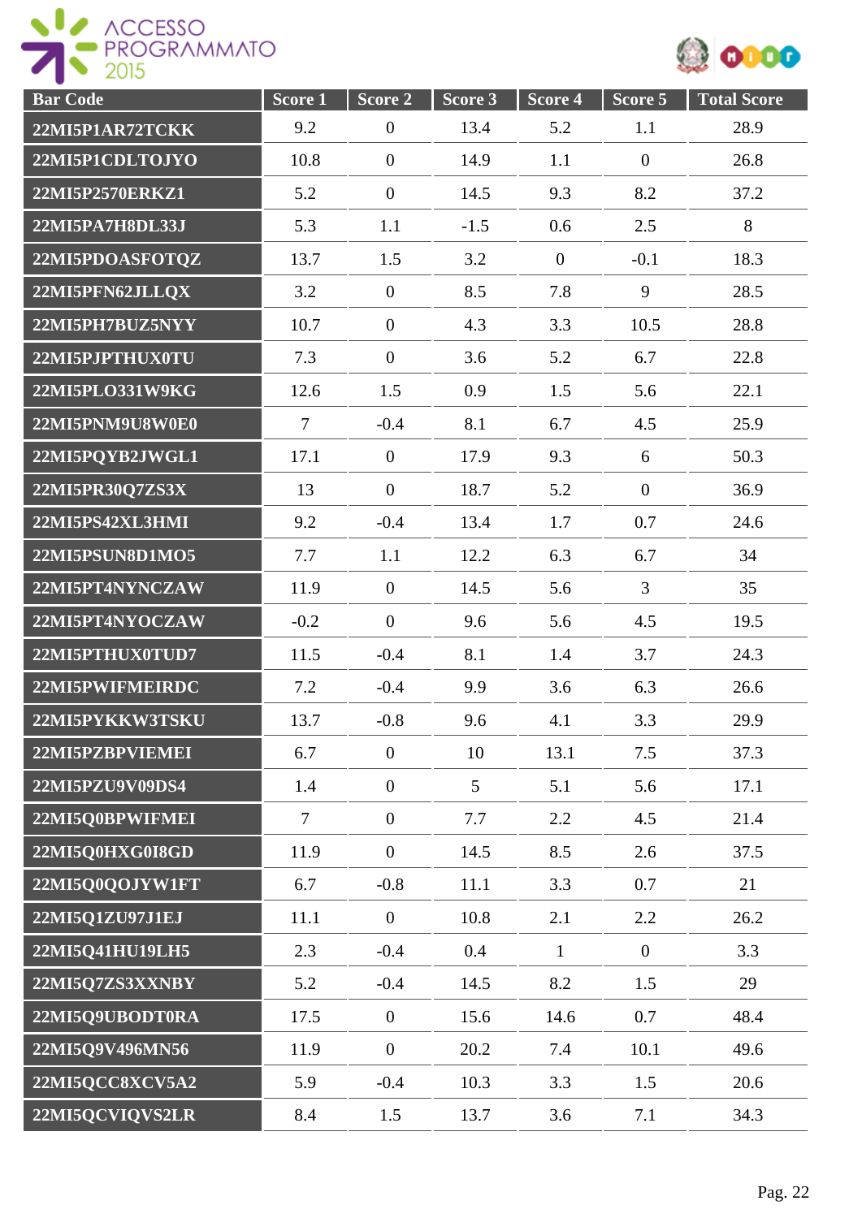| Bar Code | Score 1 | Score 2 | Score 3 | Score 4 | Score 5 | Total Score |
|---|---|---|---|---|---|---|
| 22MI5P1AR72TCKK | 9.2 | 0 | 13.4 | 5.2 | 1.1 | 28.9 |
| 22MI5P1CDLTOJYO | 10.8 | 0 | 14.9 | 1.1 | 0 | 26.8 |
| 22MI5P2570ERKZ1 | 5.2 | 0 | 14.5 | 9.3 | 8.2 | 37.2 |
| 22MI5PA7H8DL33J | 5.3 | 1.1 | -1.5 | 0.6 | 2.5 | 8 |
| 22MI5PDOASFOTQZ | 13.7 | 1.5 | 3.2 | 0 | -0.1 | 18.3 |
| 22MI5PFN62JLLQX | 3.2 | 0 | 8.5 | 7.8 | 9 | 28.5 |
| 22MI5PH7BUZ5NYY | 10.7 | 0 | 4.3 | 3.3 | 10.5 | 28.8 |
| 22MI5PJPTHUX0TU | 7.3 | 0 | 3.6 | 5.2 | 6.7 | 22.8 |
| 22MI5PLO331W9KG | 12.6 | 1.5 | 0.9 | 1.5 | 5.6 | 22.1 |
| 22MI5PNM9U8W0E0 | 7 | -0.4 | 8.1 | 6.7 | 4.5 | 25.9 |
| 22MI5PQYB2JWGL1 | 17.1 | 0 | 17.9 | 9.3 | 6 | 50.3 |
| 22MI5PR30Q7ZS3X | 13 | 0 | 18.7 | 5.2 | 0 | 36.9 |
| 22MI5PS42XL3HMI | 9.2 | -0.4 | 13.4 | 1.7 | 0.7 | 24.6 |
| 22MI5PSUN8D1MO5 | 7.7 | 1.1 | 12.2 | 6.3 | 6.7 | 34 |
| 22MI5PT4NYNCZAW | 11.9 | 0 | 14.5 | 5.6 | 3 | 35 |
| 22MI5PT4NYOCZAW | -0.2 | 0 | 9.6 | 5.6 | 4.5 | 19.5 |
| 22MI5PTHUX0TUD7 | 11.5 | -0.4 | 8.1 | 1.4 | 3.7 | 24.3 |
| 22MI5PWIFMEIRDC | 7.2 | -0.4 | 9.9 | 3.6 | 6.3 | 26.6 |
| 22MI5PYKKW3TSKU | 13.7 | -0.8 | 9.6 | 4.1 | 3.3 | 29.9 |
| 22MI5PZBPVIEMEI | 6.7 | 0 | 10 | 13.1 | 7.5 | 37.3 |
| 22MI5PZU9V09DS4 | 1.4 | 0 | 5 | 5.1 | 5.6 | 17.1 |
| 22MI5Q0BPWIFMEI | 7 | 0 | 7.7 | 2.2 | 4.5 | 21.4 |
| 22MI5Q0HXG0I8GD | 11.9 | 0 | 14.5 | 8.5 | 2.6 | 37.5 |
| 22MI5Q0QOJYW1FT | 6.7 | -0.8 | 11.1 | 3.3 | 0.7 | 21 |
| 22MI5Q1ZU97J1EJ | 11.1 | 0 | 10.8 | 2.1 | 2.2 | 26.2 |
| 22MI5Q41HU19LH5 | 2.3 | -0.4 | 0.4 | 1 | 0 | 3.3 |
| 22MI5Q7ZS3XXNBY | 5.2 | -0.4 | 14.5 | 8.2 | 1.5 | 29 |
| 22MI5Q9UBODT0RA | 17.5 | 0 | 15.6 | 14.6 | 0.7 | 48.4 |
| 22MI5Q9V496MN56 | 11.9 | 0 | 20.2 | 7.4 | 10.1 | 49.6 |
| 22MI5QCC8XCV5A2 | 5.9 | -0.4 | 10.3 | 3.3 | 1.5 | 20.6 |
| 22MI5QCVIQVS2LR | 8.4 | 1.5 | 13.7 | 3.6 | 7.1 | 34.3 |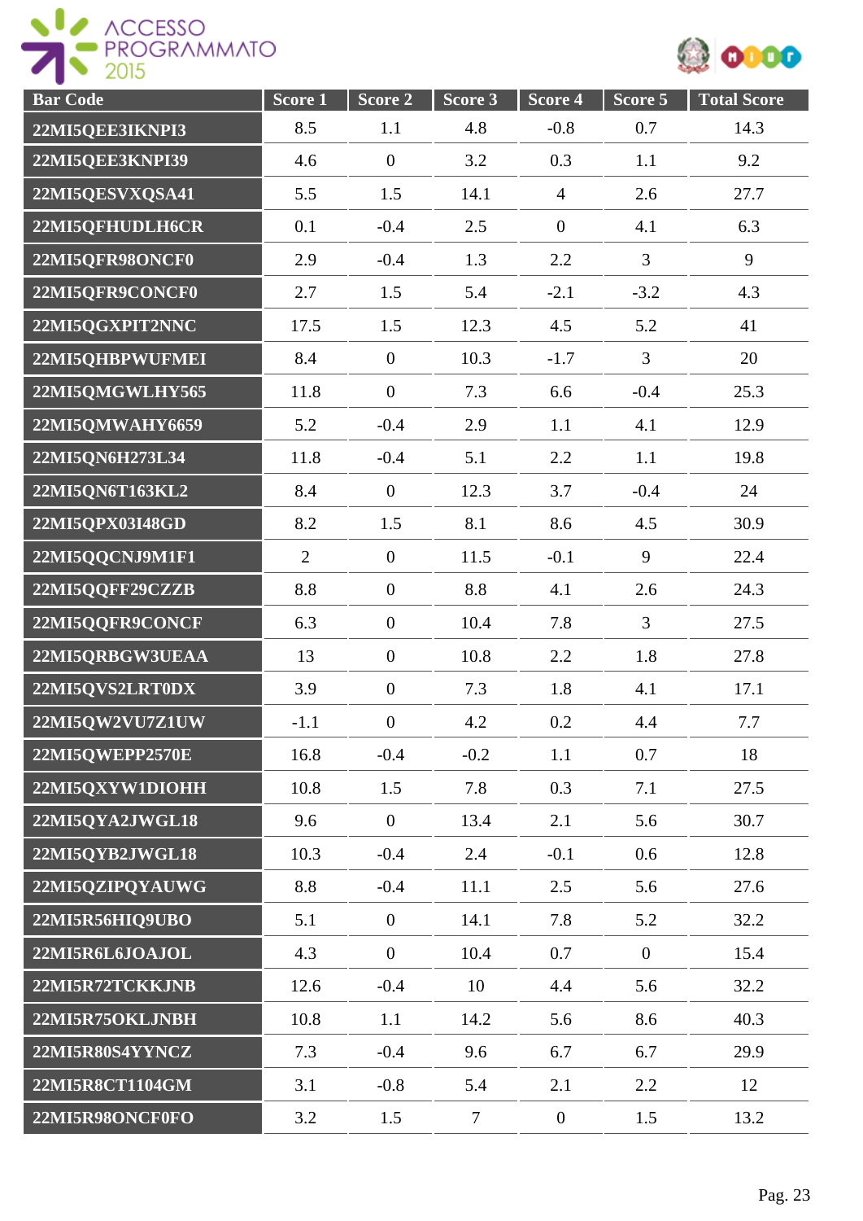| Bar Code | Score 1 | Score 2 | Score 3 | Score 4 | Score 5 | Total Score |
|---|---|---|---|---|---|---|
| 22MI5QEE3IKNPI3 | 8.5 | 1.1 | 4.8 | -0.8 | 0.7 | 14.3 |
| 22MI5QEE3KNPI39 | 4.6 | 0 | 3.2 | 0.3 | 1.1 | 9.2 |
| 22MI5QESVXQSA41 | 5.5 | 1.5 | 14.1 | 4 | 2.6 | 27.7 |
| 22MI5QFHUDLH6CR | 0.1 | -0.4 | 2.5 | 0 | 4.1 | 6.3 |
| 22MI5QFR98ONCF0 | 2.9 | -0.4 | 1.3 | 2.2 | 3 | 9 |
| 22MI5QFR9CONCF0 | 2.7 | 1.5 | 5.4 | -2.1 | -3.2 | 4.3 |
| 22MI5QGXPIT2NNC | 17.5 | 1.5 | 12.3 | 4.5 | 5.2 | 41 |
| 22MI5QHBPWUFMEI | 8.4 | 0 | 10.3 | -1.7 | 3 | 20 |
| 22MI5QMGWLHY565 | 11.8 | 0 | 7.3 | 6.6 | -0.4 | 25.3 |
| 22MI5QMWAHY6659 | 5.2 | -0.4 | 2.9 | 1.1 | 4.1 | 12.9 |
| 22MI5QN6H273L34 | 11.8 | -0.4 | 5.1 | 2.2 | 1.1 | 19.8 |
| 22MI5QN6T163KL2 | 8.4 | 0 | 12.3 | 3.7 | -0.4 | 24 |
| 22MI5QPX03I48GD | 8.2 | 1.5 | 8.1 | 8.6 | 4.5 | 30.9 |
| 22MI5QQCNJ9M1F1 | 2 | 0 | 11.5 | -0.1 | 9 | 22.4 |
| 22MI5QQFF29CZZB | 8.8 | 0 | 8.8 | 4.1 | 2.6 | 24.3 |
| 22MI5QQFR9CONCF | 6.3 | 0 | 10.4 | 7.8 | 3 | 27.5 |
| 22MI5QRBGW3UEAA | 13 | 0 | 10.8 | 2.2 | 1.8 | 27.8 |
| 22MI5QVS2LRT0DX | 3.9 | 0 | 7.3 | 1.8 | 4.1 | 17.1 |
| 22MI5QW2VU7Z1UW | -1.1 | 0 | 4.2 | 0.2 | 4.4 | 7.7 |
| 22MI5QWEPP2570E | 16.8 | -0.4 | -0.2 | 1.1 | 0.7 | 18 |
| 22MI5QXYW1DIOHH | 10.8 | 1.5 | 7.8 | 0.3 | 7.1 | 27.5 |
| 22MI5QYA2JWGL18 | 9.6 | 0 | 13.4 | 2.1 | 5.6 | 30.7 |
| 22MI5QYB2JWGL18 | 10.3 | -0.4 | 2.4 | -0.1 | 0.6 | 12.8 |
| 22MI5QZIPQYAUWG | 8.8 | -0.4 | 11.1 | 2.5 | 5.6 | 27.6 |
| 22MI5R56HIQ9UBO | 5.1 | 0 | 14.1 | 7.8 | 5.2 | 32.2 |
| 22MI5R6L6JOAJOL | 4.3 | 0 | 10.4 | 0.7 | 0 | 15.4 |
| 22MI5R72TCKKJNB | 12.6 | -0.4 | 10 | 4.4 | 5.6 | 32.2 |
| 22MI5R75OKLJNBH | 10.8 | 1.1 | 14.2 | 5.6 | 8.6 | 40.3 |
| 22MI5R80S4YYNCZ | 7.3 | -0.4 | 9.6 | 6.7 | 6.7 | 29.9 |
| 22MI5R8CT1104GM | 3.1 | -0.8 | 5.4 | 2.1 | 2.2 | 12 |
| 22MI5R98ONCF0FO | 3.2 | 1.5 | 7 | 0 | 1.5 | 13.2 |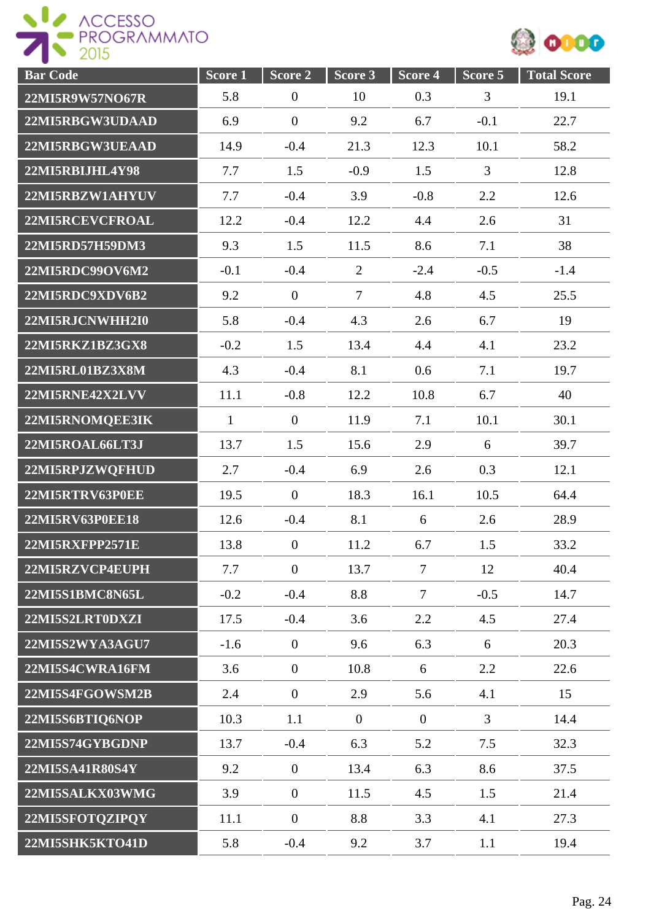| Bar Code | Score 1 | Score 2 | Score 3 | Score 4 | Score 5 | Total Score |
|---|---|---|---|---|---|---|
| 22MI5R9W57NO67R | 5.8 | 0 | 10 | 0.3 | 3 | 19.1 |
| 22MI5RBGW3UDAAD | 6.9 | 0 | 9.2 | 6.7 | -0.1 | 22.7 |
| 22MI5RBGW3UEAAD | 14.9 | -0.4 | 21.3 | 12.3 | 10.1 | 58.2 |
| 22MI5RBIJHL4Y98 | 7.7 | 1.5 | -0.9 | 1.5 | 3 | 12.8 |
| 22MI5RBZW1AHYUV | 7.7 | -0.4 | 3.9 | -0.8 | 2.2 | 12.6 |
| 22MI5RCEVCFROAL | 12.2 | -0.4 | 12.2 | 4.4 | 2.6 | 31 |
| 22MI5RD57H59DM3 | 9.3 | 1.5 | 11.5 | 8.6 | 7.1 | 38 |
| 22MI5RDC99OV6M2 | -0.1 | -0.4 | 2 | -2.4 | -0.5 | -1.4 |
| 22MI5RDC9XDV6B2 | 9.2 | 0 | 7 | 4.8 | 4.5 | 25.5 |
| 22MI5RJCNWHH2I0 | 5.8 | -0.4 | 4.3 | 2.6 | 6.7 | 19 |
| 22MI5RKZ1BZ3GX8 | -0.2 | 1.5 | 13.4 | 4.4 | 4.1 | 23.2 |
| 22MI5RL01BZ3X8M | 4.3 | -0.4 | 8.1 | 0.6 | 7.1 | 19.7 |
| 22MI5RNE42X2LVV | 11.1 | -0.8 | 12.2 | 10.8 | 6.7 | 40 |
| 22MI5RNOMQEE3IK | 1 | 0 | 11.9 | 7.1 | 10.1 | 30.1 |
| 22MI5ROAL66LT3J | 13.7 | 1.5 | 15.6 | 2.9 | 6 | 39.7 |
| 22MI5RPJZWQFHUD | 2.7 | -0.4 | 6.9 | 2.6 | 0.3 | 12.1 |
| 22MI5RTRV63P0EE | 19.5 | 0 | 18.3 | 16.1 | 10.5 | 64.4 |
| 22MI5RV63P0EE18 | 12.6 | -0.4 | 8.1 | 6 | 2.6 | 28.9 |
| 22MI5RXFPP2571E | 13.8 | 0 | 11.2 | 6.7 | 1.5 | 33.2 |
| 22MI5RZVCP4EUPH | 7.7 | 0 | 13.7 | 7 | 12 | 40.4 |
| 22MI5S1BMC8N65L | -0.2 | -0.4 | 8.8 | 7 | -0.5 | 14.7 |
| 22MI5S2LRT0DXZI | 17.5 | -0.4 | 3.6 | 2.2 | 4.5 | 27.4 |
| 22MI5S2WYA3AGU7 | -1.6 | 0 | 9.6 | 6.3 | 6 | 20.3 |
| 22MI5S4CWRA16FM | 3.6 | 0 | 10.8 | 6 | 2.2 | 22.6 |
| 22MI5S4FGOWSM2B | 2.4 | 0 | 2.9 | 5.6 | 4.1 | 15 |
| 22MI5S6BTIQ6NOP | 10.3 | 1.1 | 0 | 0 | 3 | 14.4 |
| 22MI5S74GYBGDNP | 13.7 | -0.4 | 6.3 | 5.2 | 7.5 | 32.3 |
| 22MI5SA41R80S4Y | 9.2 | 0 | 13.4 | 6.3 | 8.6 | 37.5 |
| 22MI5SALKX03WMG | 3.9 | 0 | 11.5 | 4.5 | 1.5 | 21.4 |
| 22MI5SFOTQZIPQY | 11.1 | 0 | 8.8 | 3.3 | 4.1 | 27.3 |
| 22MI5SHK5KTO41D | 5.8 | -0.4 | 9.2 | 3.7 | 1.1 | 19.4 |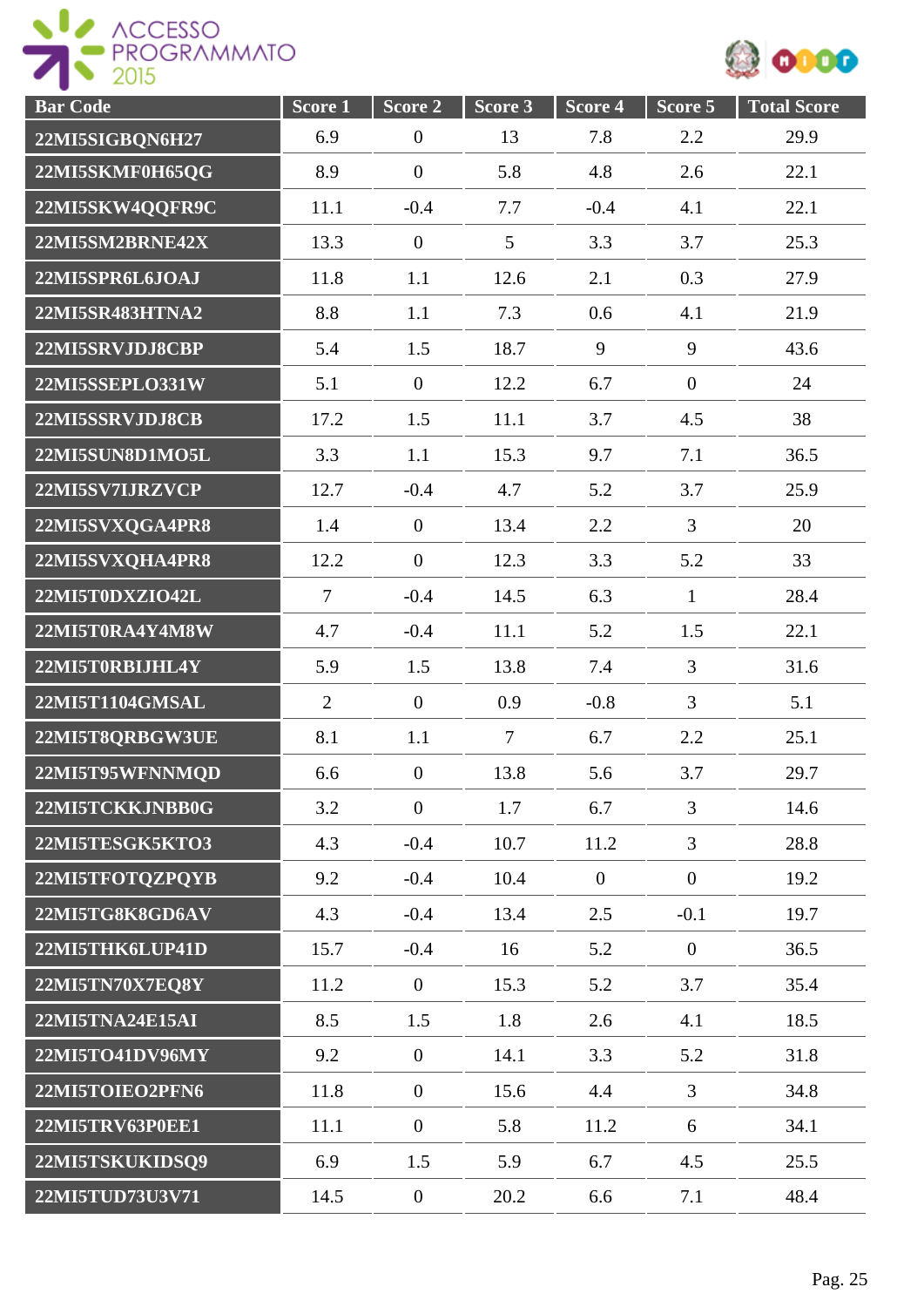| Bar Code | Score 1 | Score 2 | Score 3 | Score 4 | Score 5 | Total Score |
|---|---|---|---|---|---|---|
| 22MI5SIGBQN6H27 | 6.9 | 0 | 13 | 7.8 | 2.2 | 29.9 |
| 22MI5SKMF0H65QG | 8.9 | 0 | 5.8 | 4.8 | 2.6 | 22.1 |
| 22MI5SKW4QQFR9C | 11.1 | -0.4 | 7.7 | -0.4 | 4.1 | 22.1 |
| 22MI5SM2BRNE42X | 13.3 | 0 | 5 | 3.3 | 3.7 | 25.3 |
| 22MI5SPR6L6JOAJ | 11.8 | 1.1 | 12.6 | 2.1 | 0.3 | 27.9 |
| 22MI5SR483HTNA2 | 8.8 | 1.1 | 7.3 | 0.6 | 4.1 | 21.9 |
| 22MI5SRVJDJ8CBP | 5.4 | 1.5 | 18.7 | 9 | 9 | 43.6 |
| 22MI5SSEPLO331W | 5.1 | 0 | 12.2 | 6.7 | 0 | 24 |
| 22MI5SSRVJDJ8CB | 17.2 | 1.5 | 11.1 | 3.7 | 4.5 | 38 |
| 22MI5SUN8D1MO5L | 3.3 | 1.1 | 15.3 | 9.7 | 7.1 | 36.5 |
| 22MI5SV7IJRZVCP | 12.7 | -0.4 | 4.7 | 5.2 | 3.7 | 25.9 |
| 22MI5SVXQGA4PR8 | 1.4 | 0 | 13.4 | 2.2 | 3 | 20 |
| 22MI5SVXQHA4PR8 | 12.2 | 0 | 12.3 | 3.3 | 5.2 | 33 |
| 22MI5T0DXZIO42L | 7 | -0.4 | 14.5 | 6.3 | 1 | 28.4 |
| 22MI5T0RA4Y4M8W | 4.7 | -0.4 | 11.1 | 5.2 | 1.5 | 22.1 |
| 22MI5T0RBIJHL4Y | 5.9 | 1.5 | 13.8 | 7.4 | 3 | 31.6 |
| 22MI5T1104GMSAL | 2 | 0 | 0.9 | -0.8 | 3 | 5.1 |
| 22MI5T8QRBGW3UE | 8.1 | 1.1 | 7 | 6.7 | 2.2 | 25.1 |
| 22MI5T95WFNNMQD | 6.6 | 0 | 13.8 | 5.6 | 3.7 | 29.7 |
| 22MI5TCKKJNBB0G | 3.2 | 0 | 1.7 | 6.7 | 3 | 14.6 |
| 22MI5TESGK5KTO3 | 4.3 | -0.4 | 10.7 | 11.2 | 3 | 28.8 |
| 22MI5TFOTQZPQYB | 9.2 | -0.4 | 10.4 | 0 | 0 | 19.2 |
| 22MI5TG8K8GD6AV | 4.3 | -0.4 | 13.4 | 2.5 | -0.1 | 19.7 |
| 22MI5THK6LUP41D | 15.7 | -0.4 | 16 | 5.2 | 0 | 36.5 |
| 22MI5TN70X7EQ8Y | 11.2 | 0 | 15.3 | 5.2 | 3.7 | 35.4 |
| 22MI5TNA24E15AI | 8.5 | 1.5 | 1.8 | 2.6 | 4.1 | 18.5 |
| 22MI5TO41DV96MY | 9.2 | 0 | 14.1 | 3.3 | 5.2 | 31.8 |
| 22MI5TOIEO2PFN6 | 11.8 | 0 | 15.6 | 4.4 | 3 | 34.8 |
| 22MI5TRV63P0EE1 | 11.1 | 0 | 5.8 | 11.2 | 6 | 34.1 |
| 22MI5TSKUKIDSQ9 | 6.9 | 1.5 | 5.9 | 6.7 | 4.5 | 25.5 |
| 22MI5TUD73U3V71 | 14.5 | 0 | 20.2 | 6.6 | 7.1 | 48.4 |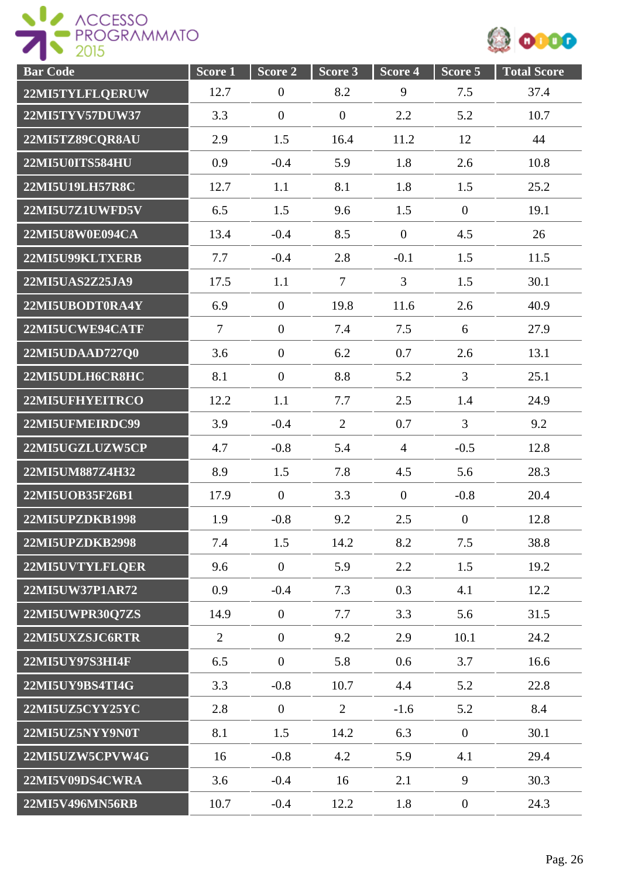| Bar Code | Score 1 | Score 2 | Score 3 | Score 4 | Score 5 | Total Score |
|---|---|---|---|---|---|---|
| 22MI5TYLFLQERUW | 12.7 | 0 | 8.2 | 9 | 7.5 | 37.4 |
| 22MI5TYV57DUW37 | 3.3 | 0 | 0 | 2.2 | 5.2 | 10.7 |
| 22MI5TZ89CQR8AU | 2.9 | 1.5 | 16.4 | 11.2 | 12 | 44 |
| 22MI5U0ITS584HU | 0.9 | -0.4 | 5.9 | 1.8 | 2.6 | 10.8 |
| 22MI5U19LH57R8C | 12.7 | 1.1 | 8.1 | 1.8 | 1.5 | 25.2 |
| 22MI5U7Z1UWFD5V | 6.5 | 1.5 | 9.6 | 1.5 | 0 | 19.1 |
| 22MI5U8W0E094CA | 13.4 | -0.4 | 8.5 | 0 | 4.5 | 26 |
| 22MI5U99KLTXERB | 7.7 | -0.4 | 2.8 | -0.1 | 1.5 | 11.5 |
| 22MI5UAS2Z25JA9 | 17.5 | 1.1 | 7 | 3 | 1.5 | 30.1 |
| 22MI5UBODT0RA4Y | 6.9 | 0 | 19.8 | 11.6 | 2.6 | 40.9 |
| 22MI5UCWE94CATF | 7 | 0 | 7.4 | 7.5 | 6 | 27.9 |
| 22MI5UDAAD727Q0 | 3.6 | 0 | 6.2 | 0.7 | 2.6 | 13.1 |
| 22MI5UDLH6CR8HC | 8.1 | 0 | 8.8 | 5.2 | 3 | 25.1 |
| 22MI5UFHYEITRCO | 12.2 | 1.1 | 7.7 | 2.5 | 1.4 | 24.9 |
| 22MI5UFMEIRDC99 | 3.9 | -0.4 | 2 | 0.7 | 3 | 9.2 |
| 22MI5UGZLUZW5CP | 4.7 | -0.8 | 5.4 | 4 | -0.5 | 12.8 |
| 22MI5UM887Z4H32 | 8.9 | 1.5 | 7.8 | 4.5 | 5.6 | 28.3 |
| 22MI5UOB35F26B1 | 17.9 | 0 | 3.3 | 0 | -0.8 | 20.4 |
| 22MI5UPZDKB1998 | 1.9 | -0.8 | 9.2 | 2.5 | 0 | 12.8 |
| 22MI5UPZDKB2998 | 7.4 | 1.5 | 14.2 | 8.2 | 7.5 | 38.8 |
| 22MI5UVTYLFLQER | 9.6 | 0 | 5.9 | 2.2 | 1.5 | 19.2 |
| 22MI5UW37P1AR72 | 0.9 | -0.4 | 7.3 | 0.3 | 4.1 | 12.2 |
| 22MI5UWPR30Q7ZS | 14.9 | 0 | 7.7 | 3.3 | 5.6 | 31.5 |
| 22MI5UXZSJC6RTR | 2 | 0 | 9.2 | 2.9 | 10.1 | 24.2 |
| 22MI5UY97S3HI4F | 6.5 | 0 | 5.8 | 0.6 | 3.7 | 16.6 |
| 22MI5UY9BS4TI4G | 3.3 | -0.8 | 10.7 | 4.4 | 5.2 | 22.8 |
| 22MI5UZ5CYY25YC | 2.8 | 0 | 2 | -1.6 | 5.2 | 8.4 |
| 22MI5UZ5NYY9N0T | 8.1 | 1.5 | 14.2 | 6.3 | 0 | 30.1 |
| 22MI5UZW5CPVW4G | 16 | -0.8 | 4.2 | 5.9 | 4.1 | 29.4 |
| 22MI5V09DS4CWRA | 3.6 | -0.4 | 16 | 2.1 | 9 | 30.3 |
| 22MI5V496MN56RB | 10.7 | -0.4 | 12.2 | 1.8 | 0 | 24.3 |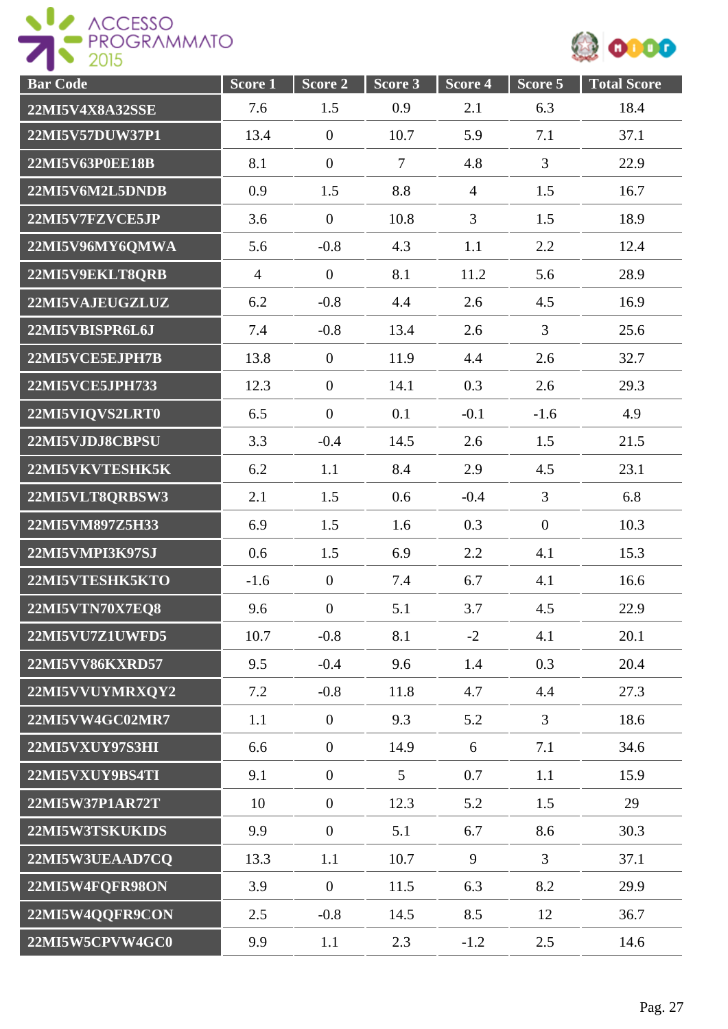| Bar Code | Score 1 | Score 2 | Score 3 | Score 4 | Score 5 | Total Score |
|---|---|---|---|---|---|---|
| 22MI5V4X8A32SSE | 7.6 | 1.5 | 0.9 | 2.1 | 6.3 | 18.4 |
| 22MI5V57DUW37P1 | 13.4 | 0 | 10.7 | 5.9 | 7.1 | 37.1 |
| 22MI5V63P0EE18B | 8.1 | 0 | 7 | 4.8 | 3 | 22.9 |
| 22MI5V6M2L5DNDB | 0.9 | 1.5 | 8.8 | 4 | 1.5 | 16.7 |
| 22MI5V7FZVCE5JP | 3.6 | 0 | 10.8 | 3 | 1.5 | 18.9 |
| 22MI5V96MY6QMWA | 5.6 | -0.8 | 4.3 | 1.1 | 2.2 | 12.4 |
| 22MI5V9EKLT8QRB | 4 | 0 | 8.1 | 11.2 | 5.6 | 28.9 |
| 22MI5VAJEUGZLUZ | 6.2 | -0.8 | 4.4 | 2.6 | 4.5 | 16.9 |
| 22MI5VBISPR6L6J | 7.4 | -0.8 | 13.4 | 2.6 | 3 | 25.6 |
| 22MI5VCE5EJPH7B | 13.8 | 0 | 11.9 | 4.4 | 2.6 | 32.7 |
| 22MI5VCE5JPH733 | 12.3 | 0 | 14.1 | 0.3 | 2.6 | 29.3 |
| 22MI5VIQVS2LRT0 | 6.5 | 0 | 0.1 | -0.1 | -1.6 | 4.9 |
| 22MI5VJDJ8CBPSU | 3.3 | -0.4 | 14.5 | 2.6 | 1.5 | 21.5 |
| 22MI5VKVTESHK5K | 6.2 | 1.1 | 8.4 | 2.9 | 4.5 | 23.1 |
| 22MI5VLT8QRBSW3 | 2.1 | 1.5 | 0.6 | -0.4 | 3 | 6.8 |
| 22MI5VM897Z5H33 | 6.9 | 1.5 | 1.6 | 0.3 | 0 | 10.3 |
| 22MI5VMPI3K97SJ | 0.6 | 1.5 | 6.9 | 2.2 | 4.1 | 15.3 |
| 22MI5VTESHK5KTO | -1.6 | 0 | 7.4 | 6.7 | 4.1 | 16.6 |
| 22MI5VTN70X7EQ8 | 9.6 | 0 | 5.1 | 3.7 | 4.5 | 22.9 |
| 22MI5VU7Z1UWFD5 | 10.7 | -0.8 | 8.1 | -2 | 4.1 | 20.1 |
| 22MI5VV86KXRD57 | 9.5 | -0.4 | 9.6 | 1.4 | 0.3 | 20.4 |
| 22MI5VVUYMRXQY2 | 7.2 | -0.8 | 11.8 | 4.7 | 4.4 | 27.3 |
| 22MI5VW4GC02MR7 | 1.1 | 0 | 9.3 | 5.2 | 3 | 18.6 |
| 22MI5VXUY97S3HI | 6.6 | 0 | 14.9 | 6 | 7.1 | 34.6 |
| 22MI5VXUY9BS4TI | 9.1 | 0 | 5 | 0.7 | 1.1 | 15.9 |
| 22MI5W37P1AR72T | 10 | 0 | 12.3 | 5.2 | 1.5 | 29 |
| 22MI5W3TSKUKIDS | 9.9 | 0 | 5.1 | 6.7 | 8.6 | 30.3 |
| 22MI5W3UEAAD7CQ | 13.3 | 1.1 | 10.7 | 9 | 3 | 37.1 |
| 22MI5W4FQFR98ON | 3.9 | 0 | 11.5 | 6.3 | 8.2 | 29.9 |
| 22MI5W4QQFR9CON | 2.5 | -0.8 | 14.5 | 8.5 | 12 | 36.7 |
| 22MI5W5CPVW4GC0 | 9.9 | 1.1 | 2.3 | -1.2 | 2.5 | 14.6 |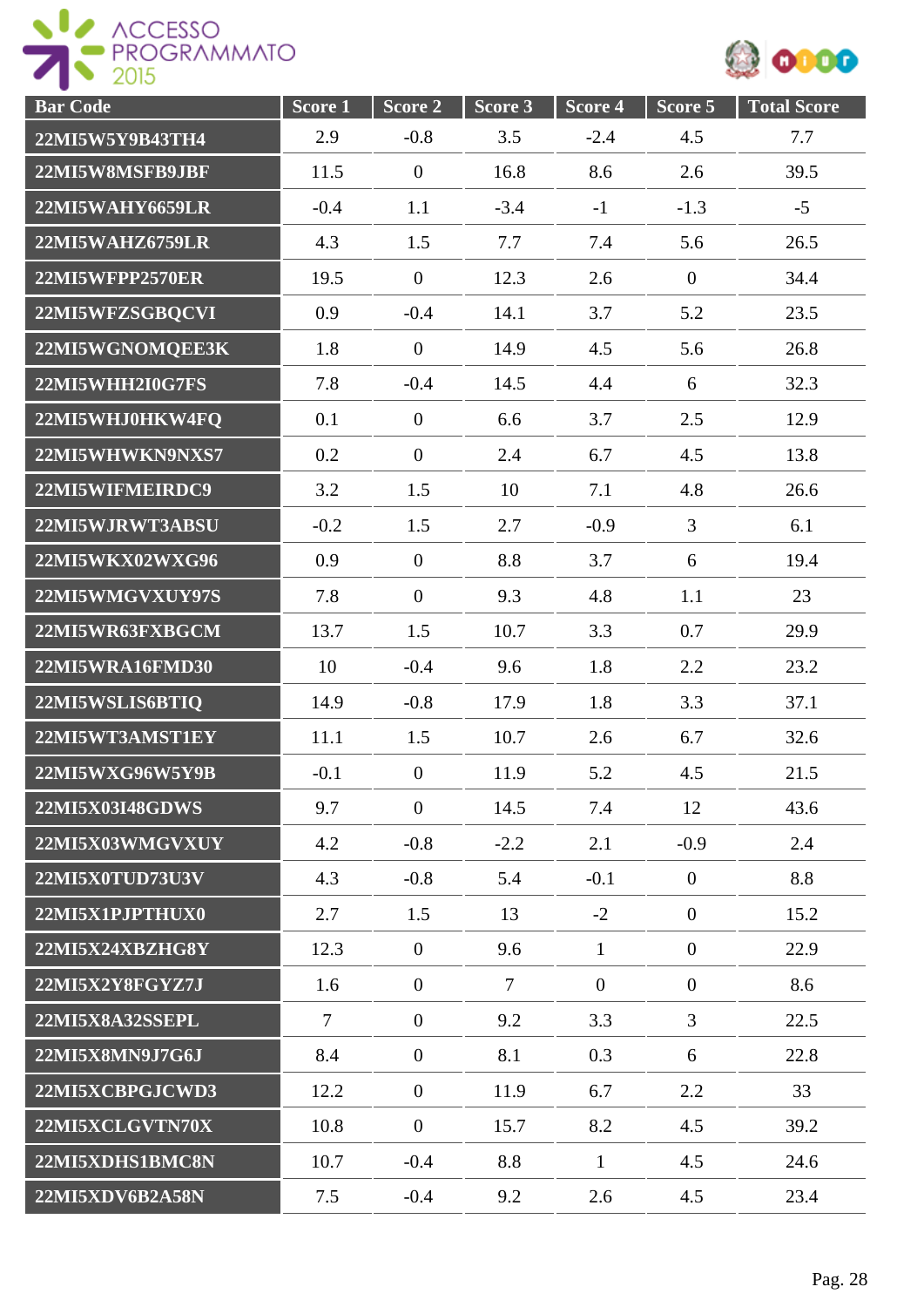| Bar Code | Score 1 | Score 2 | Score 3 | Score 4 | Score 5 | Total Score |
|---|---|---|---|---|---|---|
| 22MI5W5Y9B43TH4 | 2.9 | -0.8 | 3.5 | -2.4 | 4.5 | 7.7 |
| 22MI5W8MSFB9JBF | 11.5 | 0 | 16.8 | 8.6 | 2.6 | 39.5 |
| 22MI5WAHY6659LR | -0.4 | 1.1 | -3.4 | -1 | -1.3 | -5 |
| 22MI5WAHZ6759LR | 4.3 | 1.5 | 7.7 | 7.4 | 5.6 | 26.5 |
| 22MI5WFPP2570ER | 19.5 | 0 | 12.3 | 2.6 | 0 | 34.4 |
| 22MI5WFZSGBQCVI | 0.9 | -0.4 | 14.1 | 3.7 | 5.2 | 23.5 |
| 22MI5WGNOMQEE3K | 1.8 | 0 | 14.9 | 4.5 | 5.6 | 26.8 |
| 22MI5WHH2I0G7FS | 7.8 | -0.4 | 14.5 | 4.4 | 6 | 32.3 |
| 22MI5WHJ0HKW4FQ | 0.1 | 0 | 6.6 | 3.7 | 2.5 | 12.9 |
| 22MI5WHWKN9NXS7 | 0.2 | 0 | 2.4 | 6.7 | 4.5 | 13.8 |
| 22MI5WIFMEIRDC9 | 3.2 | 1.5 | 10 | 7.1 | 4.8 | 26.6 |
| 22MI5WJRWT3ABSU | -0.2 | 1.5 | 2.7 | -0.9 | 3 | 6.1 |
| 22MI5WKX02WXG96 | 0.9 | 0 | 8.8 | 3.7 | 6 | 19.4 |
| 22MI5WMGVXUY97S | 7.8 | 0 | 9.3 | 4.8 | 1.1 | 23 |
| 22MI5WR63FXBGCM | 13.7 | 1.5 | 10.7 | 3.3 | 0.7 | 29.9 |
| 22MI5WRA16FMD30 | 10 | -0.4 | 9.6 | 1.8 | 2.2 | 23.2 |
| 22MI5WSLIS6BTIQ | 14.9 | -0.8 | 17.9 | 1.8 | 3.3 | 37.1 |
| 22MI5WT3AMST1EY | 11.1 | 1.5 | 10.7 | 2.6 | 6.7 | 32.6 |
| 22MI5WXG96W5Y9B | -0.1 | 0 | 11.9 | 5.2 | 4.5 | 21.5 |
| 22MI5X03I48GDWS | 9.7 | 0 | 14.5 | 7.4 | 12 | 43.6 |
| 22MI5X03WMGVXUY | 4.2 | -0.8 | -2.2 | 2.1 | -0.9 | 2.4 |
| 22MI5X0TUD73U3V | 4.3 | -0.8 | 5.4 | -0.1 | 0 | 8.8 |
| 22MI5X1PJPTHUX0 | 2.7 | 1.5 | 13 | -2 | 0 | 15.2 |
| 22MI5X24XBZHG8Y | 12.3 | 0 | 9.6 | 1 | 0 | 22.9 |
| 22MI5X2Y8FGYZ7J | 1.6 | 0 | 7 | 0 | 0 | 8.6 |
| 22MI5X8A32SSEPL | 7 | 0 | 9.2 | 3.3 | 3 | 22.5 |
| 22MI5X8MN9J7G6J | 8.4 | 0 | 8.1 | 0.3 | 6 | 22.8 |
| 22MI5XCBPGJCWD3 | 12.2 | 0 | 11.9 | 6.7 | 2.2 | 33 |
| 22MI5XCLGVTN70X | 10.8 | 0 | 15.7 | 8.2 | 4.5 | 39.2 |
| 22MI5XDHS1BMC8N | 10.7 | -0.4 | 8.8 | 1 | 4.5 | 24.6 |
| 22MI5XDV6B2A58N | 7.5 | -0.4 | 9.2 | 2.6 | 4.5 | 23.4 |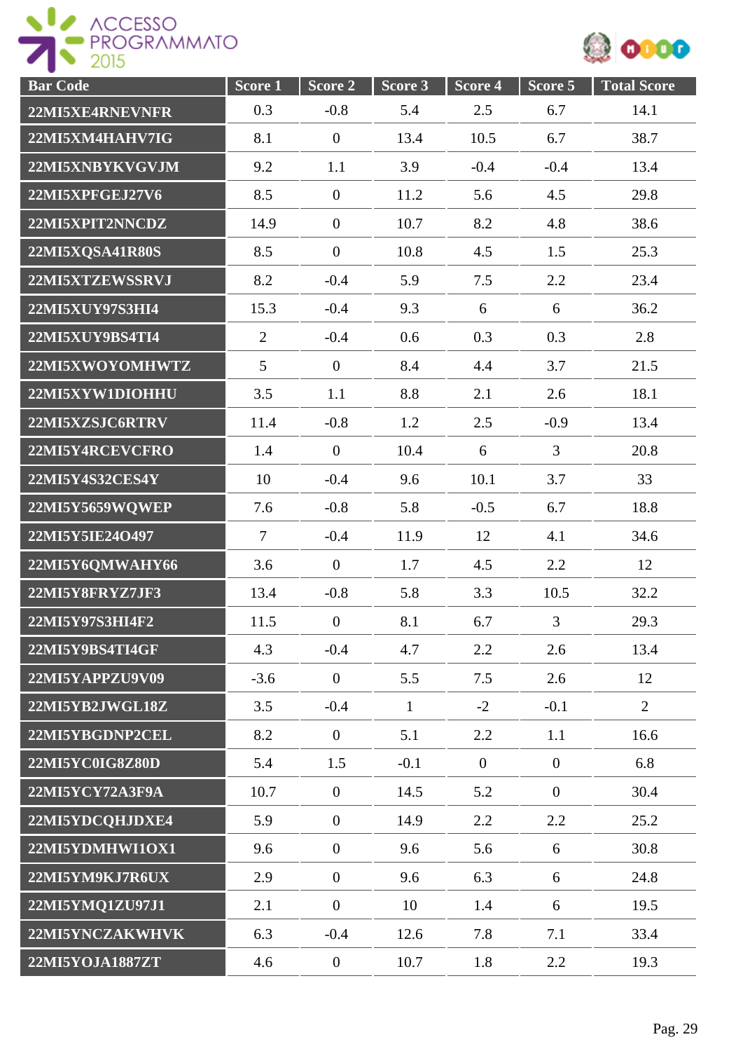| Bar Code | Score 1 | Score 2 | Score 3 | Score 4 | Score 5 | Total Score |
|---|---|---|---|---|---|---|
| 22MI5XE4RNEVNFR | 0.3 | -0.8 | 5.4 | 2.5 | 6.7 | 14.1 |
| 22MI5XM4HAHV7IG | 8.1 | 0 | 13.4 | 10.5 | 6.7 | 38.7 |
| 22MI5XNBYKVGVJM | 9.2 | 1.1 | 3.9 | -0.4 | -0.4 | 13.4 |
| 22MI5XPFGEJ27V6 | 8.5 | 0 | 11.2 | 5.6 | 4.5 | 29.8 |
| 22MI5XPIT2NNCDZ | 14.9 | 0 | 10.7 | 8.2 | 4.8 | 38.6 |
| 22MI5XQSA41R80S | 8.5 | 0 | 10.8 | 4.5 | 1.5 | 25.3 |
| 22MI5XTZEWSSRVJ | 8.2 | -0.4 | 5.9 | 7.5 | 2.2 | 23.4 |
| 22MI5XUY97S3HI4 | 15.3 | -0.4 | 9.3 | 6 | 6 | 36.2 |
| 22MI5XUY9BS4TI4 | 2 | -0.4 | 0.6 | 0.3 | 0.3 | 2.8 |
| 22MI5XWOYOMHWTZ | 5 | 0 | 8.4 | 4.4 | 3.7 | 21.5 |
| 22MI5XYW1DIOHHU | 3.5 | 1.1 | 8.8 | 2.1 | 2.6 | 18.1 |
| 22MI5XZSJC6RTRV | 11.4 | -0.8 | 1.2 | 2.5 | -0.9 | 13.4 |
| 22MI5Y4RCEVCFRO | 1.4 | 0 | 10.4 | 6 | 3 | 20.8 |
| 22MI5Y4S32CES4Y | 10 | -0.4 | 9.6 | 10.1 | 3.7 | 33 |
| 22MI5Y5659WQWEP | 7.6 | -0.8 | 5.8 | -0.5 | 6.7 | 18.8 |
| 22MI5Y5IE24O497 | 7 | -0.4 | 11.9 | 12 | 4.1 | 34.6 |
| 22MI5Y6QMWAHY66 | 3.6 | 0 | 1.7 | 4.5 | 2.2 | 12 |
| 22MI5Y8FRYZ7JF3 | 13.4 | -0.8 | 5.8 | 3.3 | 10.5 | 32.2 |
| 22MI5Y97S3HI4F2 | 11.5 | 0 | 8.1 | 6.7 | 3 | 29.3 |
| 22MI5Y9BS4TI4GF | 4.3 | -0.4 | 4.7 | 2.2 | 2.6 | 13.4 |
| 22MI5YAPPZU9V09 | -3.6 | 0 | 5.5 | 7.5 | 2.6 | 12 |
| 22MI5YB2JWGL18Z | 3.5 | -0.4 | 1 | -2 | -0.1 | 2 |
| 22MI5YBGDNP2CEL | 8.2 | 0 | 5.1 | 2.2 | 1.1 | 16.6 |
| 22MI5YC0IG8Z80D | 5.4 | 1.5 | -0.1 | 0 | 0 | 6.8 |
| 22MI5YCY72A3F9A | 10.7 | 0 | 14.5 | 5.2 | 0 | 30.4 |
| 22MI5YDCQHJDXE4 | 5.9 | 0 | 14.9 | 2.2 | 2.2 | 25.2 |
| 22MI5YDMHWI1OX1 | 9.6 | 0 | 9.6 | 5.6 | 6 | 30.8 |
| 22MI5YM9KJ7R6UX | 2.9 | 0 | 9.6 | 6.3 | 6 | 24.8 |
| 22MI5YMQ1ZU97J1 | 2.1 | 0 | 10 | 1.4 | 6 | 19.5 |
| 22MI5YNCZAKWHVK | 6.3 | -0.4 | 12.6 | 7.8 | 7.1 | 33.4 |
| 22MI5YOJA1887ZT | 4.6 | 0 | 10.7 | 1.8 | 2.2 | 19.3 |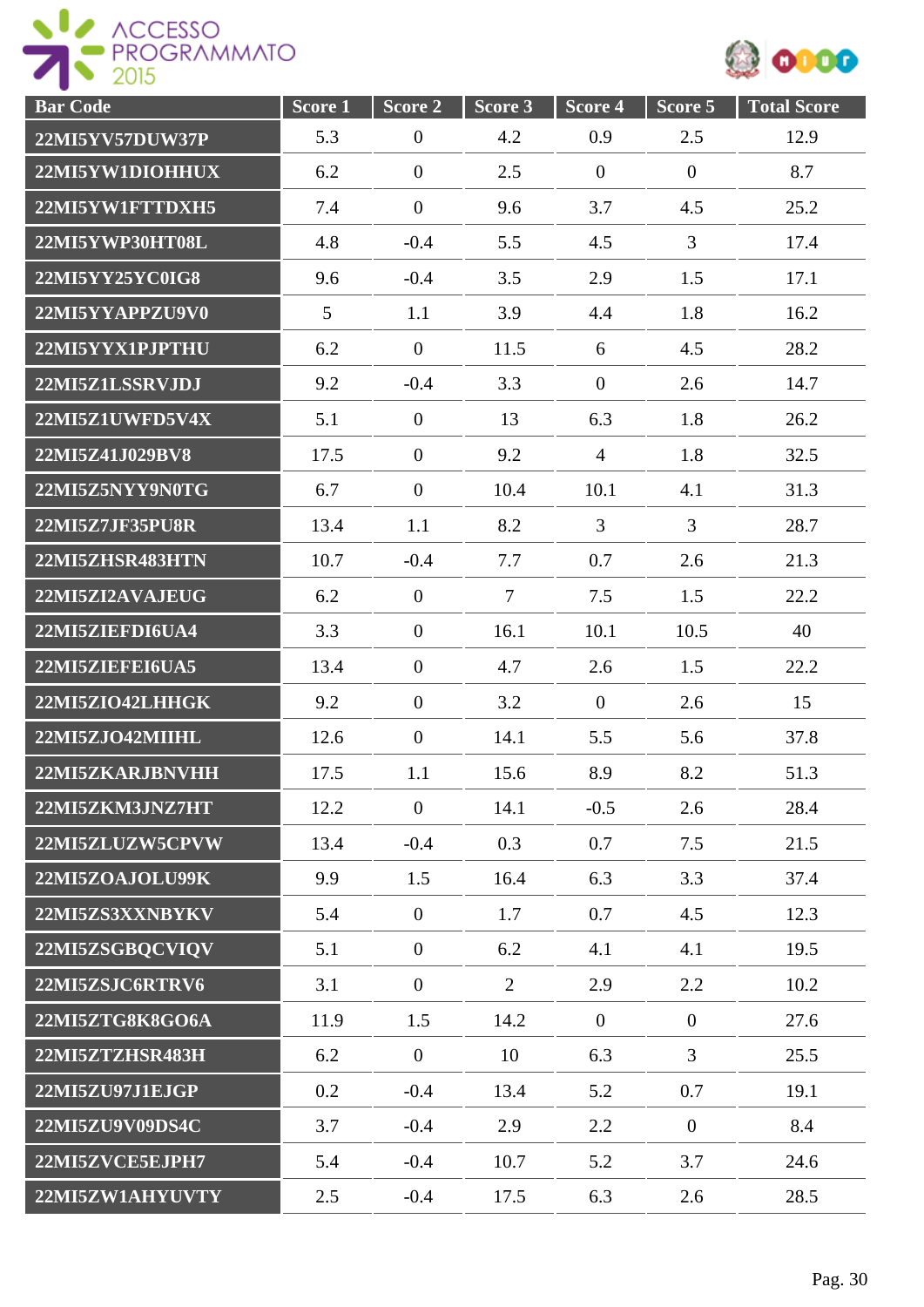| Bar Code | Score 1 | Score 2 | Score 3 | Score 4 | Score 5 | Total Score |
|---|---|---|---|---|---|---|
| 22MI5YV57DUW37P | 5.3 | 0 | 4.2 | 0.9 | 2.5 | 12.9 |
| 22MI5YW1DIOHHUX | 6.2 | 0 | 2.5 | 0 | 0 | 8.7 |
| 22MI5YW1FTTDXH5 | 7.4 | 0 | 9.6 | 3.7 | 4.5 | 25.2 |
| 22MI5YWP30HT08L | 4.8 | -0.4 | 5.5 | 4.5 | 3 | 17.4 |
| 22MI5YY25YC0IG8 | 9.6 | -0.4 | 3.5 | 2.9 | 1.5 | 17.1 |
| 22MI5YYAPPZU9V0 | 5 | 1.1 | 3.9 | 4.4 | 1.8 | 16.2 |
| 22MI5YYX1PJPTHU | 6.2 | 0 | 11.5 | 6 | 4.5 | 28.2 |
| 22MI5Z1LSSRVJDJ | 9.2 | -0.4 | 3.3 | 0 | 2.6 | 14.7 |
| 22MI5Z1UWFD5V4X | 5.1 | 0 | 13 | 6.3 | 1.8 | 26.2 |
| 22MI5Z41J029BV8 | 17.5 | 0 | 9.2 | 4 | 1.8 | 32.5 |
| 22MI5Z5NYY9N0TG | 6.7 | 0 | 10.4 | 10.1 | 4.1 | 31.3 |
| 22MI5Z7JF35PU8R | 13.4 | 1.1 | 8.2 | 3 | 3 | 28.7 |
| 22MI5ZHSR483HTN | 10.7 | -0.4 | 7.7 | 0.7 | 2.6 | 21.3 |
| 22MI5ZI2AVAJEUG | 6.2 | 0 | 7 | 7.5 | 1.5 | 22.2 |
| 22MI5ZIEFDI6UA4 | 3.3 | 0 | 16.1 | 10.1 | 10.5 | 40 |
| 22MI5ZIEFEI6UA5 | 13.4 | 0 | 4.7 | 2.6 | 1.5 | 22.2 |
| 22MI5ZIO42LHHGK | 9.2 | 0 | 3.2 | 0 | 2.6 | 15 |
| 22MI5ZJO42MIIHL | 12.6 | 0 | 14.1 | 5.5 | 5.6 | 37.8 |
| 22MI5ZKARJBNVHH | 17.5 | 1.1 | 15.6 | 8.9 | 8.2 | 51.3 |
| 22MI5ZKM3JNZ7HT | 12.2 | 0 | 14.1 | -0.5 | 2.6 | 28.4 |
| 22MI5ZLUZW5CPVW | 13.4 | -0.4 | 0.3 | 0.7 | 7.5 | 21.5 |
| 22MI5ZOAJOLU99K | 9.9 | 1.5 | 16.4 | 6.3 | 3.3 | 37.4 |
| 22MI5ZS3XXNBYKV | 5.4 | 0 | 1.7 | 0.7 | 4.5 | 12.3 |
| 22MI5ZSGBQCVIQV | 5.1 | 0 | 6.2 | 4.1 | 4.1 | 19.5 |
| 22MI5ZSJC6RTRV6 | 3.1 | 0 | 2 | 2.9 | 2.2 | 10.2 |
| 22MI5ZTG8K8GO6A | 11.9 | 1.5 | 14.2 | 0 | 0 | 27.6 |
| 22MI5ZTZHSR483H | 6.2 | 0 | 10 | 6.3 | 3 | 25.5 |
| 22MI5ZU97J1EJGP | 0.2 | -0.4 | 13.4 | 5.2 | 0.7 | 19.1 |
| 22MI5ZU9V09DS4C | 3.7 | -0.4 | 2.9 | 2.2 | 0 | 8.4 |
| 22MI5ZVCE5EJPH7 | 5.4 | -0.4 | 10.7 | 5.2 | 3.7 | 24.6 |
| 22MI5ZW1AHYUVTY | 2.5 | -0.4 | 17.5 | 6.3 | 2.6 | 28.5 |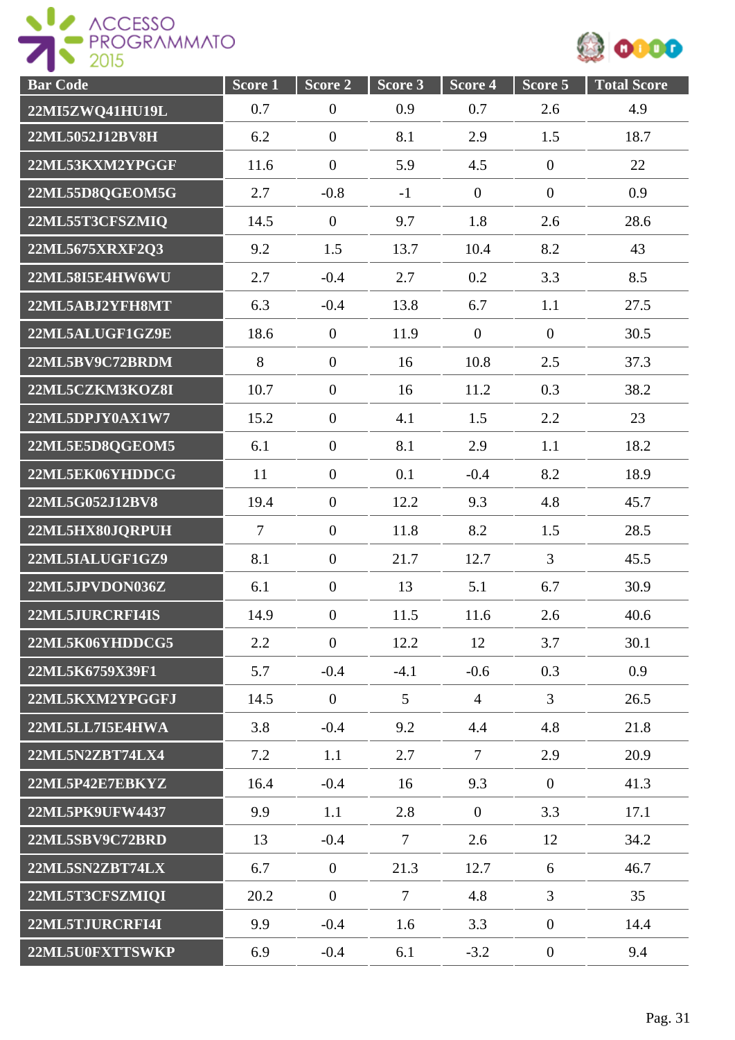| Bar Code | Score 1 | Score 2 | Score 3 | Score 4 | Score 5 | Total Score |
|---|---|---|---|---|---|---|
| 22MI5ZWQ41HU19L | 0.7 | 0 | 0.9 | 0.7 | 2.6 | 4.9 |
| 22ML5052J12BV8H | 6.2 | 0 | 8.1 | 2.9 | 1.5 | 18.7 |
| 22ML53KXM2YPGGF | 11.6 | 0 | 5.9 | 4.5 | 0 | 22 |
| 22ML55D8QGEOM5G | 2.7 | -0.8 | -1 | 0 | 0 | 0.9 |
| 22ML55T3CFSZMIQ | 14.5 | 0 | 9.7 | 1.8 | 2.6 | 28.6 |
| 22ML5675XRXF2Q3 | 9.2 | 1.5 | 13.7 | 10.4 | 8.2 | 43 |
| 22ML58I5E4HW6WU | 2.7 | -0.4 | 2.7 | 0.2 | 3.3 | 8.5 |
| 22ML5ABJ2YFH8MT | 6.3 | -0.4 | 13.8 | 6.7 | 1.1 | 27.5 |
| 22ML5ALUGF1GZ9E | 18.6 | 0 | 11.9 | 0 | 0 | 30.5 |
| 22ML5BV9C72BRDM | 8 | 0 | 16 | 10.8 | 2.5 | 37.3 |
| 22ML5CZKM3KOZ8I | 10.7 | 0 | 16 | 11.2 | 0.3 | 38.2 |
| 22ML5DPJY0AX1W7 | 15.2 | 0 | 4.1 | 1.5 | 2.2 | 23 |
| 22ML5E5D8QGEOM5 | 6.1 | 0 | 8.1 | 2.9 | 1.1 | 18.2 |
| 22ML5EK06YHDDCG | 11 | 0 | 0.1 | -0.4 | 8.2 | 18.9 |
| 22ML5G052J12BV8 | 19.4 | 0 | 12.2 | 9.3 | 4.8 | 45.7 |
| 22ML5HX80JQRPUH | 7 | 0 | 11.8 | 8.2 | 1.5 | 28.5 |
| 22ML5IALUGF1GZ9 | 8.1 | 0 | 21.7 | 12.7 | 3 | 45.5 |
| 22ML5JPVDON036Z | 6.1 | 0 | 13 | 5.1 | 6.7 | 30.9 |
| 22ML5JURCRFI4IS | 14.9 | 0 | 11.5 | 11.6 | 2.6 | 40.6 |
| 22ML5K06YHDDCG5 | 2.2 | 0 | 12.2 | 12 | 3.7 | 30.1 |
| 22ML5K6759X39F1 | 5.7 | -0.4 | -4.1 | -0.6 | 0.3 | 0.9 |
| 22ML5KXM2YPGGFJ | 14.5 | 0 | 5 | 4 | 3 | 26.5 |
| 22ML5LL7I5E4HWA | 3.8 | -0.4 | 9.2 | 4.4 | 4.8 | 21.8 |
| 22ML5N2ZBT74LX4 | 7.2 | 1.1 | 2.7 | 7 | 2.9 | 20.9 |
| 22ML5P42E7EBKYZ | 16.4 | -0.4 | 16 | 9.3 | 0 | 41.3 |
| 22ML5PK9UFW4437 | 9.9 | 1.1 | 2.8 | 0 | 3.3 | 17.1 |
| 22ML5SBV9C72BRD | 13 | -0.4 | 7 | 2.6 | 12 | 34.2 |
| 22ML5SN2ZBT74LX | 6.7 | 0 | 21.3 | 12.7 | 6 | 46.7 |
| 22ML5T3CFSZMIQI | 20.2 | 0 | 7 | 4.8 | 3 | 35 |
| 22ML5TJURCRFI4I | 9.9 | -0.4 | 1.6 | 3.3 | 0 | 14.4 |
| 22ML5U0FXTTSWKP | 6.9 | -0.4 | 6.1 | -3.2 | 0 | 9.4 |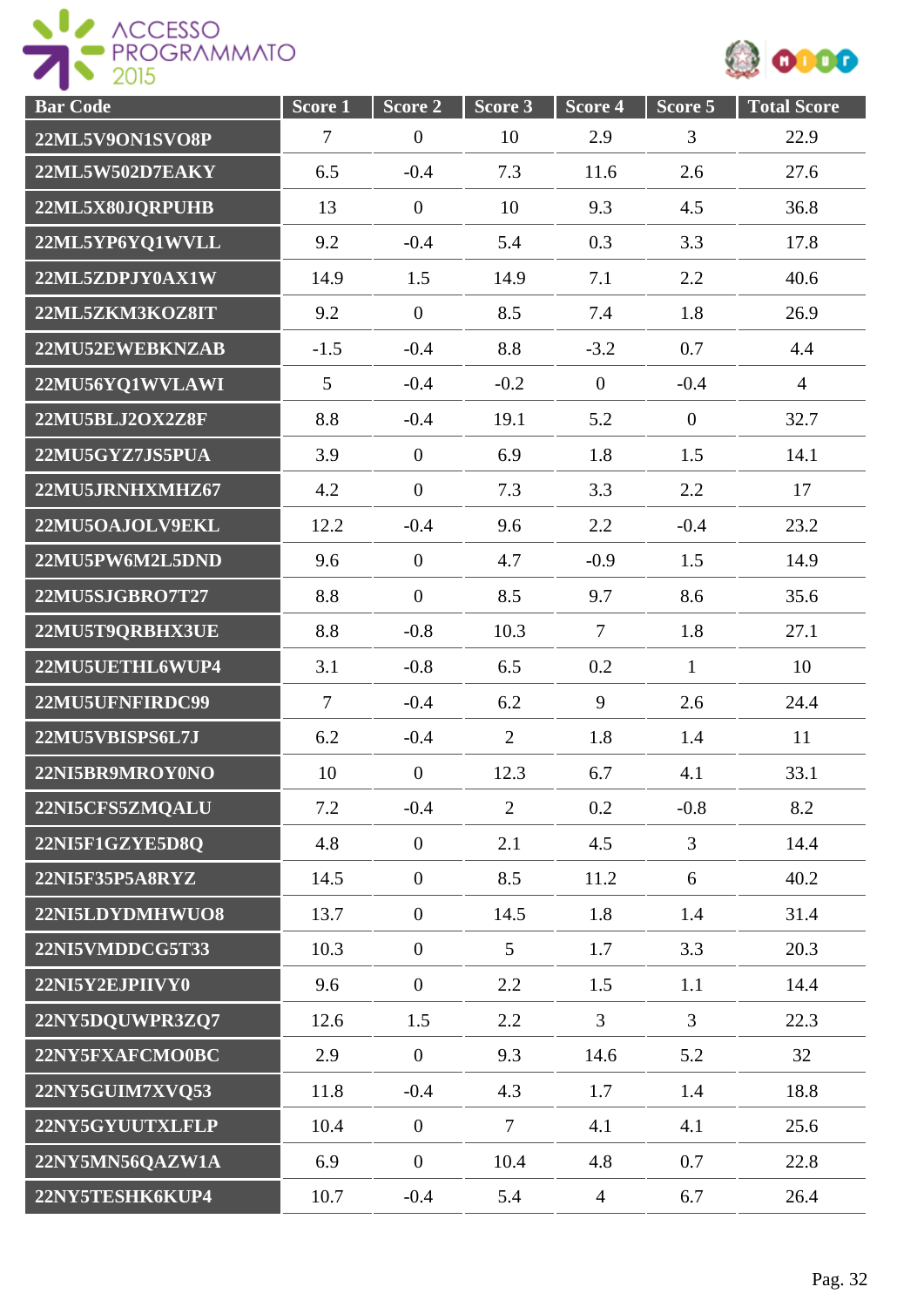| Bar Code | Score 1 | Score 2 | Score 3 | Score 4 | Score 5 | Total Score |
|---|---|---|---|---|---|---|
| 22ML5V9ON1SVO8P | 7 | 0 | 10 | 2.9 | 3 | 22.9 |
| 22ML5W502D7EAKY | 6.5 | -0.4 | 7.3 | 11.6 | 2.6 | 27.6 |
| 22ML5X80JQRPUHB | 13 | 0 | 10 | 9.3 | 4.5 | 36.8 |
| 22ML5YP6YQ1WVLL | 9.2 | -0.4 | 5.4 | 0.3 | 3.3 | 17.8 |
| 22ML5ZDPJY0AX1W | 14.9 | 1.5 | 14.9 | 7.1 | 2.2 | 40.6 |
| 22ML5ZKM3KOZ8IT | 9.2 | 0 | 8.5 | 7.4 | 1.8 | 26.9 |
| 22MU52EWEBKNZAB | -1.5 | -0.4 | 8.8 | -3.2 | 0.7 | 4.4 |
| 22MU56YQ1WVLAWI | 5 | -0.4 | -0.2 | 0 | -0.4 | 4 |
| 22MU5BLJ2OX2Z8F | 8.8 | -0.4 | 19.1 | 5.2 | 0 | 32.7 |
| 22MU5GYZ7JS5PUA | 3.9 | 0 | 6.9 | 1.8 | 1.5 | 14.1 |
| 22MU5JRNHXMHZ67 | 4.2 | 0 | 7.3 | 3.3 | 2.2 | 17 |
| 22MU5OAJOLV9EKL | 12.2 | -0.4 | 9.6 | 2.2 | -0.4 | 23.2 |
| 22MU5PW6M2L5DND | 9.6 | 0 | 4.7 | -0.9 | 1.5 | 14.9 |
| 22MU5SJGBRO7T27 | 8.8 | 0 | 8.5 | 9.7 | 8.6 | 35.6 |
| 22MU5T9QRBHX3UE | 8.8 | -0.8 | 10.3 | 7 | 1.8 | 27.1 |
| 22MU5UETHL6WUP4 | 3.1 | -0.8 | 6.5 | 0.2 | 1 | 10 |
| 22MU5UFNFIRDC99 | 7 | -0.4 | 6.2 | 9 | 2.6 | 24.4 |
| 22MU5VBISPS6L7J | 6.2 | -0.4 | 2 | 1.8 | 1.4 | 11 |
| 22NI5BR9MROY0NO | 10 | 0 | 12.3 | 6.7 | 4.1 | 33.1 |
| 22NI5CFS5ZMQALU | 7.2 | -0.4 | 2 | 0.2 | -0.8 | 8.2 |
| 22NI5F1GZYE5D8Q | 4.8 | 0 | 2.1 | 4.5 | 3 | 14.4 |
| 22NI5F35P5A8RYZ | 14.5 | 0 | 8.5 | 11.2 | 6 | 40.2 |
| 22NI5LDYDMHWUO8 | 13.7 | 0 | 14.5 | 1.8 | 1.4 | 31.4 |
| 22NI5VMDDCG5T33 | 10.3 | 0 | 5 | 1.7 | 3.3 | 20.3 |
| 22NI5Y2EJPIIVY0 | 9.6 | 0 | 2.2 | 1.5 | 1.1 | 14.4 |
| 22NY5DQUWPR3ZQ7 | 12.6 | 1.5 | 2.2 | 3 | 3 | 22.3 |
| 22NY5FXAFCMO0BC | 2.9 | 0 | 9.3 | 14.6 | 5.2 | 32 |
| 22NY5GUIM7XVQ53 | 11.8 | -0.4 | 4.3 | 1.7 | 1.4 | 18.8 |
| 22NY5GYUUTXLFLP | 10.4 | 0 | 7 | 4.1 | 4.1 | 25.6 |
| 22NY5MN56QAZW1A | 6.9 | 0 | 10.4 | 4.8 | 0.7 | 22.8 |
| 22NY5TESHK6KUP4 | 10.7 | -0.4 | 5.4 | 4 | 6.7 | 26.4 |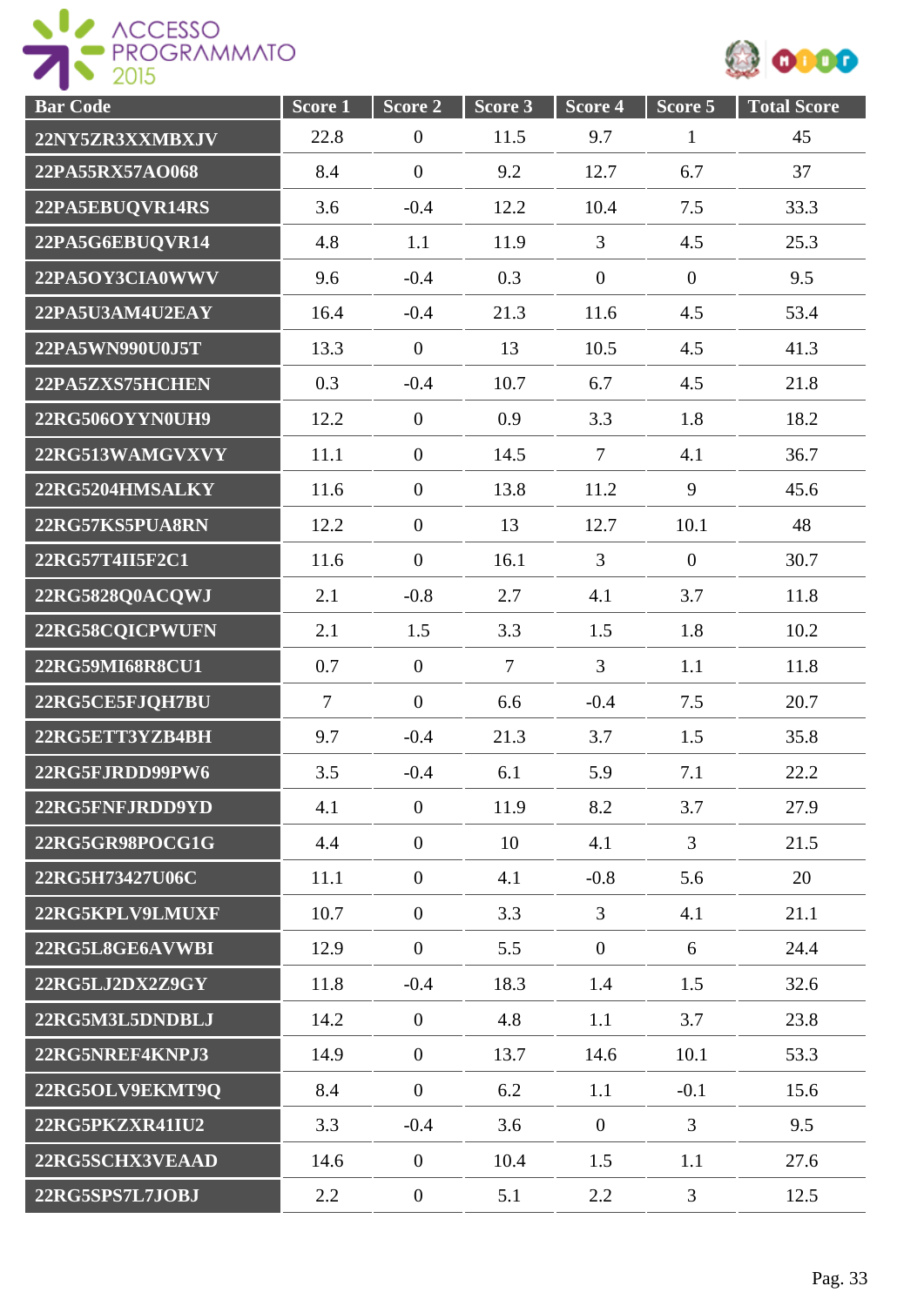| Bar Code | Score 1 | Score 2 | Score 3 | Score 4 | Score 5 | Total Score |
|---|---|---|---|---|---|---|
| 22NY5ZR3XXMBXJV | 22.8 | 0 | 11.5 | 9.7 | 1 | 45 |
| 22PA55RX57AO068 | 8.4 | 0 | 9.2 | 12.7 | 6.7 | 37 |
| 22PA5EBUQVR14RS | 3.6 | -0.4 | 12.2 | 10.4 | 7.5 | 33.3 |
| 22PA5G6EBUQVR14 | 4.8 | 1.1 | 11.9 | 3 | 4.5 | 25.3 |
| 22PA5OY3CIA0WWV | 9.6 | -0.4 | 0.3 | 0 | 0 | 9.5 |
| 22PA5U3AM4U2EAY | 16.4 | -0.4 | 21.3 | 11.6 | 4.5 | 53.4 |
| 22PA5WN990U0J5T | 13.3 | 0 | 13 | 10.5 | 4.5 | 41.3 |
| 22PA5ZXS75HCHEN | 0.3 | -0.4 | 10.7 | 6.7 | 4.5 | 21.8 |
| 22RG506OYYN0UH9 | 12.2 | 0 | 0.9 | 3.3 | 1.8 | 18.2 |
| 22RG513WAMGVXVY | 11.1 | 0 | 14.5 | 7 | 4.1 | 36.7 |
| 22RG5204HMSALKY | 11.6 | 0 | 13.8 | 11.2 | 9 | 45.6 |
| 22RG57KS5PUA8RN | 12.2 | 0 | 13 | 12.7 | 10.1 | 48 |
| 22RG57T4II5F2C1 | 11.6 | 0 | 16.1 | 3 | 0 | 30.7 |
| 22RG5828Q0ACQWJ | 2.1 | -0.8 | 2.7 | 4.1 | 3.7 | 11.8 |
| 22RG58CQICPWUFN | 2.1 | 1.5 | 3.3 | 1.5 | 1.8 | 10.2 |
| 22RG59MI68R8CU1 | 0.7 | 0 | 7 | 3 | 1.1 | 11.8 |
| 22RG5CE5FJQH7BU | 7 | 0 | 6.6 | -0.4 | 7.5 | 20.7 |
| 22RG5ETT3YZB4BH | 9.7 | -0.4 | 21.3 | 3.7 | 1.5 | 35.8 |
| 22RG5FJRDD99PW6 | 3.5 | -0.4 | 6.1 | 5.9 | 7.1 | 22.2 |
| 22RG5FNFJRDD9YD | 4.1 | 0 | 11.9 | 8.2 | 3.7 | 27.9 |
| 22RG5GR98POCG1G | 4.4 | 0 | 10 | 4.1 | 3 | 21.5 |
| 22RG5H73427U06C | 11.1 | 0 | 4.1 | -0.8 | 5.6 | 20 |
| 22RG5KPLV9LMUXF | 10.7 | 0 | 3.3 | 3 | 4.1 | 21.1 |
| 22RG5L8GE6AVWBI | 12.9 | 0 | 5.5 | 0 | 6 | 24.4 |
| 22RG5LJ2DX2Z9GY | 11.8 | -0.4 | 18.3 | 1.4 | 1.5 | 32.6 |
| 22RG5M3L5DNDBLJ | 14.2 | 0 | 4.8 | 1.1 | 3.7 | 23.8 |
| 22RG5NREF4KNPJ3 | 14.9 | 0 | 13.7 | 14.6 | 10.1 | 53.3 |
| 22RG5OLV9EKMT9Q | 8.4 | 0 | 6.2 | 1.1 | -0.1 | 15.6 |
| 22RG5PKZXR41IU2 | 3.3 | -0.4 | 3.6 | 0 | 3 | 9.5 |
| 22RG5SCHX3VEAAD | 14.6 | 0 | 10.4 | 1.5 | 1.1 | 27.6 |
| 22RG5SPS7L7JOBJ | 2.2 | 0 | 5.1 | 2.2 | 3 | 12.5 |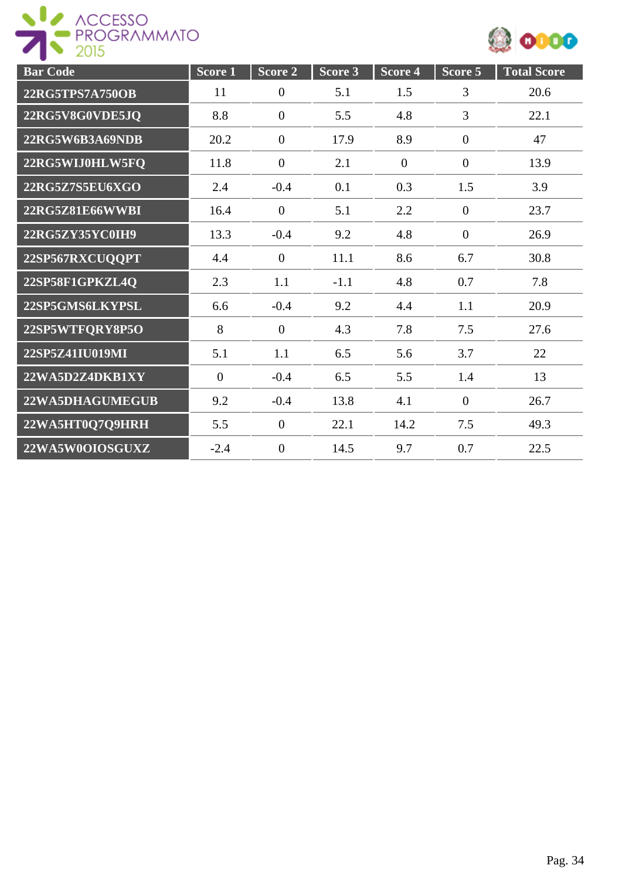| Bar Code | Score 1 | Score 2 | Score 3 | Score 4 | Score 5 | Total Score |
|---|---|---|---|---|---|---|
| 22RG5TPS7A750OB | 11 | 0 | 5.1 | 1.5 | 3 | 20.6 |
| 22RG5V8G0VDE5JQ | 8.8 | 0 | 5.5 | 4.8 | 3 | 22.1 |
| 22RG5W6B3A69NDB | 20.2 | 0 | 17.9 | 8.9 | 0 | 47 |
| 22RG5WIJ0HLW5FQ | 11.8 | 0 | 2.1 | 0 | 0 | 13.9 |
| 22RG5Z7S5EU6XGO | 2.4 | -0.4 | 0.1 | 0.3 | 1.5 | 3.9 |
| 22RG5Z81E66WWBI | 16.4 | 0 | 5.1 | 2.2 | 0 | 23.7 |
| 22RG5ZY35YC0IH9 | 13.3 | -0.4 | 9.2 | 4.8 | 0 | 26.9 |
| 22SP567RXCUQQPT | 4.4 | 0 | 11.1 | 8.6 | 6.7 | 30.8 |
| 22SP58F1GPKZL4Q | 2.3 | 1.1 | -1.1 | 4.8 | 0.7 | 7.8 |
| 22SP5GMS6LKYPSL | 6.6 | -0.4 | 9.2 | 4.4 | 1.1 | 20.9 |
| 22SP5WTFQRY8P5O | 8 | 0 | 4.3 | 7.8 | 7.5 | 27.6 |
| 22SP5Z41IU019MI | 5.1 | 1.1 | 6.5 | 5.6 | 3.7 | 22 |
| 22WA5D2Z4DKB1XY | 0 | -0.4 | 6.5 | 5.5 | 1.4 | 13 |
| 22WA5DHAGUMEGUB | 9.2 | -0.4 | 13.8 | 4.1 | 0 | 26.7 |
| 22WA5HT0Q7Q9HRH | 5.5 | 0 | 22.1 | 14.2 | 7.5 | 49.3 |
| 22WA5W0OIOSGUXZ | -2.4 | 0 | 14.5 | 9.7 | 0.7 | 22.5 |